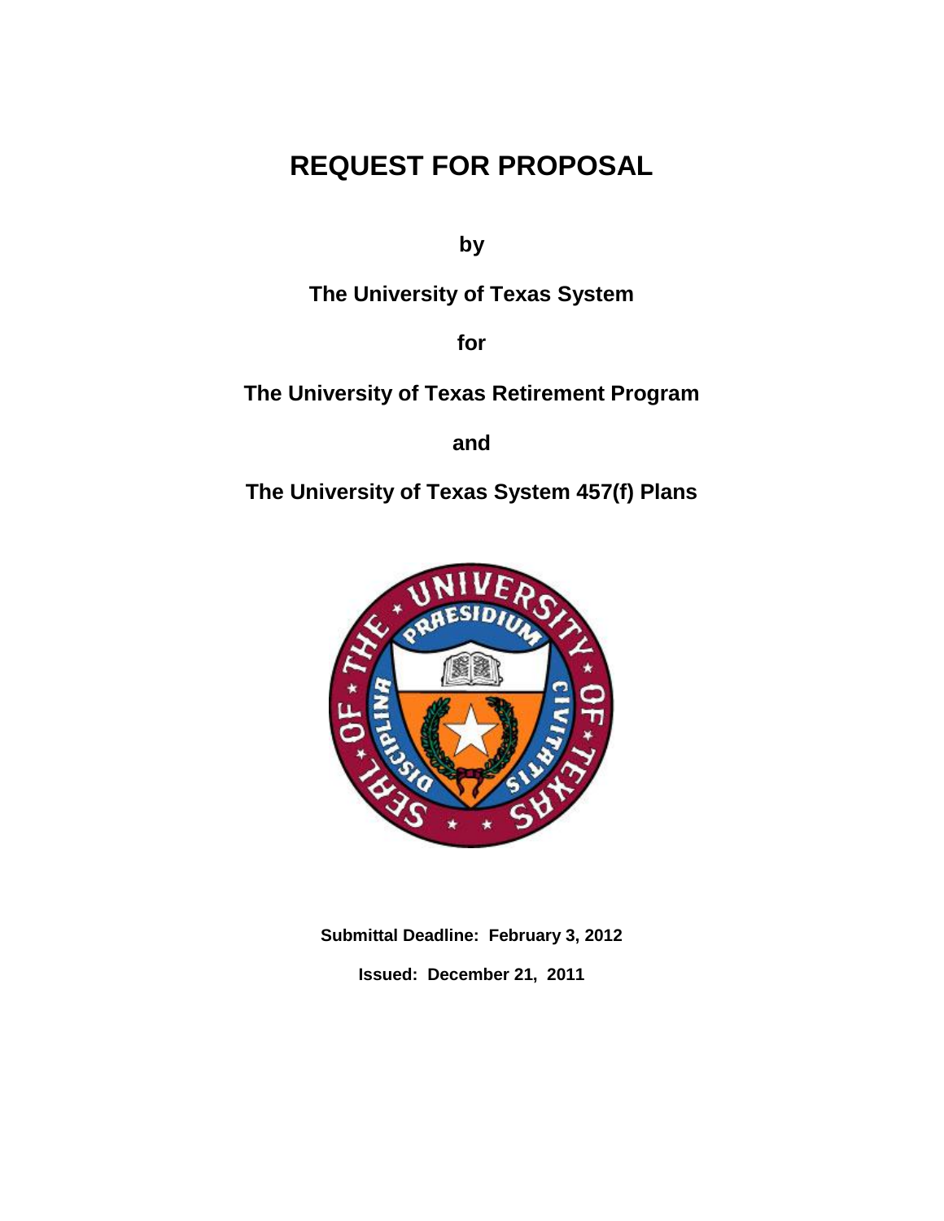# REQUEST FOR PROPOSAL

**by**

**The University of Texas System**

**for**

**The University of Texas Retirement Program**

**and**

**The University of Texas System 457(f) Plans**

**Submittal Deadline: February 3, 2012**

**Issued: December 21, 2011**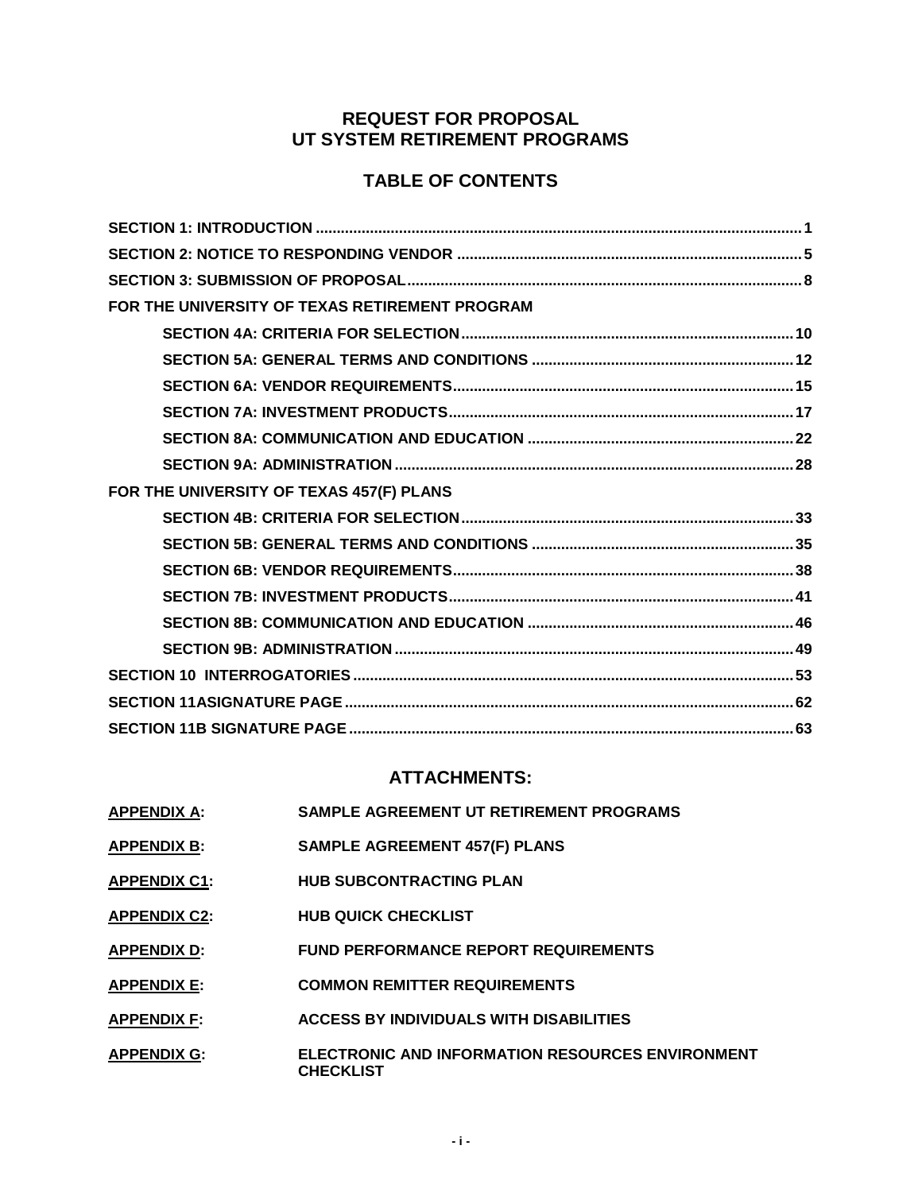# REQUEST FOR PROPOSAL
# UT SYSTEM RETIREMENT PROGRAMS

## TABLE OF CONTENTS

**SECTION 1: INTRODUCTION** .......... **1**

**SECTION 2: NOTICE TO RESPONDING VENDOR** .......... **5**

**SECTION 3: SUBMISSION OF PROPOSAL** .......... **8**

**FOR THE UNIVERSITY OF TEXAS RETIREMENT PROGRAM**

- **SECTION 4A: CRITERIA FOR SELECTION** .......... **10**
- **SECTION 5A: GENERAL TERMS AND CONDITIONS** .......... **12**
- **SECTION 6A: VENDOR REQUIREMENTS** .......... **15**
- **SECTION 7A: INVESTMENT PRODUCTS** .......... **17**
- **SECTION 8A: COMMUNICATION AND EDUCATION** .......... **22**
- **SECTION 9A: ADMINISTRATION** .......... **28**

**FOR THE UNIVERSITY OF TEXAS 457(F) PLANS**

- **SECTION 4B: CRITERIA FOR SELECTION** .......... **33**
- **SECTION 5B: GENERAL TERMS AND CONDITIONS** .......... **35**
- **SECTION 6B: VENDOR REQUIREMENTS** .......... **38**
- **SECTION 7B: INVESTMENT PRODUCTS** .......... **41**
- **SECTION 8B: COMMUNICATION AND EDUCATION** .......... **46**
- **SECTION 9B: ADMINISTRATION** .......... **49**

**SECTION 10 INTERROGATORIES** .......... **53**

**SECTION 11ASIGNATURE PAGE** .......... **62**

**SECTION 11B SIGNATURE PAGE** .......... **63**

## ATTACHMENTS:

| | |
|---|---|
| **APPENDIX A:** | **SAMPLE AGREEMENT UT RETIREMENT PROGRAMS** |
| **APPENDIX B:** | **SAMPLE AGREEMENT 457(F) PLANS** |
| **APPENDIX C1:** | **HUB SUBCONTRACTING PLAN** |
| **APPENDIX C2:** | **HUB QUICK CHECKLIST** |
| **APPENDIX D:** | **FUND PERFORMANCE REPORT REQUIREMENTS** |
| **APPENDIX E:** | **COMMON REMITTER REQUIREMENTS** |
| **APPENDIX F:** | **ACCESS BY INDIVIDUALS WITH DISABILITIES** |
| **APPENDIX G:** | **ELECTRONIC AND INFORMATION RESOURCES ENVIRONMENT CHECKLIST** |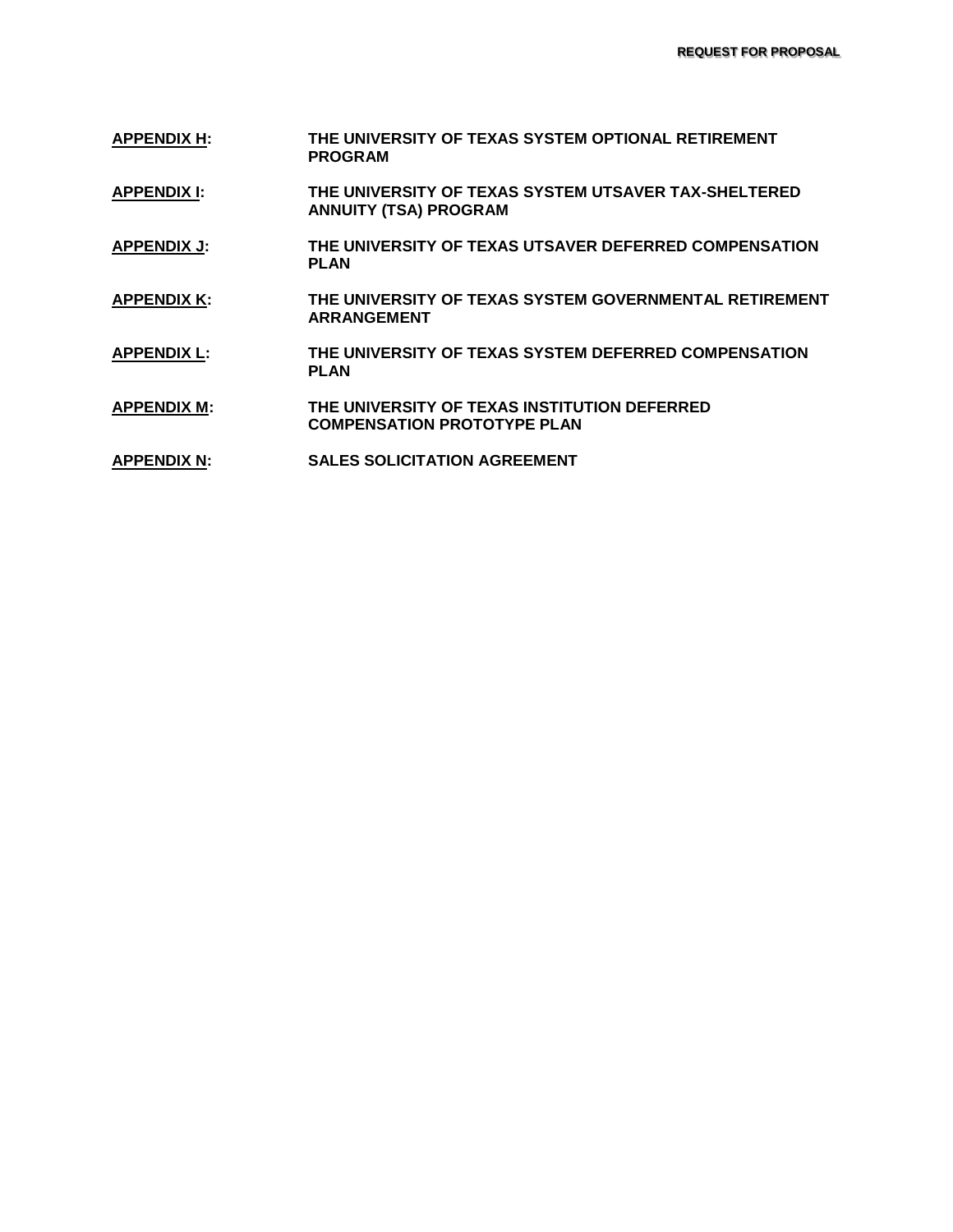**APPENDIX H:** THE UNIVERSITY OF TEXAS SYSTEM OPTIONAL RETIREMENT PROGRAM

**APPENDIX I:** THE UNIVERSITY OF TEXAS SYSTEM UTSAVER TAX-SHELTERED ANNUITY (TSA) PROGRAM

**APPENDIX J:** THE UNIVERSITY OF TEXAS UTSAVER DEFERRED COMPENSATION PLAN

**APPENDIX K:** THE UNIVERSITY OF TEXAS SYSTEM GOVERNMENTAL RETIREMENT ARRANGEMENT

**APPENDIX L:** THE UNIVERSITY OF TEXAS SYSTEM DEFERRED COMPENSATION PLAN

**APPENDIX M:** THE UNIVERSITY OF TEXAS INSTITUTION DEFERRED COMPENSATION PROTOTYPE PLAN

**APPENDIX N:** SALES SOLICITATION AGREEMENT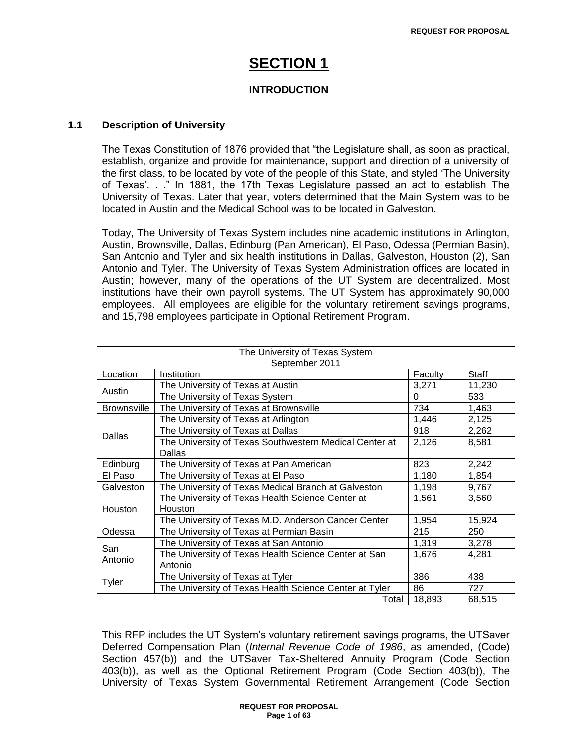# SECTION 1

## INTRODUCTION

### 1.1 Description of University

The Texas Constitution of 1876 provided that "the Legislature shall, as soon as practical, establish, organize and provide for maintenance, support and direction of a university of the first class, to be located by vote of the people of this State, and styled 'The University of Texas'. . ." In 1881, the 17th Texas Legislature passed an act to establish The University of Texas. Later that year, voters determined that the Main System was to be located in Austin and the Medical School was to be located in Galveston.

Today, The University of Texas System includes nine academic institutions in Arlington, Austin, Brownsville, Dallas, Edinburg (Pan American), El Paso, Odessa (Permian Basin), San Antonio and Tyler and six health institutions in Dallas, Galveston, Houston (2), San Antonio and Tyler. The University of Texas System Administration offices are located in Austin; however, many of the operations of the UT System are decentralized. Most institutions have their own payroll systems. The UT System has approximately 90,000 employees. All employees are eligible for the voluntary retirement savings programs, and 15,798 employees participate in Optional Retirement Program.

| The University of Texas System<br>September 2011 | | | |
|---|---|---|---|
| Location | Institution | Faculty | Staff |
| Austin | The University of Texas at Austin | 3,271 | 11,230 |
| | The University of Texas System | 0 | 533 |
| Brownsville | The University of Texas at Brownsville | 734 | 1,463 |
| Dallas | The University of Texas at Arlington | 1,446 | 2,125 |
| | The University of Texas at Dallas | 918 | 2,262 |
| | The University of Texas Southwestern Medical Center at Dallas | 2,126 | 8,581 |
| Edinburg | The University of Texas at Pan American | 823 | 2,242 |
| El Paso | The University of Texas at El Paso | 1,180 | 1,854 |
| Galveston | The University of Texas Medical Branch at Galveston | 1,198 | 9,767 |
| Houston | The University of Texas Health Science Center at Houston | 1,561 | 3,560 |
| | The University of Texas M.D. Anderson Cancer Center | 1,954 | 15,924 |
| Odessa | The University of Texas at Permian Basin | 215 | 250 |
| San Antonio | The University of Texas at San Antonio | 1,319 | 3,278 |
| | The University of Texas Health Science Center at San Antonio | 1,676 | 4,281 |
| Tyler | The University of Texas at Tyler | 386 | 438 |
| | The University of Texas Health Science Center at Tyler | 86 | 727 |
| | Total | 18,893 | 68,515 |

This RFP includes the UT System's voluntary retirement savings programs, the UTSaver Deferred Compensation Plan (*Internal Revenue Code of 1986*, as amended, (Code) Section 457(b)) and the UTSaver Tax-Sheltered Annuity Program (Code Section 403(b)), as well as the Optional Retirement Program (Code Section 403(b)), The University of Texas System Governmental Retirement Arrangement (Code Section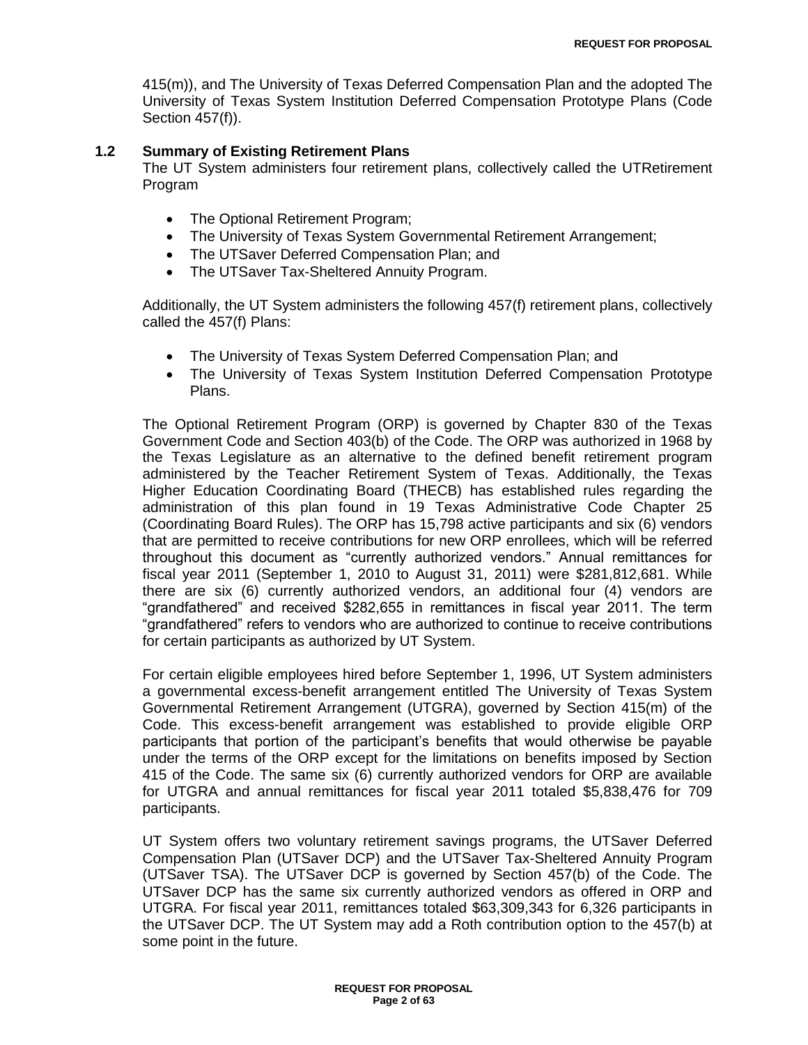415(m)), and The University of Texas Deferred Compensation Plan and the adopted The University of Texas System Institution Deferred Compensation Prototype Plans (Code Section 457(f)).

## 1.2 Summary of Existing Retirement Plans

The UT System administers four retirement plans, collectively called the UTRetirement Program

- The Optional Retirement Program;
- The University of Texas System Governmental Retirement Arrangement;
- The UTSaver Deferred Compensation Plan; and
- The UTSaver Tax-Sheltered Annuity Program.

Additionally, the UT System administers the following 457(f) retirement plans, collectively called the 457(f) Plans:

- The University of Texas System Deferred Compensation Plan; and
- The University of Texas System Institution Deferred Compensation Prototype Plans.

The Optional Retirement Program (ORP) is governed by Chapter 830 of the Texas Government Code and Section 403(b) of the Code. The ORP was authorized in 1968 by the Texas Legislature as an alternative to the defined benefit retirement program administered by the Teacher Retirement System of Texas. Additionally, the Texas Higher Education Coordinating Board (THECB) has established rules regarding the administration of this plan found in 19 Texas Administrative Code Chapter 25 (Coordinating Board Rules). The ORP has 15,798 active participants and six (6) vendors that are permitted to receive contributions for new ORP enrollees, which will be referred throughout this document as "currently authorized vendors." Annual remittances for fiscal year 2011 (September 1, 2010 to August 31, 2011) were $281,812,681. While there are six (6) currently authorized vendors, an additional four (4) vendors are "grandfathered" and received $282,655 in remittances in fiscal year 2011. The term "grandfathered" refers to vendors who are authorized to continue to receive contributions for certain participants as authorized by UT System.

For certain eligible employees hired before September 1, 1996, UT System administers a governmental excess-benefit arrangement entitled The University of Texas System Governmental Retirement Arrangement (UTGRA), governed by Section 415(m) of the Code. This excess-benefit arrangement was established to provide eligible ORP participants that portion of the participant's benefits that would otherwise be payable under the terms of the ORP except for the limitations on benefits imposed by Section 415 of the Code. The same six (6) currently authorized vendors for ORP are available for UTGRA and annual remittances for fiscal year 2011 totaled $5,838,476 for 709 participants.

UT System offers two voluntary retirement savings programs, the UTSaver Deferred Compensation Plan (UTSaver DCP) and the UTSaver Tax-Sheltered Annuity Program (UTSaver TSA). The UTSaver DCP is governed by Section 457(b) of the Code. The UTSaver DCP has the same six currently authorized vendors as offered in ORP and UTGRA. For fiscal year 2011, remittances totaled $63,309,343 for 6,326 participants in the UTSaver DCP. The UT System may add a Roth contribution option to the 457(b) at some point in the future.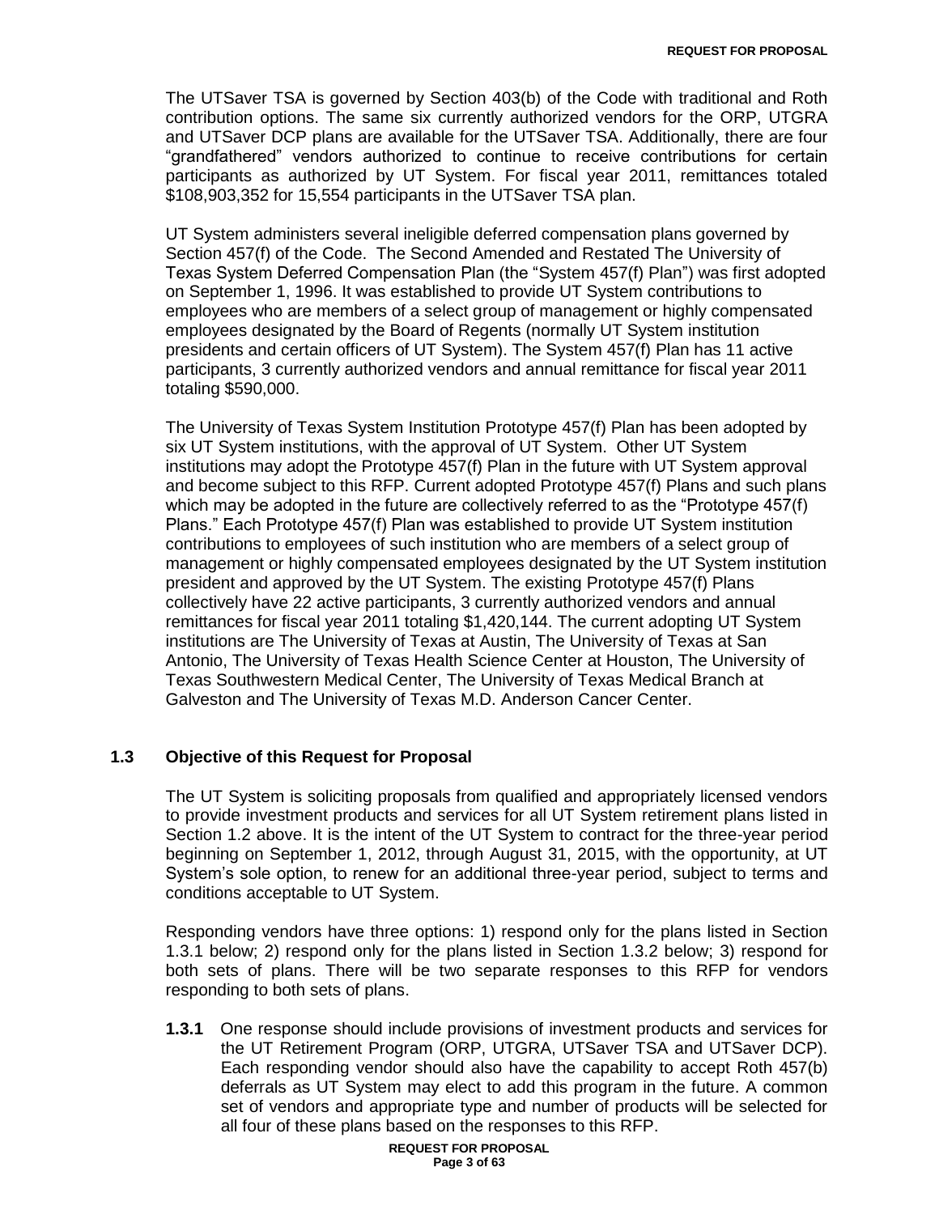The UTSaver TSA is governed by Section 403(b) of the Code with traditional and Roth contribution options. The same six currently authorized vendors for the ORP, UTGRA and UTSaver DCP plans are available for the UTSaver TSA. Additionally, there are four "grandfathered" vendors authorized to continue to receive contributions for certain participants as authorized by UT System. For fiscal year 2011, remittances totaled $108,903,352 for 15,554 participants in the UTSaver TSA plan.

UT System administers several ineligible deferred compensation plans governed by Section 457(f) of the Code. The Second Amended and Restated The University of Texas System Deferred Compensation Plan (the "System 457(f) Plan") was first adopted on September 1, 1996. It was established to provide UT System contributions to employees who are members of a select group of management or highly compensated employees designated by the Board of Regents (normally UT System institution presidents and certain officers of UT System). The System 457(f) Plan has 11 active participants, 3 currently authorized vendors and annual remittance for fiscal year 2011 totaling $590,000.

The University of Texas System Institution Prototype 457(f) Plan has been adopted by six UT System institutions, with the approval of UT System. Other UT System institutions may adopt the Prototype 457(f) Plan in the future with UT System approval and become subject to this RFP. Current adopted Prototype 457(f) Plans and such plans which may be adopted in the future are collectively referred to as the "Prototype 457(f) Plans." Each Prototype 457(f) Plan was established to provide UT System institution contributions to employees of such institution who are members of a select group of management or highly compensated employees designated by the UT System institution president and approved by the UT System. The existing Prototype 457(f) Plans collectively have 22 active participants, 3 currently authorized vendors and annual remittances for fiscal year 2011 totaling $1,420,144. The current adopting UT System institutions are The University of Texas at Austin, The University of Texas at San Antonio, The University of Texas Health Science Center at Houston, The University of Texas Southwestern Medical Center, The University of Texas Medical Branch at Galveston and The University of Texas M.D. Anderson Cancer Center.

## 1.3 Objective of this Request for Proposal

The UT System is soliciting proposals from qualified and appropriately licensed vendors to provide investment products and services for all UT System retirement plans listed in Section 1.2 above. It is the intent of the UT System to contract for the three-year period beginning on September 1, 2012, through August 31, 2015, with the opportunity, at UT System's sole option, to renew for an additional three-year period, subject to terms and conditions acceptable to UT System.

Responding vendors have three options: 1) respond only for the plans listed in Section 1.3.1 below; 2) respond only for the plans listed in Section 1.3.2 below; 3) respond for both sets of plans. There will be two separate responses to this RFP for vendors responding to both sets of plans.

**1.3.1** One response should include provisions of investment products and services for the UT Retirement Program (ORP, UTGRA, UTSaver TSA and UTSaver DCP). Each responding vendor should also have the capability to accept Roth 457(b) deferrals as UT System may elect to add this program in the future. A common set of vendors and appropriate type and number of products will be selected for all four of these plans based on the responses to this RFP.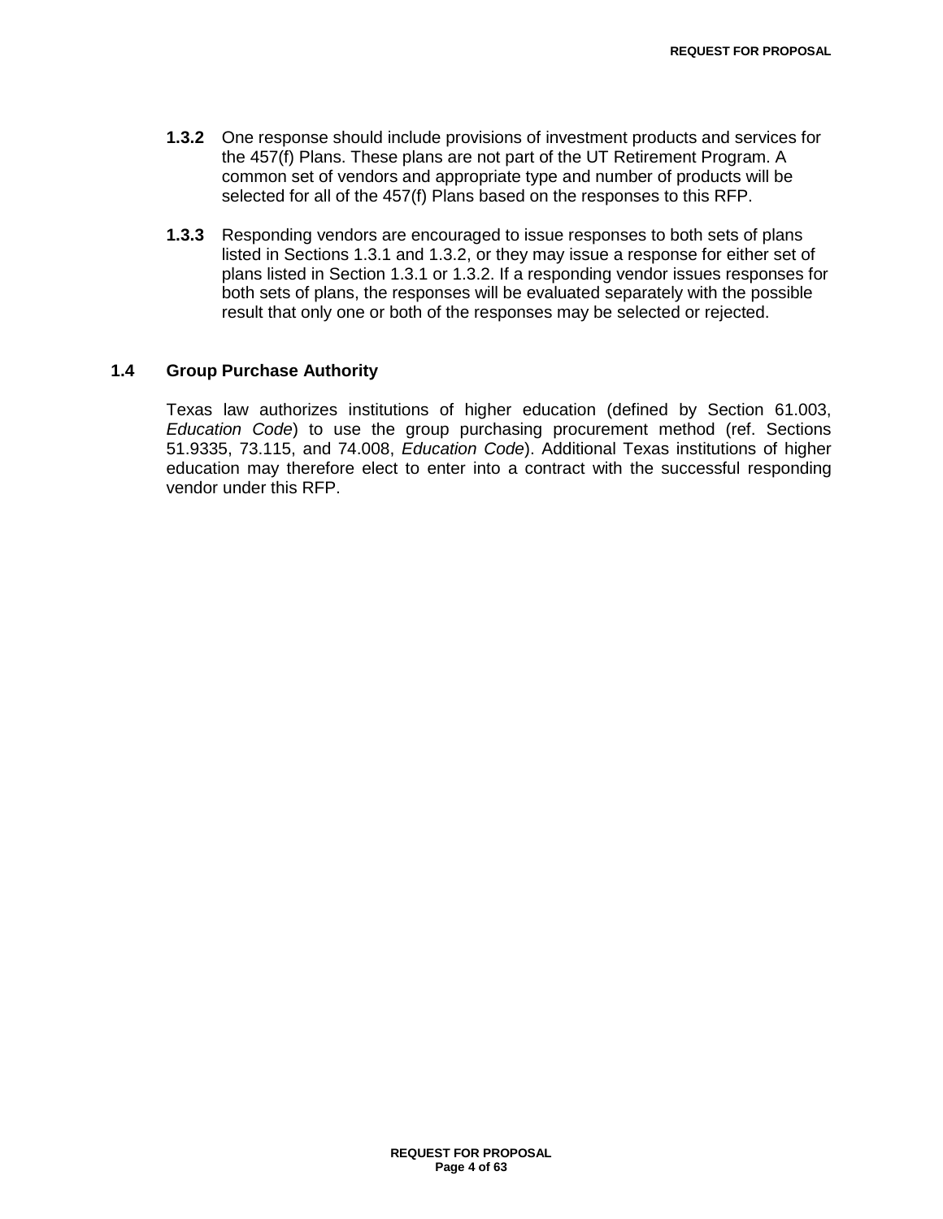**1.3.2** One response should include provisions of investment products and services for the 457(f) Plans. These plans are not part of the UT Retirement Program. A common set of vendors and appropriate type and number of products will be selected for all of the 457(f) Plans based on the responses to this RFP.

**1.3.3** Responding vendors are encouraged to issue responses to both sets of plans listed in Sections 1.3.1 and 1.3.2, or they may issue a response for either set of plans listed in Section 1.3.1 or 1.3.2. If a responding vendor issues responses for both sets of plans, the responses will be evaluated separately with the possible result that only one or both of the responses may be selected or rejected.

## 1.4 Group Purchase Authority

Texas law authorizes institutions of higher education (defined by Section 61.003, *Education Code*) to use the group purchasing procurement method (ref. Sections 51.9335, 73.115, and 74.008, *Education Code*). Additional Texas institutions of higher education may therefore elect to enter into a contract with the successful responding vendor under this RFP.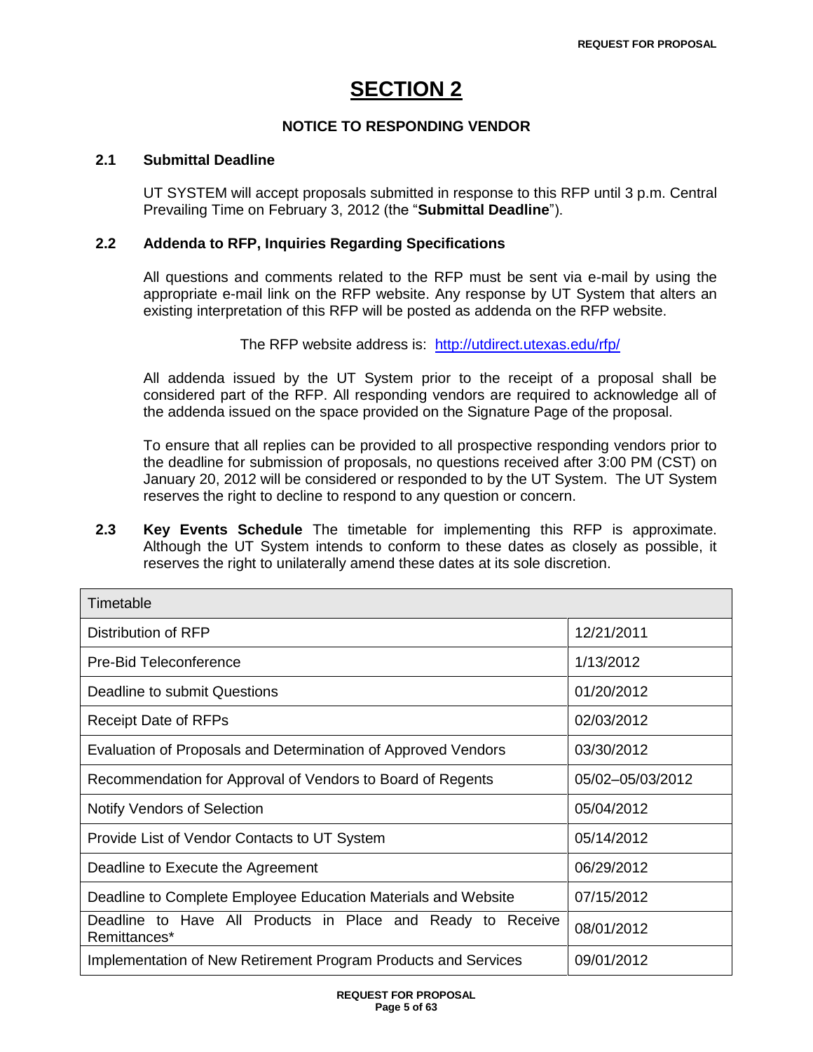# SECTION 2

## NOTICE TO RESPONDING VENDOR

### 2.1 Submittal Deadline

UT SYSTEM will accept proposals submitted in response to this RFP until 3 p.m. Central Prevailing Time on February 3, 2012 (the "**Submittal Deadline**").

### 2.2 Addenda to RFP, Inquiries Regarding Specifications

All questions and comments related to the RFP must be sent via e-mail by using the appropriate e-mail link on the RFP website. Any response by UT System that alters an existing interpretation of this RFP will be posted as addenda on the RFP website.

The RFP website address is: http://utdirect.utexas.edu/rfp/

All addenda issued by the UT System prior to the receipt of a proposal shall be considered part of the RFP. All responding vendors are required to acknowledge all of the addenda issued on the space provided on the Signature Page of the proposal.

To ensure that all replies can be provided to all prospective responding vendors prior to the deadline for submission of proposals, no questions received after 3:00 PM (CST) on January 20, 2012 will be considered or responded to by the UT System. The UT System reserves the right to decline to respond to any question or concern.

**2.3 Key Events Schedule** The timetable for implementing this RFP is approximate. Although the UT System intends to conform to these dates as closely as possible, it reserves the right to unilaterally amend these dates at its sole discretion.

| Timetable | |
|---|---|
| Distribution of RFP | 12/21/2011 |
| Pre-Bid Teleconference | 1/13/2012 |
| Deadline to submit Questions | 01/20/2012 |
| Receipt Date of RFPs | 02/03/2012 |
| Evaluation of Proposals and Determination of Approved Vendors | 03/30/2012 |
| Recommendation for Approval of Vendors to Board of Regents | 05/02–05/03/2012 |
| Notify Vendors of Selection | 05/04/2012 |
| Provide List of Vendor Contacts to UT System | 05/14/2012 |
| Deadline to Execute the Agreement | 06/29/2012 |
| Deadline to Complete Employee Education Materials and Website | 07/15/2012 |
| Deadline to Have All Products in Place and Ready to Receive Remittances* | 08/01/2012 |
| Implementation of New Retirement Program Products and Services | 09/01/2012 |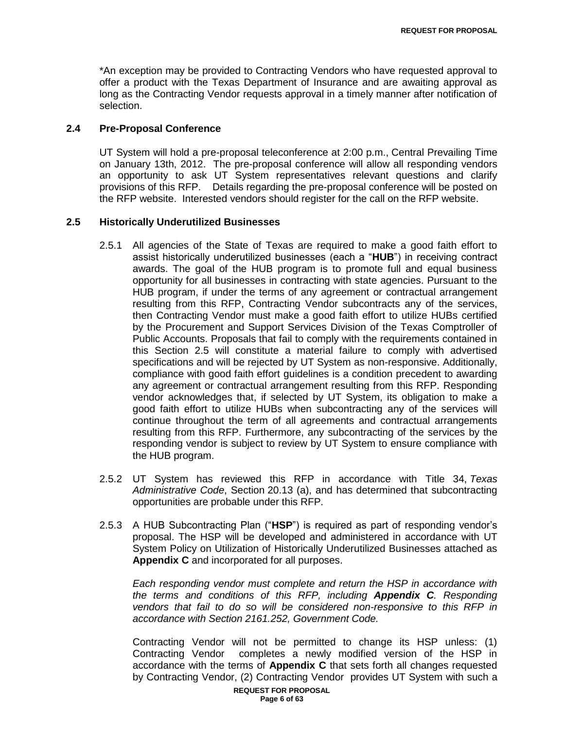*An exception may be provided to Contracting Vendors who have requested approval to offer a product with the Texas Department of Insurance and are awaiting approval as long as the Contracting Vendor requests approval in a timely manner after notification of selection.

### 2.4 Pre-Proposal Conference

UT System will hold a pre-proposal teleconference at 2:00 p.m., Central Prevailing Time on January 13th, 2012. The pre-proposal conference will allow all responding vendors an opportunity to ask UT System representatives relevant questions and clarify provisions of this RFP. Details regarding the pre-proposal conference will be posted on the RFP website. Interested vendors should register for the call on the RFP website.

### 2.5 Historically Underutilized Businesses

2.5.1 All agencies of the State of Texas are required to make a good faith effort to assist historically underutilized businesses (each a "**HUB**") in receiving contract awards. The goal of the HUB program is to promote full and equal business opportunity for all businesses in contracting with state agencies. Pursuant to the HUB program, if under the terms of any agreement or contractual arrangement resulting from this RFP, Contracting Vendor subcontracts any of the services, then Contracting Vendor must make a good faith effort to utilize HUBs certified by the Procurement and Support Services Division of the Texas Comptroller of Public Accounts. Proposals that fail to comply with the requirements contained in this Section 2.5 will constitute a material failure to comply with advertised specifications and will be rejected by UT System as non-responsive. Additionally, compliance with good faith effort guidelines is a condition precedent to awarding any agreement or contractual arrangement resulting from this RFP. Responding vendor acknowledges that, if selected by UT System, its obligation to make a good faith effort to utilize HUBs when subcontracting any of the services will continue throughout the term of all agreements and contractual arrangements resulting from this RFP. Furthermore, any subcontracting of the services by the responding vendor is subject to review by UT System to ensure compliance with the HUB program.

2.5.2 UT System has reviewed this RFP in accordance with Title 34, *Texas Administrative Code*, Section 20.13 (a), and has determined that subcontracting opportunities are probable under this RFP.

2.5.3 A HUB Subcontracting Plan ("**HSP**") is required as part of responding vendor's proposal. The HSP will be developed and administered in accordance with UT System Policy on Utilization of Historically Underutilized Businesses attached as **Appendix C** and incorporated for all purposes.

*Each responding vendor must complete and return the HSP in accordance with the terms and conditions of this RFP, including **Appendix C**. Responding vendors that fail to do so will be considered non-responsive to this RFP in accordance with Section 2161.252, Government Code.*

Contracting Vendor will not be permitted to change its HSP unless: (1) Contracting Vendor completes a newly modified version of the HSP in accordance with the terms of **Appendix C** that sets forth all changes requested by Contracting Vendor, (2) Contracting Vendor provides UT System with such a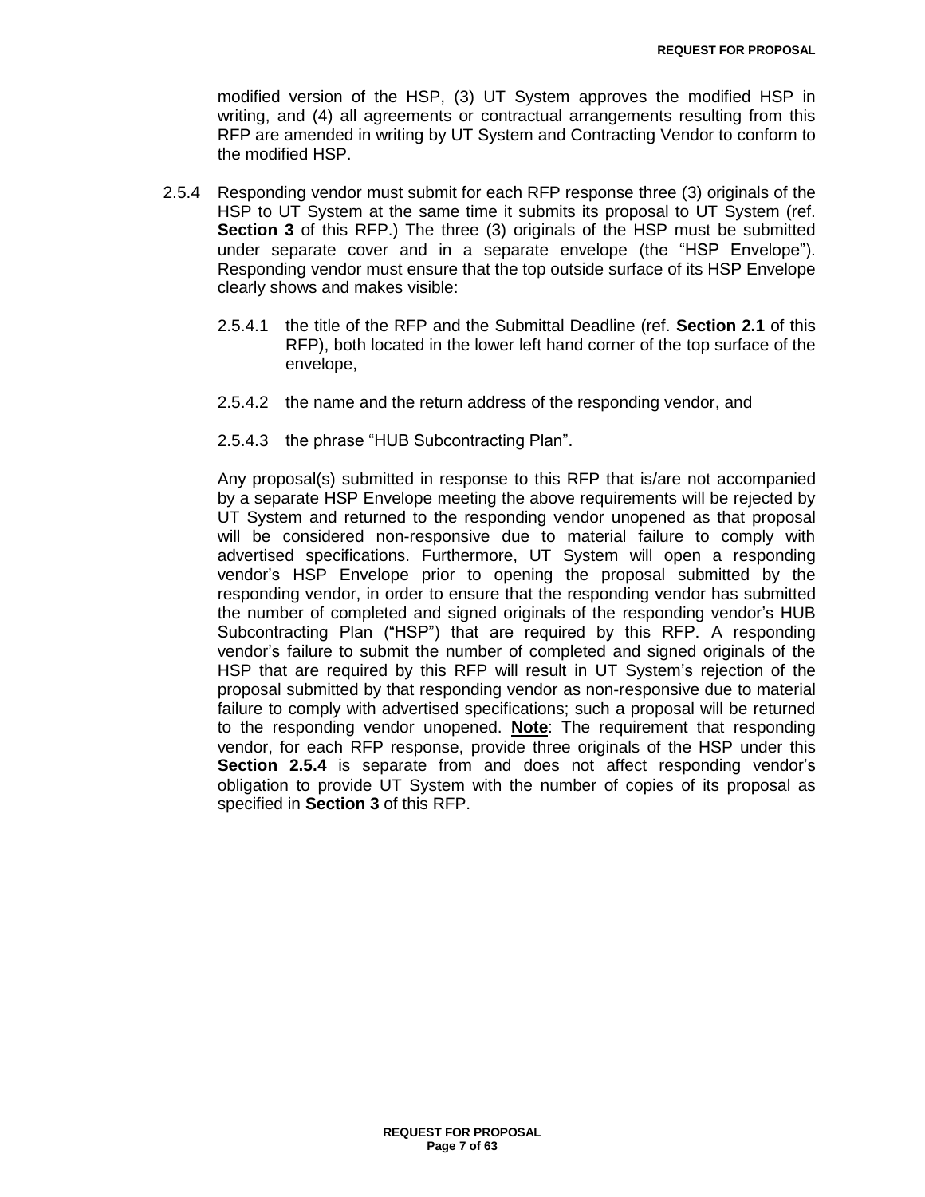modified version of the HSP, (3) UT System approves the modified HSP in writing, and (4) all agreements or contractual arrangements resulting from this RFP are amended in writing by UT System and Contracting Vendor to conform to the modified HSP.

2.5.4 Responding vendor must submit for each RFP response three (3) originals of the HSP to UT System at the same time it submits its proposal to UT System (ref. **Section 3** of this RFP.) The three (3) originals of the HSP must be submitted under separate cover and in a separate envelope (the "HSP Envelope"). Responding vendor must ensure that the top outside surface of its HSP Envelope clearly shows and makes visible:

2.5.4.1 the title of the RFP and the Submittal Deadline (ref. **Section 2.1** of this RFP), both located in the lower left hand corner of the top surface of the envelope,

2.5.4.2 the name and the return address of the responding vendor, and

2.5.4.3 the phrase "HUB Subcontracting Plan".

Any proposal(s) submitted in response to this RFP that is/are not accompanied by a separate HSP Envelope meeting the above requirements will be rejected by UT System and returned to the responding vendor unopened as that proposal will be considered non-responsive due to material failure to comply with advertised specifications. Furthermore, UT System will open a responding vendor's HSP Envelope prior to opening the proposal submitted by the responding vendor, in order to ensure that the responding vendor has submitted the number of completed and signed originals of the responding vendor's HUB Subcontracting Plan ("HSP") that are required by this RFP. A responding vendor's failure to submit the number of completed and signed originals of the HSP that are required by this RFP will result in UT System's rejection of the proposal submitted by that responding vendor as non-responsive due to material failure to comply with advertised specifications; such a proposal will be returned to the responding vendor unopened. **Note**: The requirement that responding vendor, for each RFP response, provide three originals of the HSP under this **Section 2.5.4** is separate from and does not affect responding vendor's obligation to provide UT System with the number of copies of its proposal as specified in **Section 3** of this RFP.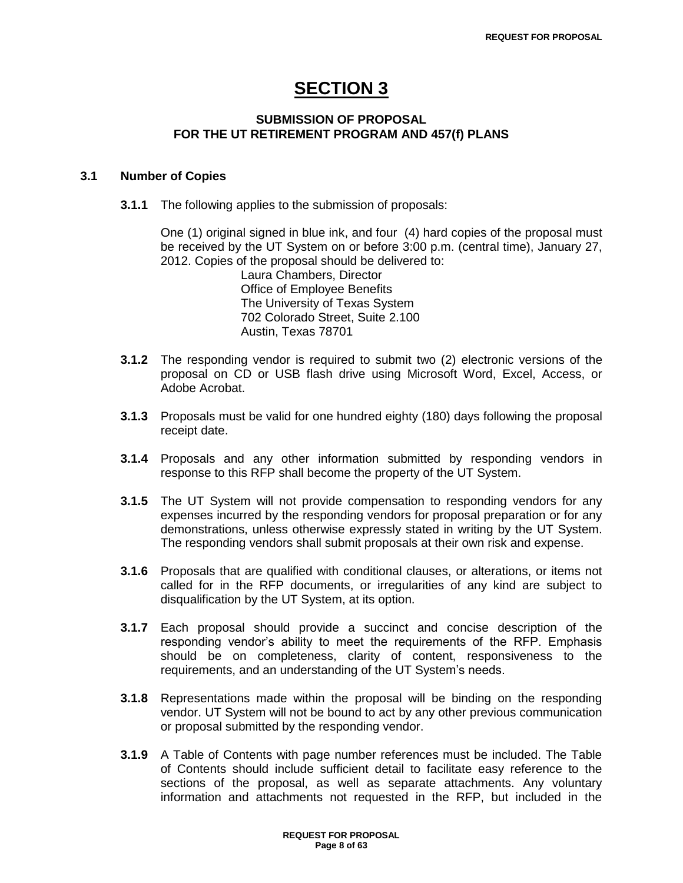# SECTION 3

### SUBMISSION OF PROPOSAL FOR THE UT RETIREMENT PROGRAM AND 457(f) PLANS

## 3.1 Number of Copies

**3.1.1** The following applies to the submission of proposals:

One (1) original signed in blue ink, and four (4) hard copies of the proposal must be received by the UT System on or before 3:00 p.m. (central time), January 27, 2012. Copies of the proposal should be delivered to:

Laura Chambers, Director
Office of Employee Benefits
The University of Texas System
702 Colorado Street, Suite 2.100
Austin, Texas 78701

**3.1.2** The responding vendor is required to submit two (2) electronic versions of the proposal on CD or USB flash drive using Microsoft Word, Excel, Access, or Adobe Acrobat.

**3.1.3** Proposals must be valid for one hundred eighty (180) days following the proposal receipt date.

**3.1.4** Proposals and any other information submitted by responding vendors in response to this RFP shall become the property of the UT System.

**3.1.5** The UT System will not provide compensation to responding vendors for any expenses incurred by the responding vendors for proposal preparation or for any demonstrations, unless otherwise expressly stated in writing by the UT System. The responding vendors shall submit proposals at their own risk and expense.

**3.1.6** Proposals that are qualified with conditional clauses, or alterations, or items not called for in the RFP documents, or irregularities of any kind are subject to disqualification by the UT System, at its option.

**3.1.7** Each proposal should provide a succinct and concise description of the responding vendor's ability to meet the requirements of the RFP. Emphasis should be on completeness, clarity of content, responsiveness to the requirements, and an understanding of the UT System's needs.

**3.1.8** Representations made within the proposal will be binding on the responding vendor. UT System will not be bound to act by any other previous communication or proposal submitted by the responding vendor.

**3.1.9** A Table of Contents with page number references must be included. The Table of Contents should include sufficient detail to facilitate easy reference to the sections of the proposal, as well as separate attachments. Any voluntary information and attachments not requested in the RFP, but included in the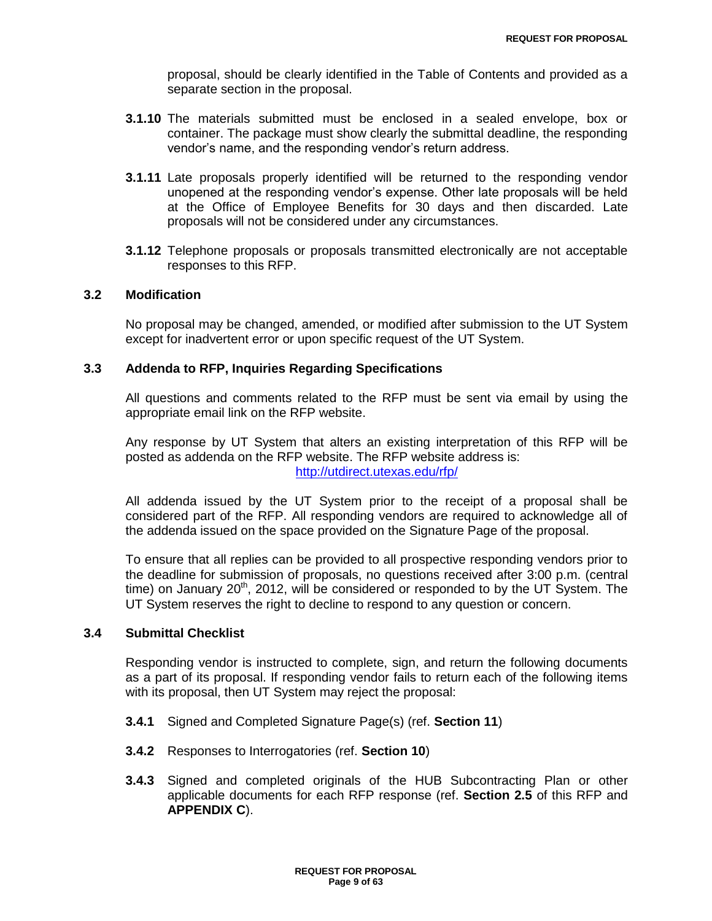proposal, should be clearly identified in the Table of Contents and provided as a separate section in the proposal.

**3.1.10** The materials submitted must be enclosed in a sealed envelope, box or container. The package must show clearly the submittal deadline, the responding vendor's name, and the responding vendor's return address.

**3.1.11** Late proposals properly identified will be returned to the responding vendor unopened at the responding vendor's expense. Other late proposals will be held at the Office of Employee Benefits for 30 days and then discarded. Late proposals will not be considered under any circumstances.

**3.1.12** Telephone proposals or proposals transmitted electronically are not acceptable responses to this RFP.

### 3.2 Modification

No proposal may be changed, amended, or modified after submission to the UT System except for inadvertent error or upon specific request of the UT System.

### 3.3 Addenda to RFP, Inquiries Regarding Specifications

All questions and comments related to the RFP must be sent via email by using the appropriate email link on the RFP website.

Any response by UT System that alters an existing interpretation of this RFP will be posted as addenda on the RFP website. The RFP website address is: http://utdirect.utexas.edu/rfp/

All addenda issued by the UT System prior to the receipt of a proposal shall be considered part of the RFP. All responding vendors are required to acknowledge all of the addenda issued on the space provided on the Signature Page of the proposal.

To ensure that all replies can be provided to all prospective responding vendors prior to the deadline for submission of proposals, no questions received after 3:00 p.m. (central time) on January 20th, 2012, will be considered or responded to by the UT System. The UT System reserves the right to decline to respond to any question or concern.

### 3.4 Submittal Checklist

Responding vendor is instructed to complete, sign, and return the following documents as a part of its proposal. If responding vendor fails to return each of the following items with its proposal, then UT System may reject the proposal:

**3.4.1** Signed and Completed Signature Page(s) (ref. **Section 11**)

**3.4.2** Responses to Interrogatories (ref. **Section 10**)

**3.4.3** Signed and completed originals of the HUB Subcontracting Plan or other applicable documents for each RFP response (ref. **Section 2.5** of this RFP and **APPENDIX C**).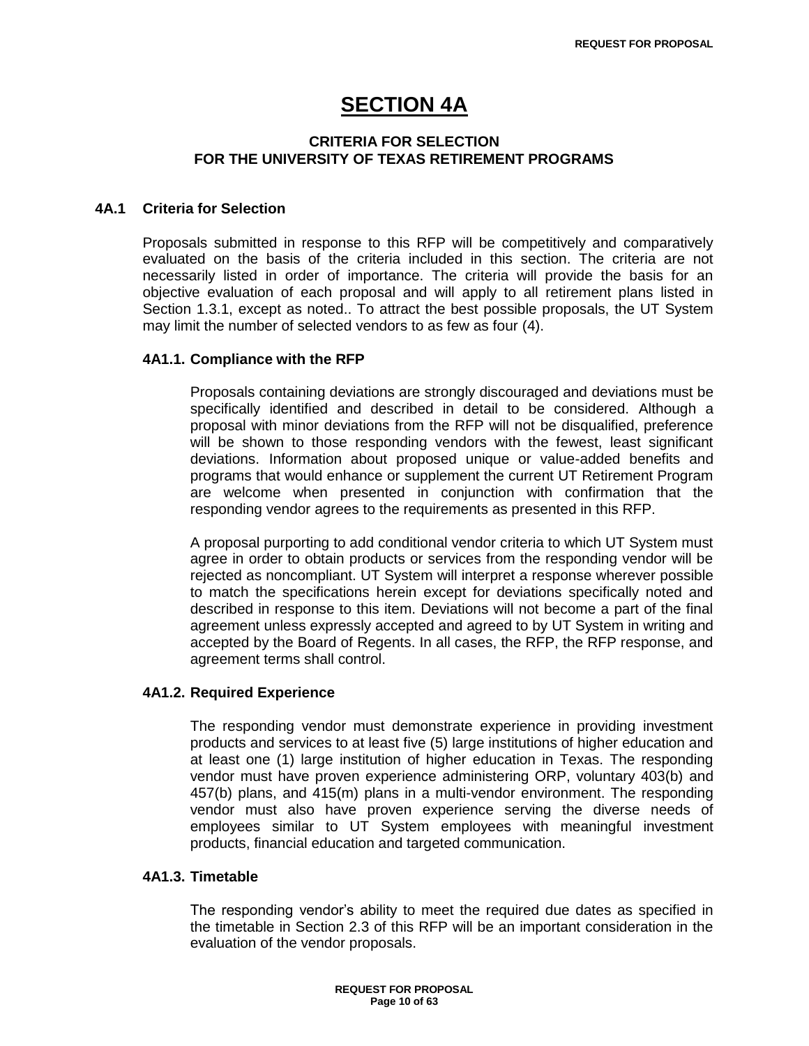# SECTION 4A

## CRITERIA FOR SELECTION FOR THE UNIVERSITY OF TEXAS RETIREMENT PROGRAMS

### 4A.1 Criteria for Selection

Proposals submitted in response to this RFP will be competitively and comparatively evaluated on the basis of the criteria included in this section. The criteria are not necessarily listed in order of importance. The criteria will provide the basis for an objective evaluation of each proposal and will apply to all retirement plans listed in Section 1.3.1, except as noted.. To attract the best possible proposals, the UT System may limit the number of selected vendors to as few as four (4).

#### 4A1.1. Compliance with the RFP

Proposals containing deviations are strongly discouraged and deviations must be specifically identified and described in detail to be considered. Although a proposal with minor deviations from the RFP will not be disqualified, preference will be shown to those responding vendors with the fewest, least significant deviations. Information about proposed unique or value-added benefits and programs that would enhance or supplement the current UT Retirement Program are welcome when presented in conjunction with confirmation that the responding vendor agrees to the requirements as presented in this RFP.

A proposal purporting to add conditional vendor criteria to which UT System must agree in order to obtain products or services from the responding vendor will be rejected as noncompliant. UT System will interpret a response wherever possible to match the specifications herein except for deviations specifically noted and described in response to this item. Deviations will not become a part of the final agreement unless expressly accepted and agreed to by UT System in writing and accepted by the Board of Regents. In all cases, the RFP, the RFP response, and agreement terms shall control.

#### 4A1.2. Required Experience

The responding vendor must demonstrate experience in providing investment products and services to at least five (5) large institutions of higher education and at least one (1) large institution of higher education in Texas. The responding vendor must have proven experience administering ORP, voluntary 403(b) and 457(b) plans, and 415(m) plans in a multi-vendor environment. The responding vendor must also have proven experience serving the diverse needs of employees similar to UT System employees with meaningful investment products, financial education and targeted communication.

#### 4A1.3. Timetable

The responding vendor's ability to meet the required due dates as specified in the timetable in Section 2.3 of this RFP will be an important consideration in the evaluation of the vendor proposals.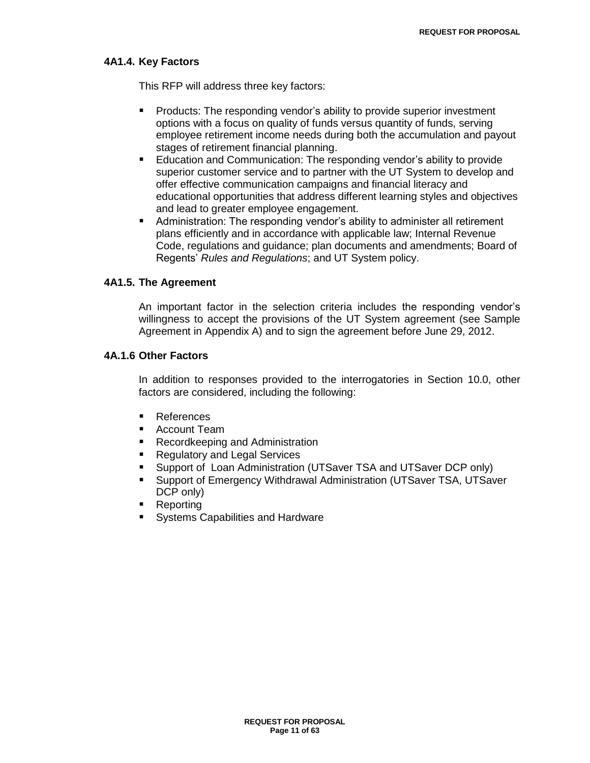### 4A1.4. Key Factors

This RFP will address three key factors:

- Products: The responding vendor's ability to provide superior investment options with a focus on quality of funds versus quantity of funds, serving employee retirement income needs during both the accumulation and payout stages of retirement financial planning.
- Education and Communication: The responding vendor's ability to provide superior customer service and to partner with the UT System to develop and offer effective communication campaigns and financial literacy and educational opportunities that address different learning styles and objectives and lead to greater employee engagement.
- Administration: The responding vendor's ability to administer all retirement plans efficiently and in accordance with applicable law; Internal Revenue Code, regulations and guidance; plan documents and amendments; Board of Regents' *Rules and Regulations*; and UT System policy.

### 4A1.5. The Agreement

An important factor in the selection criteria includes the responding vendor's willingness to accept the provisions of the UT System agreement (see Sample Agreement in Appendix A) and to sign the agreement before June 29, 2012.

### 4A.1.6 Other Factors

In addition to responses provided to the interrogatories in Section 10.0, other factors are considered, including the following:

- References
- Account Team
- Recordkeeping and Administration
- Regulatory and Legal Services
- Support of Loan Administration (UTSaver TSA and UTSaver DCP only)
- Support of Emergency Withdrawal Administration (UTSaver TSA, UTSaver DCP only)
- Reporting
- Systems Capabilities and Hardware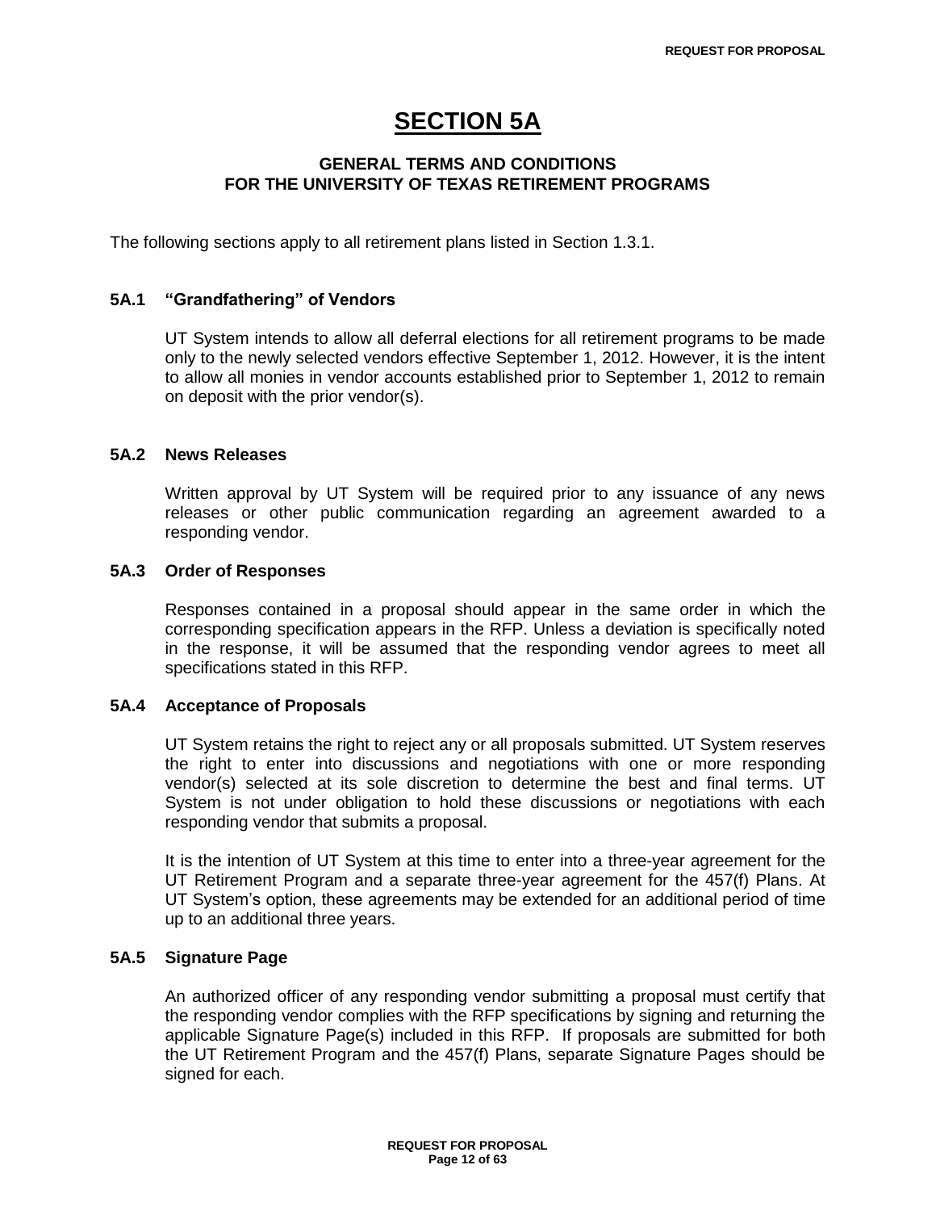# SECTION 5A

## GENERAL TERMS AND CONDITIONS FOR THE UNIVERSITY OF TEXAS RETIREMENT PROGRAMS

The following sections apply to all retirement plans listed in Section 1.3.1.

### 5A.1 "Grandfathering" of Vendors

UT System intends to allow all deferral elections for all retirement programs to be made only to the newly selected vendors effective September 1, 2012. However, it is the intent to allow all monies in vendor accounts established prior to September 1, 2012 to remain on deposit with the prior vendor(s).

### 5A.2 News Releases

Written approval by UT System will be required prior to any issuance of any news releases or other public communication regarding an agreement awarded to a responding vendor.

### 5A.3 Order of Responses

Responses contained in a proposal should appear in the same order in which the corresponding specification appears in the RFP. Unless a deviation is specifically noted in the response, it will be assumed that the responding vendor agrees to meet all specifications stated in this RFP.

### 5A.4 Acceptance of Proposals

UT System retains the right to reject any or all proposals submitted. UT System reserves the right to enter into discussions and negotiations with one or more responding vendor(s) selected at its sole discretion to determine the best and final terms. UT System is not under obligation to hold these discussions or negotiations with each responding vendor that submits a proposal.

It is the intention of UT System at this time to enter into a three-year agreement for the UT Retirement Program and a separate three-year agreement for the 457(f) Plans. At UT System's option, these agreements may be extended for an additional period of time up to an additional three years.

### 5A.5 Signature Page

An authorized officer of any responding vendor submitting a proposal must certify that the responding vendor complies with the RFP specifications by signing and returning the applicable Signature Page(s) included in this RFP. If proposals are submitted for both the UT Retirement Program and the 457(f) Plans, separate Signature Pages should be signed for each.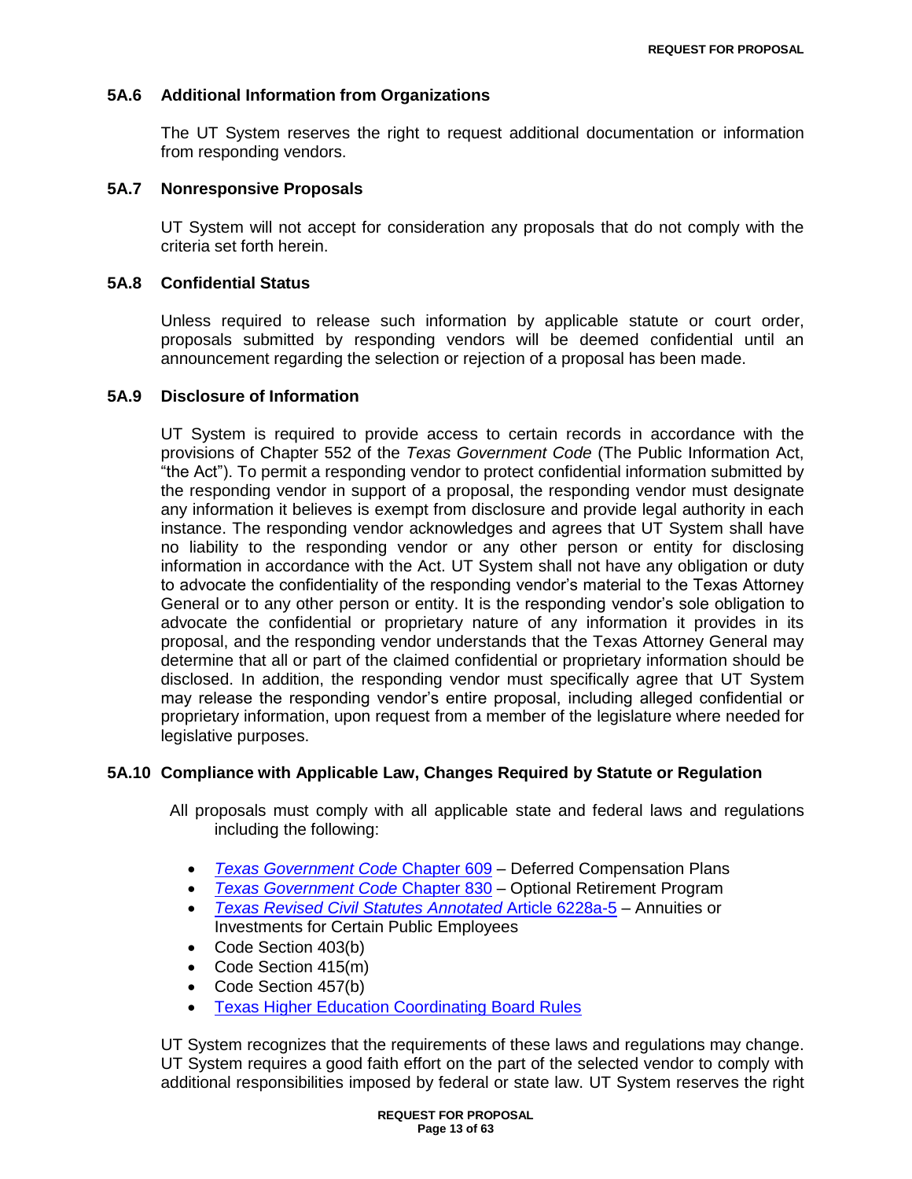### 5A.6 Additional Information from Organizations

The UT System reserves the right to request additional documentation or information from responding vendors.

### 5A.7 Nonresponsive Proposals

UT System will not accept for consideration any proposals that do not comply with the criteria set forth herein.

### 5A.8 Confidential Status

Unless required to release such information by applicable statute or court order, proposals submitted by responding vendors will be deemed confidential until an announcement regarding the selection or rejection of a proposal has been made.

### 5A.9 Disclosure of Information

UT System is required to provide access to certain records in accordance with the provisions of Chapter 552 of the *Texas Government Code* (The Public Information Act, "the Act"). To permit a responding vendor to protect confidential information submitted by the responding vendor in support of a proposal, the responding vendor must designate any information it believes is exempt from disclosure and provide legal authority in each instance. The responding vendor acknowledges and agrees that UT System shall have no liability to the responding vendor or any other person or entity for disclosing information in accordance with the Act. UT System shall not have any obligation or duty to advocate the confidentiality of the responding vendor's material to the Texas Attorney General or to any other person or entity. It is the responding vendor's sole obligation to advocate the confidential or proprietary nature of any information it provides in its proposal, and the responding vendor understands that the Texas Attorney General may determine that all or part of the claimed confidential or proprietary information should be disclosed. In addition, the responding vendor must specifically agree that UT System may release the responding vendor's entire proposal, including alleged confidential or proprietary information, upon request from a member of the legislature where needed for legislative purposes.

### 5A.10 Compliance with Applicable Law, Changes Required by Statute or Regulation

All proposals must comply with all applicable state and federal laws and regulations including the following:

- *Texas Government Code* Chapter 609 – Deferred Compensation Plans
- *Texas Government Code* Chapter 830 – Optional Retirement Program
- *Texas Revised Civil Statutes Annotated* Article 6228a-5 – Annuities or Investments for Certain Public Employees
- Code Section 403(b)
- Code Section 415(m)
- Code Section 457(b)
- Texas Higher Education Coordinating Board Rules

UT System recognizes that the requirements of these laws and regulations may change. UT System requires a good faith effort on the part of the selected vendor to comply with additional responsibilities imposed by federal or state law. UT System reserves the right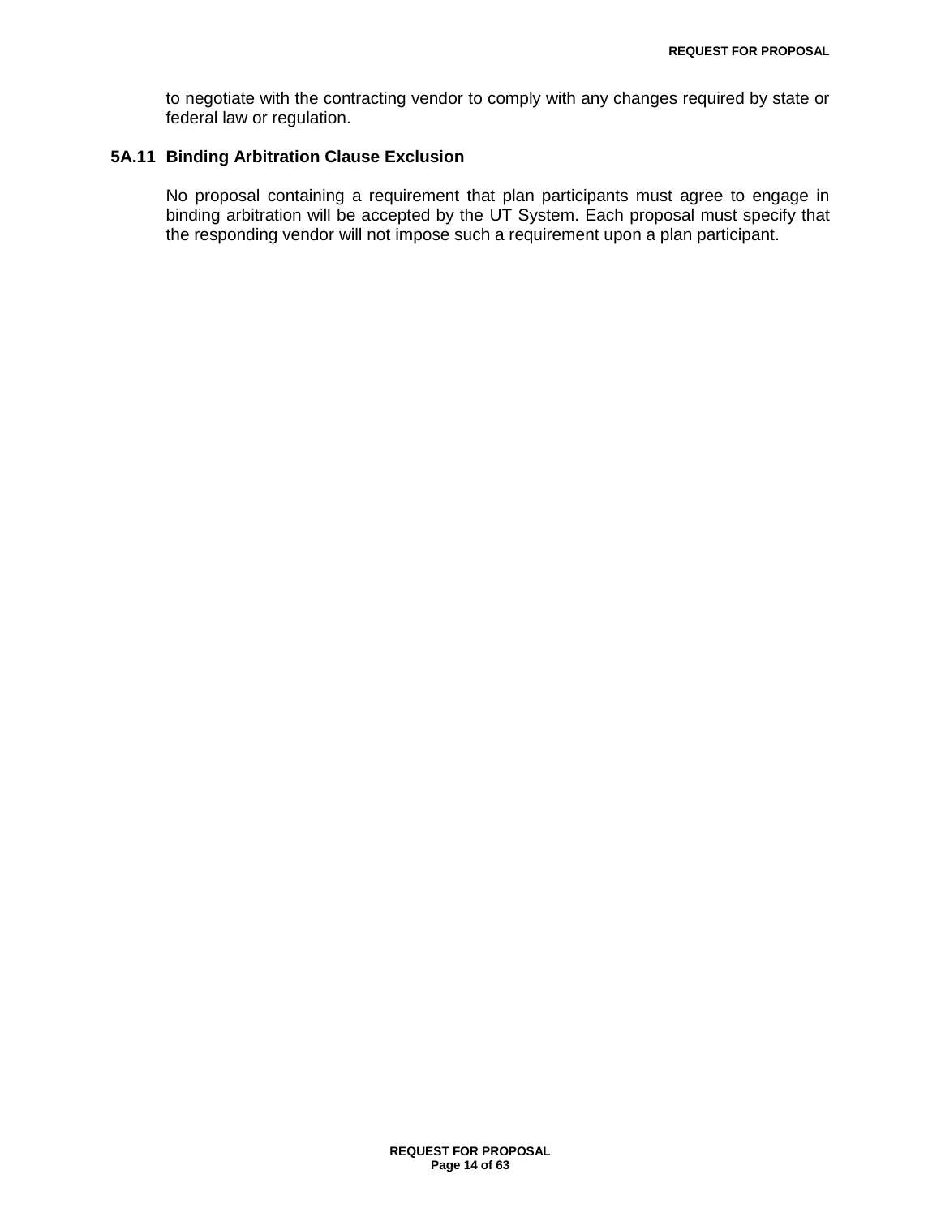to negotiate with the contracting vendor to comply with any changes required by state or federal law or regulation.

### 5A.11 Binding Arbitration Clause Exclusion

No proposal containing a requirement that plan participants must agree to engage in binding arbitration will be accepted by the UT System. Each proposal must specify that the responding vendor will not impose such a requirement upon a plan participant.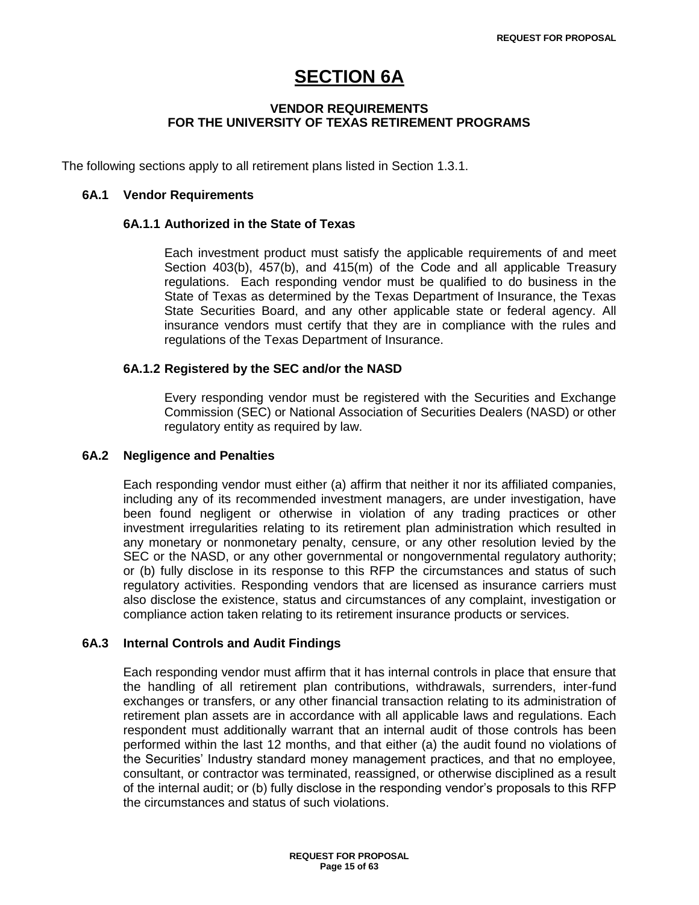# SECTION 6A

## VENDOR REQUIREMENTS FOR THE UNIVERSITY OF TEXAS RETIREMENT PROGRAMS

The following sections apply to all retirement plans listed in Section 1.3.1.

### 6A.1 Vendor Requirements

#### 6A.1.1 Authorized in the State of Texas

Each investment product must satisfy the applicable requirements of and meet Section 403(b), 457(b), and 415(m) of the Code and all applicable Treasury regulations. Each responding vendor must be qualified to do business in the State of Texas as determined by the Texas Department of Insurance, the Texas State Securities Board, and any other applicable state or federal agency. All insurance vendors must certify that they are in compliance with the rules and regulations of the Texas Department of Insurance.

#### 6A.1.2 Registered by the SEC and/or the NASD

Every responding vendor must be registered with the Securities and Exchange Commission (SEC) or National Association of Securities Dealers (NASD) or other regulatory entity as required by law.

### 6A.2 Negligence and Penalties

Each responding vendor must either (a) affirm that neither it nor its affiliated companies, including any of its recommended investment managers, are under investigation, have been found negligent or otherwise in violation of any trading practices or other investment irregularities relating to its retirement plan administration which resulted in any monetary or nonmonetary penalty, censure, or any other resolution levied by the SEC or the NASD, or any other governmental or nongovernmental regulatory authority; or (b) fully disclose in its response to this RFP the circumstances and status of such regulatory activities. Responding vendors that are licensed as insurance carriers must also disclose the existence, status and circumstances of any complaint, investigation or compliance action taken relating to its retirement insurance products or services.

### 6A.3 Internal Controls and Audit Findings

Each responding vendor must affirm that it has internal controls in place that ensure that the handling of all retirement plan contributions, withdrawals, surrenders, inter-fund exchanges or transfers, or any other financial transaction relating to its administration of retirement plan assets are in accordance with all applicable laws and regulations. Each respondent must additionally warrant that an internal audit of those controls has been performed within the last 12 months, and that either (a) the audit found no violations of the Securities' Industry standard money management practices, and that no employee, consultant, or contractor was terminated, reassigned, or otherwise disciplined as a result of the internal audit; or (b) fully disclose in the responding vendor's proposals to this RFP the circumstances and status of such violations.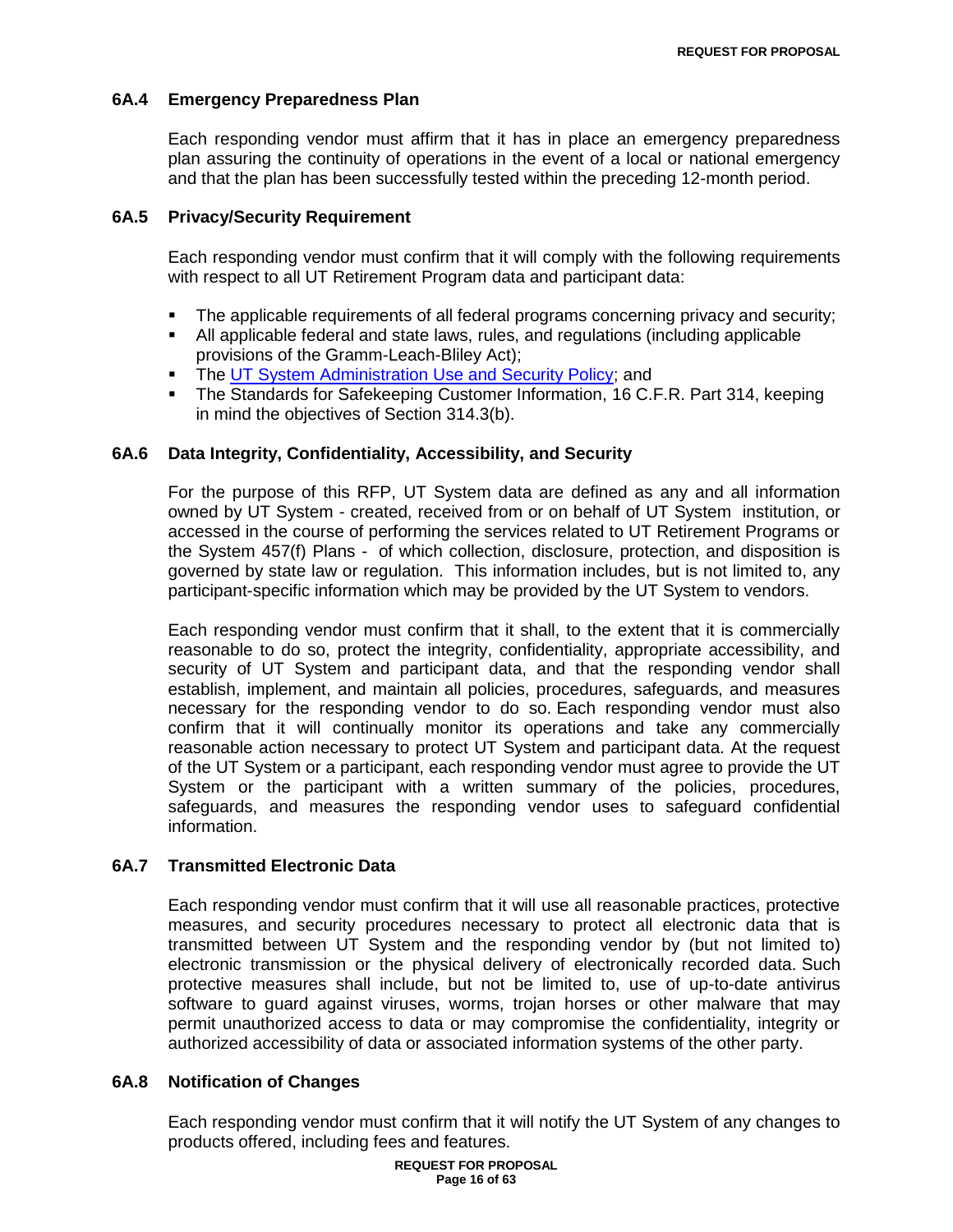### 6A.4 Emergency Preparedness Plan

Each responding vendor must affirm that it has in place an emergency preparedness plan assuring the continuity of operations in the event of a local or national emergency and that the plan has been successfully tested within the preceding 12-month period.

### 6A.5 Privacy/Security Requirement

Each responding vendor must confirm that it will comply with the following requirements with respect to all UT Retirement Program data and participant data:

- The applicable requirements of all federal programs concerning privacy and security;
- All applicable federal and state laws, rules, and regulations (including applicable provisions of the Gramm-Leach-Bliley Act);
- The UT System Administration Use and Security Policy; and
- The Standards for Safekeeping Customer Information, 16 C.F.R. Part 314, keeping in mind the objectives of Section 314.3(b).

### 6A.6 Data Integrity, Confidentiality, Accessibility, and Security

For the purpose of this RFP, UT System data are defined as any and all information owned by UT System - created, received from or on behalf of UT System institution, or accessed in the course of performing the services related to UT Retirement Programs or the System 457(f) Plans - of which collection, disclosure, protection, and disposition is governed by state law or regulation. This information includes, but is not limited to, any participant-specific information which may be provided by the UT System to vendors.

Each responding vendor must confirm that it shall, to the extent that it is commercially reasonable to do so, protect the integrity, confidentiality, appropriate accessibility, and security of UT System and participant data, and that the responding vendor shall establish, implement, and maintain all policies, procedures, safeguards, and measures necessary for the responding vendor to do so. Each responding vendor must also confirm that it will continually monitor its operations and take any commercially reasonable action necessary to protect UT System and participant data. At the request of the UT System or a participant, each responding vendor must agree to provide the UT System or the participant with a written summary of the policies, procedures, safeguards, and measures the responding vendor uses to safeguard confidential information.

### 6A.7 Transmitted Electronic Data

Each responding vendor must confirm that it will use all reasonable practices, protective measures, and security procedures necessary to protect all electronic data that is transmitted between UT System and the responding vendor by (but not limited to) electronic transmission or the physical delivery of electronically recorded data. Such protective measures shall include, but not be limited to, use of up-to-date antivirus software to guard against viruses, worms, trojan horses or other malware that may permit unauthorized access to data or may compromise the confidentiality, integrity or authorized accessibility of data or associated information systems of the other party.

### 6A.8 Notification of Changes

Each responding vendor must confirm that it will notify the UT System of any changes to products offered, including fees and features.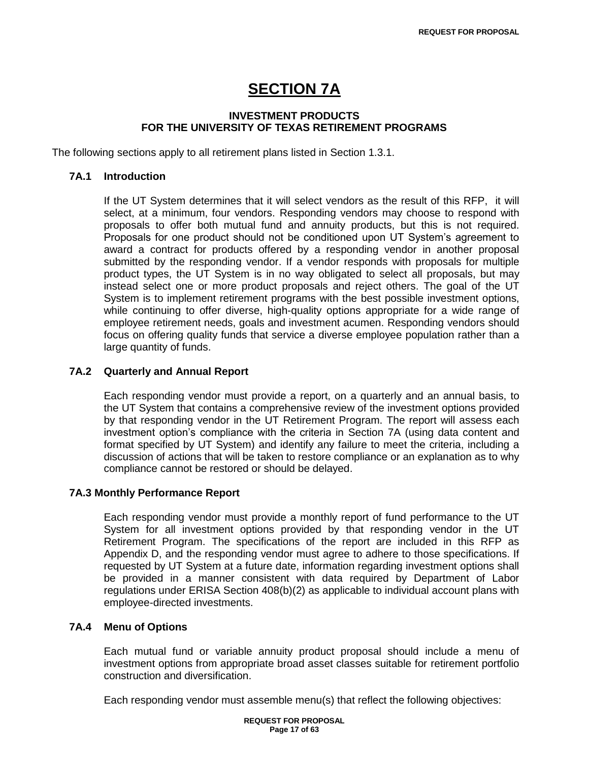# SECTION 7A

### INVESTMENT PRODUCTS
### FOR THE UNIVERSITY OF TEXAS RETIREMENT PROGRAMS

The following sections apply to all retirement plans listed in Section 1.3.1.

**7A.1 Introduction**

If the UT System determines that it will select vendors as the result of this RFP, it will select, at a minimum, four vendors. Responding vendors may choose to respond with proposals to offer both mutual fund and annuity products, but this is not required. Proposals for one product should not be conditioned upon UT System's agreement to award a contract for products offered by a responding vendor in another proposal submitted by the responding vendor. If a vendor responds with proposals for multiple product types, the UT System is in no way obligated to select all proposals, but may instead select one or more product proposals and reject others. The goal of the UT System is to implement retirement programs with the best possible investment options, while continuing to offer diverse, high-quality options appropriate for a wide range of employee retirement needs, goals and investment acumen. Responding vendors should focus on offering quality funds that service a diverse employee population rather than a large quantity of funds.

**7A.2 Quarterly and Annual Report**

Each responding vendor must provide a report, on a quarterly and an annual basis, to the UT System that contains a comprehensive review of the investment options provided by that responding vendor in the UT Retirement Program. The report will assess each investment option's compliance with the criteria in Section 7A (using data content and format specified by UT System) and identify any failure to meet the criteria, including a discussion of actions that will be taken to restore compliance or an explanation as to why compliance cannot be restored or should be delayed.

**7A.3 Monthly Performance Report**

Each responding vendor must provide a monthly report of fund performance to the UT System for all investment options provided by that responding vendor in the UT Retirement Program. The specifications of the report are included in this RFP as Appendix D, and the responding vendor must agree to adhere to those specifications. If requested by UT System at a future date, information regarding investment options shall be provided in a manner consistent with data required by Department of Labor regulations under ERISA Section 408(b)(2) as applicable to individual account plans with employee-directed investments.

**7A.4 Menu of Options**

Each mutual fund or variable annuity product proposal should include a menu of investment options from appropriate broad asset classes suitable for retirement portfolio construction and diversification.

Each responding vendor must assemble menu(s) that reflect the following objectives: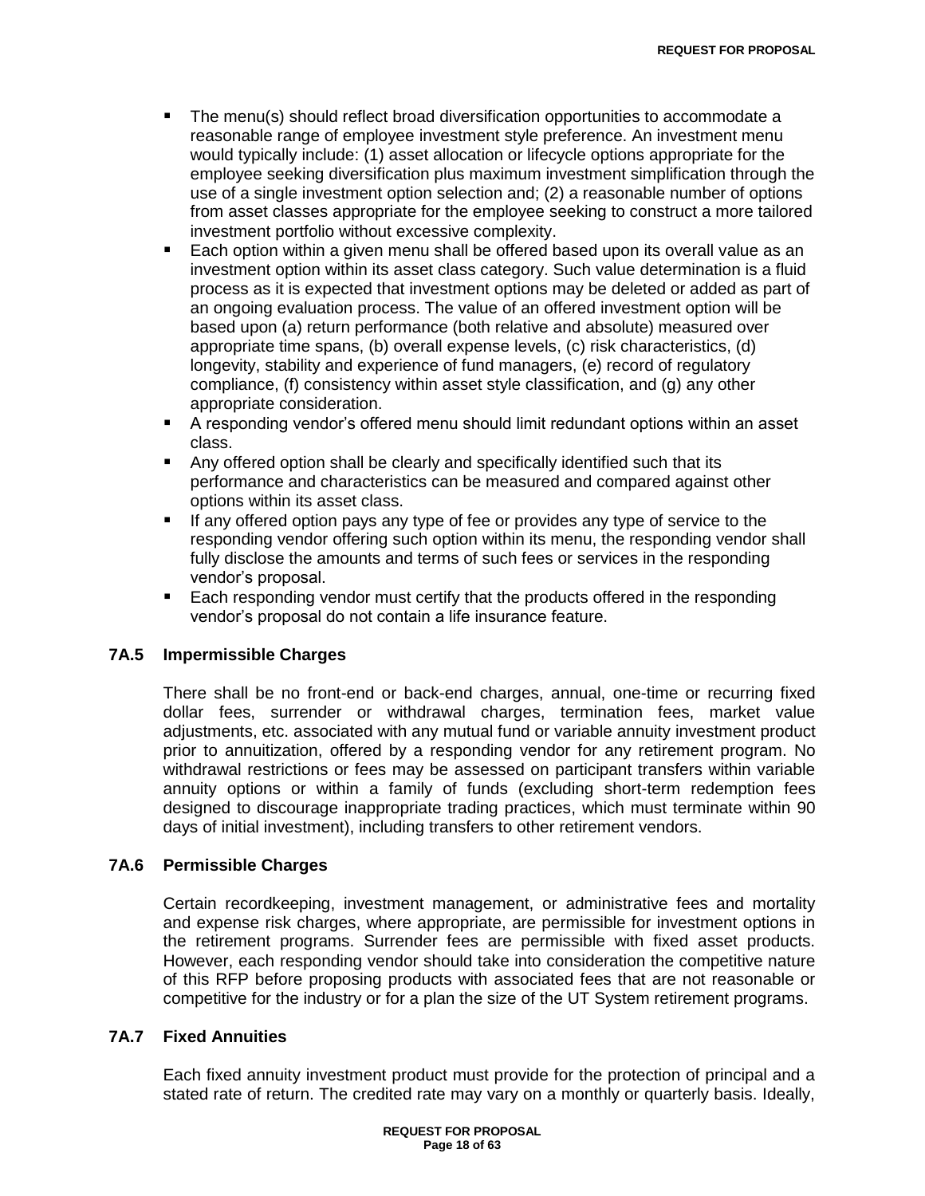- The menu(s) should reflect broad diversification opportunities to accommodate a reasonable range of employee investment style preference. An investment menu would typically include: (1) asset allocation or lifecycle options appropriate for the employee seeking diversification plus maximum investment simplification through the use of a single investment option selection and; (2) a reasonable number of options from asset classes appropriate for the employee seeking to construct a more tailored investment portfolio without excessive complexity.
- Each option within a given menu shall be offered based upon its overall value as an investment option within its asset class category. Such value determination is a fluid process as it is expected that investment options may be deleted or added as part of an ongoing evaluation process. The value of an offered investment option will be based upon (a) return performance (both relative and absolute) measured over appropriate time spans, (b) overall expense levels, (c) risk characteristics, (d) longevity, stability and experience of fund managers, (e) record of regulatory compliance, (f) consistency within asset style classification, and (g) any other appropriate consideration.
- A responding vendor's offered menu should limit redundant options within an asset class.
- Any offered option shall be clearly and specifically identified such that its performance and characteristics can be measured and compared against other options within its asset class.
- If any offered option pays any type of fee or provides any type of service to the responding vendor offering such option within its menu, the responding vendor shall fully disclose the amounts and terms of such fees or services in the responding vendor's proposal.
- Each responding vendor must certify that the products offered in the responding vendor's proposal do not contain a life insurance feature.

### 7A.5 Impermissible Charges

There shall be no front-end or back-end charges, annual, one-time or recurring fixed dollar fees, surrender or withdrawal charges, termination fees, market value adjustments, etc. associated with any mutual fund or variable annuity investment product prior to annuitization, offered by a responding vendor for any retirement program. No withdrawal restrictions or fees may be assessed on participant transfers within variable annuity options or within a family of funds (excluding short-term redemption fees designed to discourage inappropriate trading practices, which must terminate within 90 days of initial investment), including transfers to other retirement vendors.

### 7A.6 Permissible Charges

Certain recordkeeping, investment management, or administrative fees and mortality and expense risk charges, where appropriate, are permissible for investment options in the retirement programs. Surrender fees are permissible with fixed asset products. However, each responding vendor should take into consideration the competitive nature of this RFP before proposing products with associated fees that are not reasonable or competitive for the industry or for a plan the size of the UT System retirement programs.

### 7A.7 Fixed Annuities

Each fixed annuity investment product must provide for the protection of principal and a stated rate of return. The credited rate may vary on a monthly or quarterly basis. Ideally,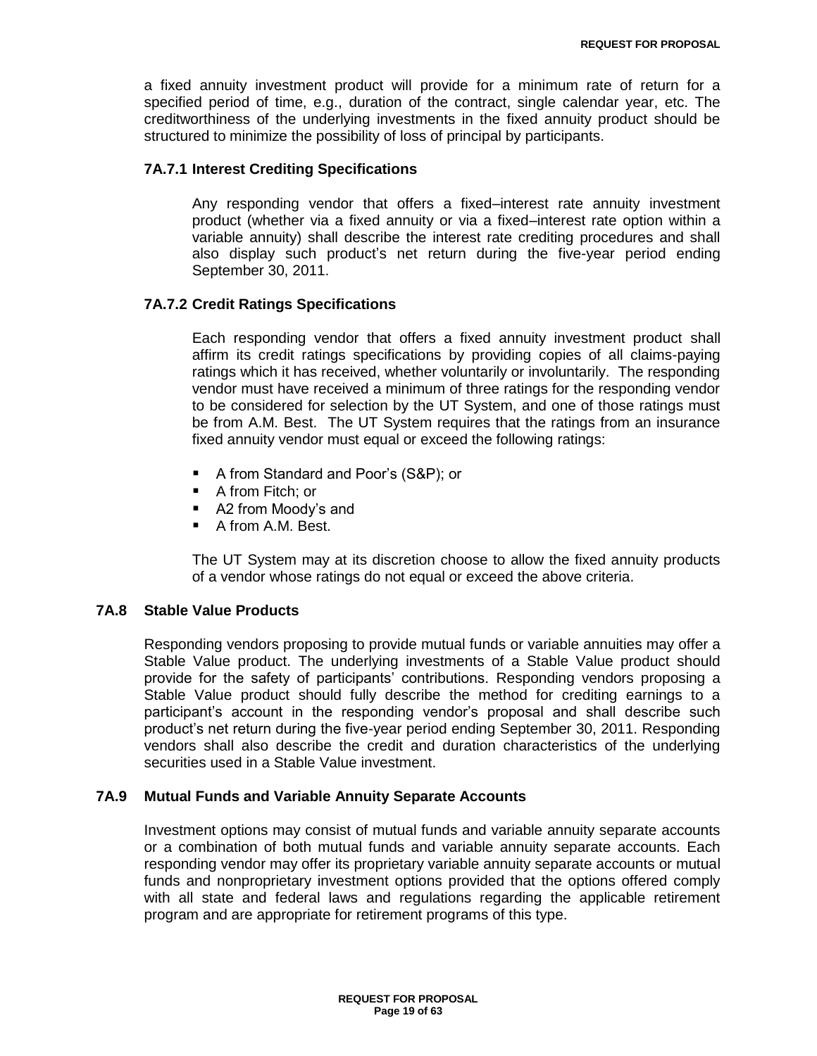a fixed annuity investment product will provide for a minimum rate of return for a specified period of time, e.g., duration of the contract, single calendar year, etc. The creditworthiness of the underlying investments in the fixed annuity product should be structured to minimize the possibility of loss of principal by participants.

### 7A.7.1 Interest Crediting Specifications

Any responding vendor that offers a fixed–interest rate annuity investment product (whether via a fixed annuity or via a fixed–interest rate option within a variable annuity) shall describe the interest rate crediting procedures and shall also display such product's net return during the five-year period ending September 30, 2011.

### 7A.7.2 Credit Ratings Specifications

Each responding vendor that offers a fixed annuity investment product shall affirm its credit ratings specifications by providing copies of all claims-paying ratings which it has received, whether voluntarily or involuntarily. The responding vendor must have received a minimum of three ratings for the responding vendor to be considered for selection by the UT System, and one of those ratings must be from A.M. Best. The UT System requires that the ratings from an insurance fixed annuity vendor must equal or exceed the following ratings:

- A from Standard and Poor's (S&P); or
- A from Fitch; or
- A2 from Moody's and
- A from A.M. Best.

The UT System may at its discretion choose to allow the fixed annuity products of a vendor whose ratings do not equal or exceed the above criteria.

## 7A.8 Stable Value Products

Responding vendors proposing to provide mutual funds or variable annuities may offer a Stable Value product. The underlying investments of a Stable Value product should provide for the safety of participants' contributions. Responding vendors proposing a Stable Value product should fully describe the method for crediting earnings to a participant's account in the responding vendor's proposal and shall describe such product's net return during the five-year period ending September 30, 2011. Responding vendors shall also describe the credit and duration characteristics of the underlying securities used in a Stable Value investment.

## 7A.9 Mutual Funds and Variable Annuity Separate Accounts

Investment options may consist of mutual funds and variable annuity separate accounts or a combination of both mutual funds and variable annuity separate accounts. Each responding vendor may offer its proprietary variable annuity separate accounts or mutual funds and nonproprietary investment options provided that the options offered comply with all state and federal laws and regulations regarding the applicable retirement program and are appropriate for retirement programs of this type.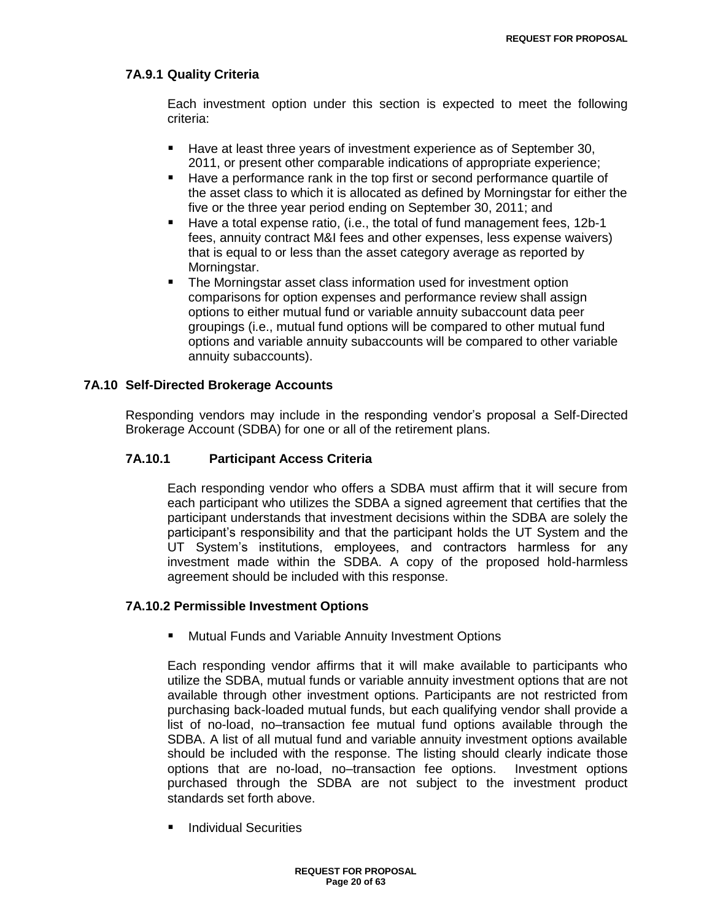### 7A.9.1 Quality Criteria

Each investment option under this section is expected to meet the following criteria:

- Have at least three years of investment experience as of September 30, 2011, or present other comparable indications of appropriate experience;
- Have a performance rank in the top first or second performance quartile of the asset class to which it is allocated as defined by Morningstar for either the five or the three year period ending on September 30, 2011; and
- Have a total expense ratio, (i.e., the total of fund management fees, 12b-1 fees, annuity contract M&I fees and other expenses, less expense waivers) that is equal to or less than the asset category average as reported by Morningstar.
- The Morningstar asset class information used for investment option comparisons for option expenses and performance review shall assign options to either mutual fund or variable annuity subaccount data peer groupings (i.e., mutual fund options will be compared to other mutual fund options and variable annuity subaccounts will be compared to other variable annuity subaccounts).

## 7A.10 Self-Directed Brokerage Accounts

Responding vendors may include in the responding vendor's proposal a Self-Directed Brokerage Account (SDBA) for one or all of the retirement plans.

### 7A.10.1 Participant Access Criteria

Each responding vendor who offers a SDBA must affirm that it will secure from each participant who utilizes the SDBA a signed agreement that certifies that the participant understands that investment decisions within the SDBA are solely the participant's responsibility and that the participant holds the UT System and the UT System's institutions, employees, and contractors harmless for any investment made within the SDBA. A copy of the proposed hold-harmless agreement should be included with this response.

### 7A.10.2 Permissible Investment Options

- Mutual Funds and Variable Annuity Investment Options

Each responding vendor affirms that it will make available to participants who utilize the SDBA, mutual funds or variable annuity investment options that are not available through other investment options. Participants are not restricted from purchasing back-loaded mutual funds, but each qualifying vendor shall provide a list of no-load, no–transaction fee mutual fund options available through the SDBA. A list of all mutual fund and variable annuity investment options available should be included with the response. The listing should clearly indicate those options that are no-load, no–transaction fee options. Investment options purchased through the SDBA are not subject to the investment product standards set forth above.

- Individual Securities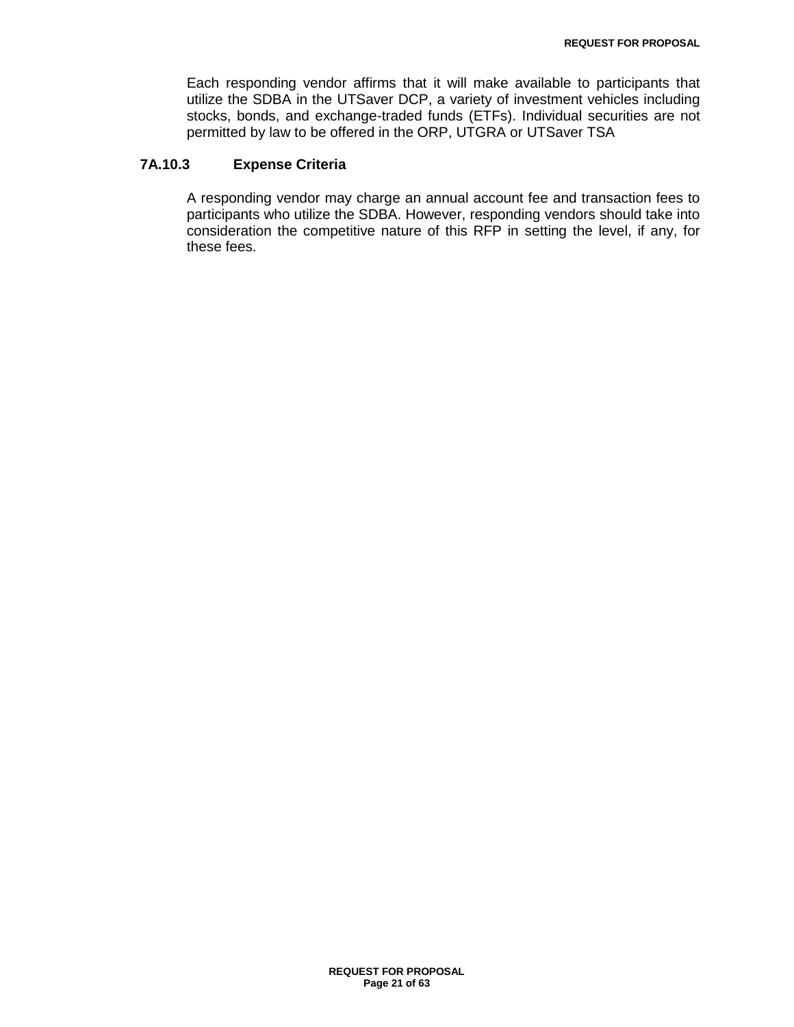Each responding vendor affirms that it will make available to participants that utilize the SDBA in the UTSaver DCP, a variety of investment vehicles including stocks, bonds, and exchange-traded funds (ETFs). Individual securities are not permitted by law to be offered in the ORP, UTGRA or UTSaver TSA

### 7A.10.3 Expense Criteria

A responding vendor may charge an annual account fee and transaction fees to participants who utilize the SDBA. However, responding vendors should take into consideration the competitive nature of this RFP in setting the level, if any, for these fees.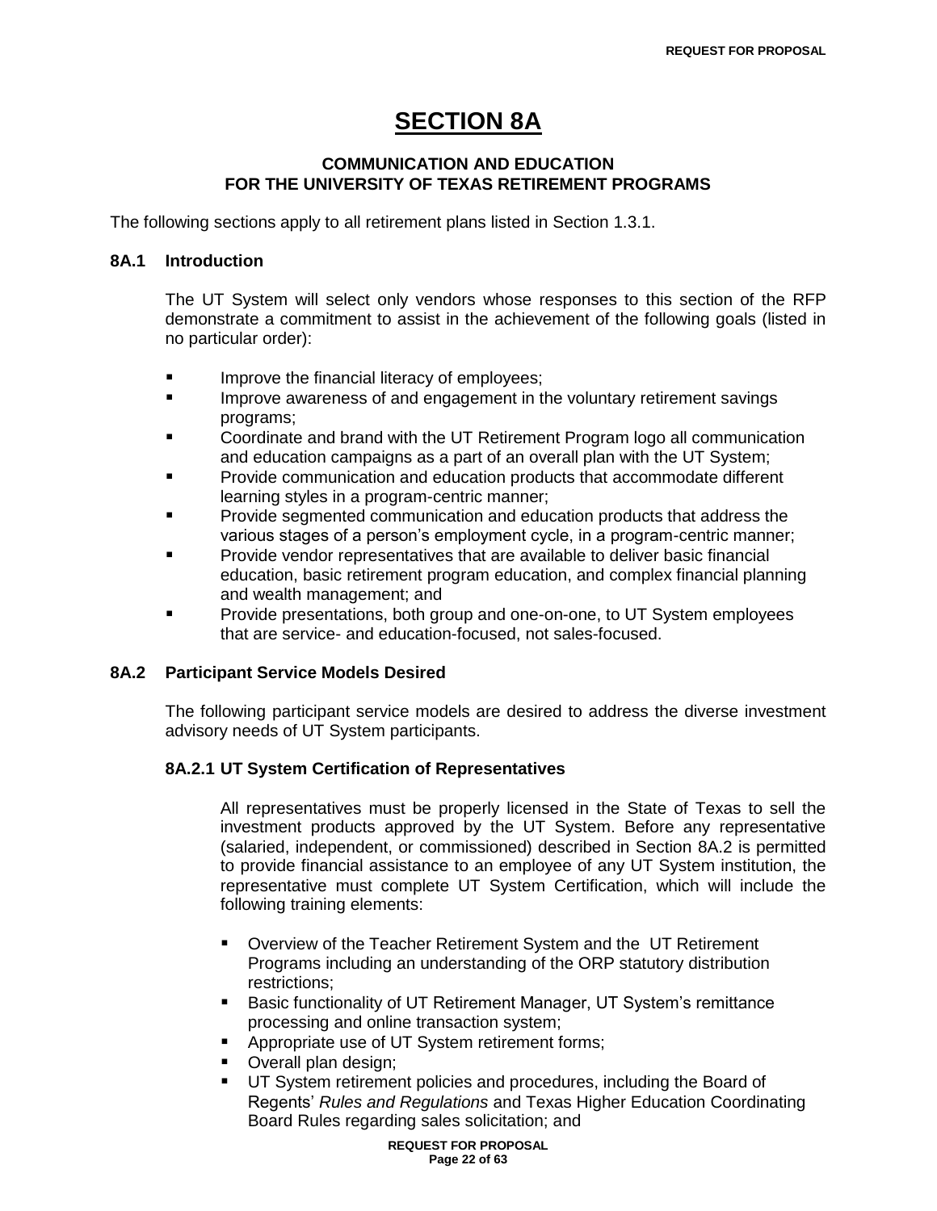# SECTION 8A

## COMMUNICATION AND EDUCATION
## FOR THE UNIVERSITY OF TEXAS RETIREMENT PROGRAMS

The following sections apply to all retirement plans listed in Section 1.3.1.

### 8A.1 Introduction

The UT System will select only vendors whose responses to this section of the RFP demonstrate a commitment to assist in the achievement of the following goals (listed in no particular order):

- Improve the financial literacy of employees;
- Improve awareness of and engagement in the voluntary retirement savings programs;
- Coordinate and brand with the UT Retirement Program logo all communication and education campaigns as a part of an overall plan with the UT System;
- Provide communication and education products that accommodate different learning styles in a program-centric manner;
- Provide segmented communication and education products that address the various stages of a person's employment cycle, in a program-centric manner;
- Provide vendor representatives that are available to deliver basic financial education, basic retirement program education, and complex financial planning and wealth management; and
- Provide presentations, both group and one-on-one, to UT System employees that are service- and education-focused, not sales-focused.

### 8A.2 Participant Service Models Desired

The following participant service models are desired to address the diverse investment advisory needs of UT System participants.

#### 8A.2.1 UT System Certification of Representatives

All representatives must be properly licensed in the State of Texas to sell the investment products approved by the UT System. Before any representative (salaried, independent, or commissioned) described in Section 8A.2 is permitted to provide financial assistance to an employee of any UT System institution, the representative must complete UT System Certification, which will include the following training elements:

- Overview of the Teacher Retirement System and the UT Retirement Programs including an understanding of the ORP statutory distribution restrictions;
- Basic functionality of UT Retirement Manager, UT System's remittance processing and online transaction system;
- Appropriate use of UT System retirement forms;
- Overall plan design;
- UT System retirement policies and procedures, including the Board of Regents' *Rules and Regulations* and Texas Higher Education Coordinating Board Rules regarding sales solicitation; and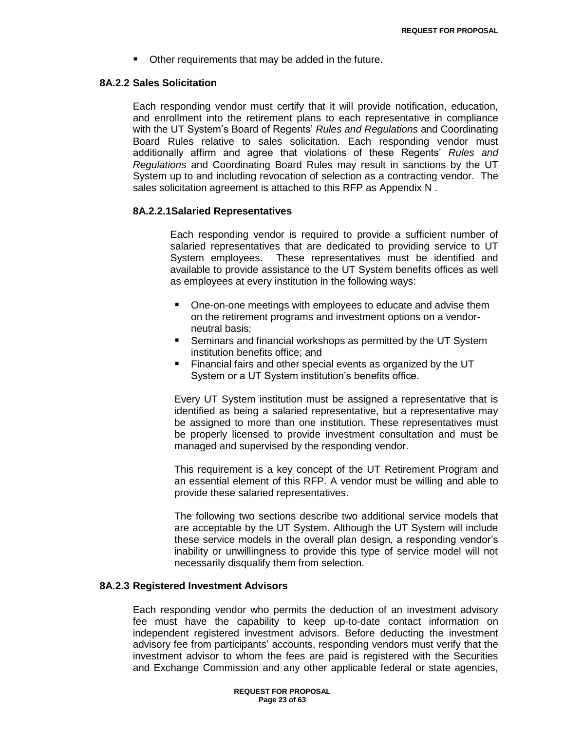- Other requirements that may be added in the future.

### 8A.2.2 Sales Solicitation

Each responding vendor must certify that it will provide notification, education, and enrollment into the retirement plans to each representative in compliance with the UT System's Board of Regents' *Rules and Regulations* and Coordinating Board Rules relative to sales solicitation. Each responding vendor must additionally affirm and agree that violations of these Regents' *Rules and Regulations* and Coordinating Board Rules may result in sanctions by the UT System up to and including revocation of selection as a contracting vendor. The sales solicitation agreement is attached to this RFP as Appendix N .

#### 8A.2.2.1Salaried Representatives

Each responding vendor is required to provide a sufficient number of salaried representatives that are dedicated to providing service to UT System employees. These representatives must be identified and available to provide assistance to the UT System benefits offices as well as employees at every institution in the following ways:

- One-on-one meetings with employees to educate and advise them on the retirement programs and investment options on a vendor-neutral basis;
- Seminars and financial workshops as permitted by the UT System institution benefits office; and
- Financial fairs and other special events as organized by the UT System or a UT System institution's benefits office.

Every UT System institution must be assigned a representative that is identified as being a salaried representative, but a representative may be assigned to more than one institution. These representatives must be properly licensed to provide investment consultation and must be managed and supervised by the responding vendor.

This requirement is a key concept of the UT Retirement Program and an essential element of this RFP. A vendor must be willing and able to provide these salaried representatives.

The following two sections describe two additional service models that are acceptable by the UT System. Although the UT System will include these service models in the overall plan design, a responding vendor's inability or unwillingness to provide this type of service model will not necessarily disqualify them from selection.

### 8A.2.3 Registered Investment Advisors

Each responding vendor who permits the deduction of an investment advisory fee must have the capability to keep up-to-date contact information on independent registered investment advisors. Before deducting the investment advisory fee from participants' accounts, responding vendors must verify that the investment advisor to whom the fees are paid is registered with the Securities and Exchange Commission and any other applicable federal or state agencies,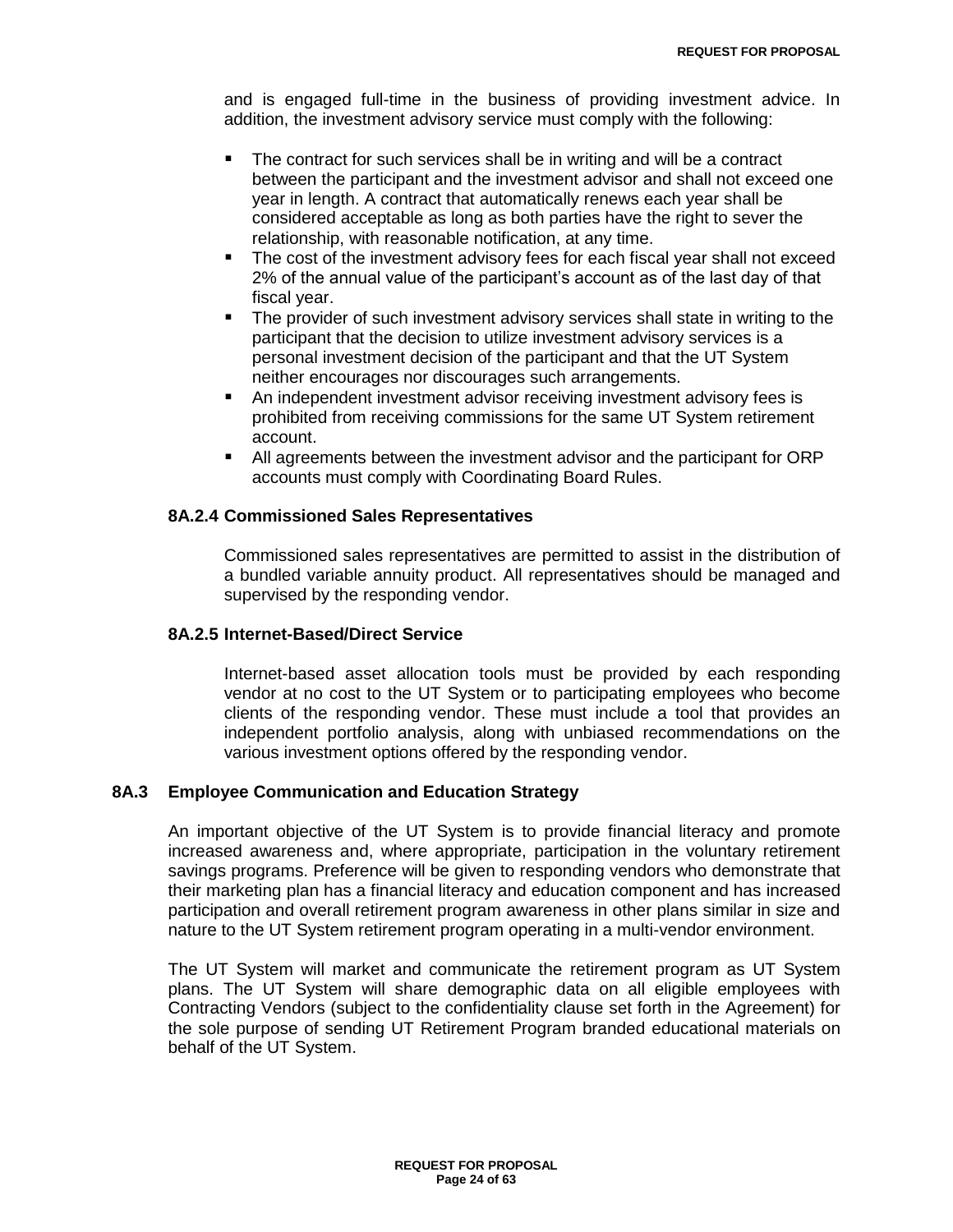and is engaged full-time in the business of providing investment advice. In addition, the investment advisory service must comply with the following:

- The contract for such services shall be in writing and will be a contract between the participant and the investment advisor and shall not exceed one year in length. A contract that automatically renews each year shall be considered acceptable as long as both parties have the right to sever the relationship, with reasonable notification, at any time.
- The cost of the investment advisory fees for each fiscal year shall not exceed 2% of the annual value of the participant's account as of the last day of that fiscal year.
- The provider of such investment advisory services shall state in writing to the participant that the decision to utilize investment advisory services is a personal investment decision of the participant and that the UT System neither encourages nor discourages such arrangements.
- An independent investment advisor receiving investment advisory fees is prohibited from receiving commissions for the same UT System retirement account.
- All agreements between the investment advisor and the participant for ORP accounts must comply with Coordinating Board Rules.

#### 8A.2.4 Commissioned Sales Representatives

Commissioned sales representatives are permitted to assist in the distribution of a bundled variable annuity product. All representatives should be managed and supervised by the responding vendor.

#### 8A.2.5 Internet-Based/Direct Service

Internet-based asset allocation tools must be provided by each responding vendor at no cost to the UT System or to participating employees who become clients of the responding vendor. These must include a tool that provides an independent portfolio analysis, along with unbiased recommendations on the various investment options offered by the responding vendor.

### 8A.3 Employee Communication and Education Strategy

An important objective of the UT System is to provide financial literacy and promote increased awareness and, where appropriate, participation in the voluntary retirement savings programs. Preference will be given to responding vendors who demonstrate that their marketing plan has a financial literacy and education component and has increased participation and overall retirement program awareness in other plans similar in size and nature to the UT System retirement program operating in a multi-vendor environment.

The UT System will market and communicate the retirement program as UT System plans. The UT System will share demographic data on all eligible employees with Contracting Vendors (subject to the confidentiality clause set forth in the Agreement) for the sole purpose of sending UT Retirement Program branded educational materials on behalf of the UT System.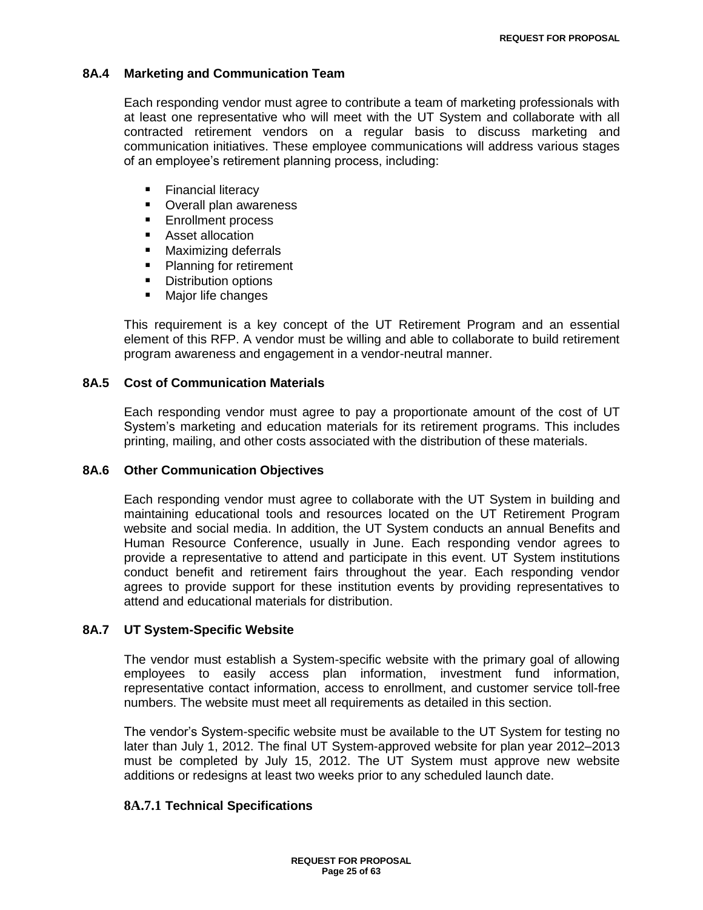### 8A.4 Marketing and Communication Team

Each responding vendor must agree to contribute a team of marketing professionals with at least one representative who will meet with the UT System and collaborate with all contracted retirement vendors on a regular basis to discuss marketing and communication initiatives. These employee communications will address various stages of an employee's retirement planning process, including:

- Financial literacy
- Overall plan awareness
- Enrollment process
- Asset allocation
- Maximizing deferrals
- Planning for retirement
- Distribution options
- Major life changes

This requirement is a key concept of the UT Retirement Program and an essential element of this RFP. A vendor must be willing and able to collaborate to build retirement program awareness and engagement in a vendor-neutral manner.

### 8A.5 Cost of Communication Materials

Each responding vendor must agree to pay a proportionate amount of the cost of UT System's marketing and education materials for its retirement programs. This includes printing, mailing, and other costs associated with the distribution of these materials.

### 8A.6 Other Communication Objectives

Each responding vendor must agree to collaborate with the UT System in building and maintaining educational tools and resources located on the UT Retirement Program website and social media. In addition, the UT System conducts an annual Benefits and Human Resource Conference, usually in June. Each responding vendor agrees to provide a representative to attend and participate in this event. UT System institutions conduct benefit and retirement fairs throughout the year. Each responding vendor agrees to provide support for these institution events by providing representatives to attend and educational materials for distribution.

### 8A.7 UT System-Specific Website

The vendor must establish a System-specific website with the primary goal of allowing employees to easily access plan information, investment fund information, representative contact information, access to enrollment, and customer service toll-free numbers. The website must meet all requirements as detailed in this section.

The vendor's System-specific website must be available to the UT System for testing no later than July 1, 2012. The final UT System-approved website for plan year 2012–2013 must be completed by July 15, 2012. The UT System must approve new website additions or redesigns at least two weeks prior to any scheduled launch date.

#### 8A.7.1 Technical Specifications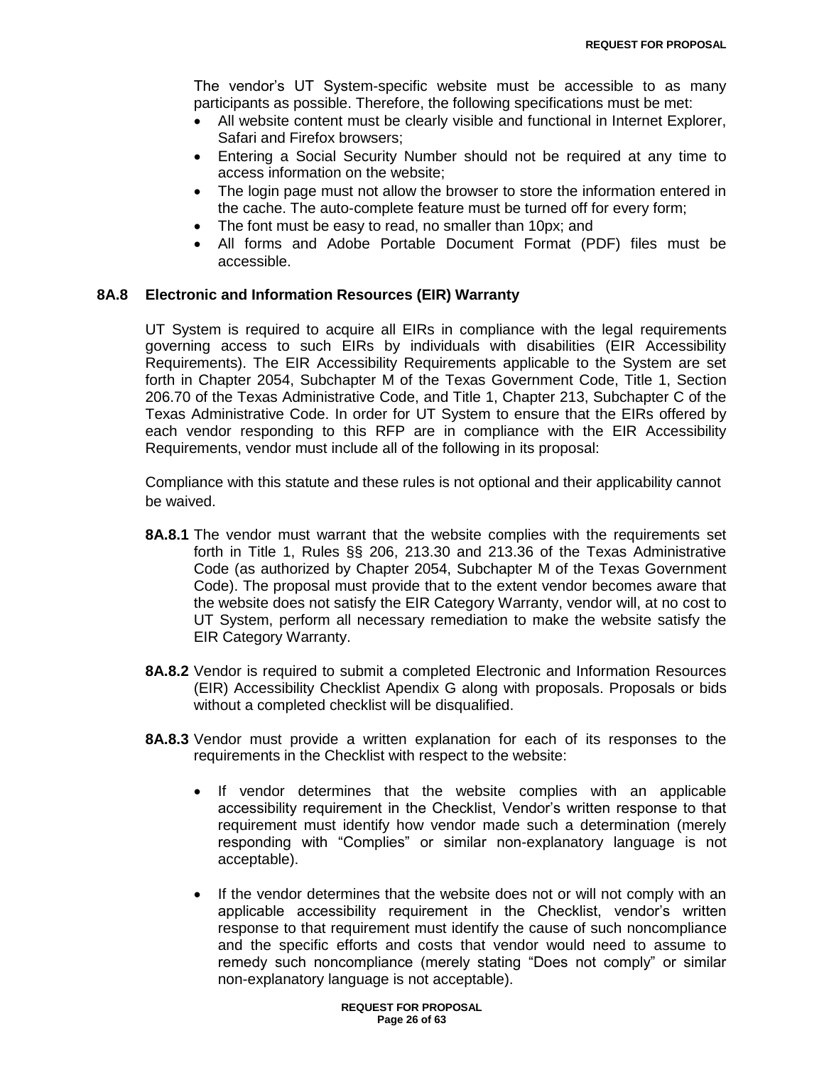The vendor's UT System-specific website must be accessible to as many participants as possible. Therefore, the following specifications must be met:

- All website content must be clearly visible and functional in Internet Explorer, Safari and Firefox browsers;
- Entering a Social Security Number should not be required at any time to access information on the website;
- The login page must not allow the browser to store the information entered in the cache. The auto-complete feature must be turned off for every form;
- The font must be easy to read, no smaller than 10px; and
- All forms and Adobe Portable Document Format (PDF) files must be accessible.

### 8A.8 Electronic and Information Resources (EIR) Warranty

UT System is required to acquire all EIRs in compliance with the legal requirements governing access to such EIRs by individuals with disabilities (EIR Accessibility Requirements). The EIR Accessibility Requirements applicable to the System are set forth in Chapter 2054, Subchapter M of the Texas Government Code, Title 1, Section 206.70 of the Texas Administrative Code, and Title 1, Chapter 213, Subchapter C of the Texas Administrative Code. In order for UT System to ensure that the EIRs offered by each vendor responding to this RFP are in compliance with the EIR Accessibility Requirements, vendor must include all of the following in its proposal:

Compliance with this statute and these rules is not optional and their applicability cannot be waived.

**8A.8.1** The vendor must warrant that the website complies with the requirements set forth in Title 1, Rules §§ 206, 213.30 and 213.36 of the Texas Administrative Code (as authorized by Chapter 2054, Subchapter M of the Texas Government Code). The proposal must provide that to the extent vendor becomes aware that the website does not satisfy the EIR Category Warranty, vendor will, at no cost to UT System, perform all necessary remediation to make the website satisfy the EIR Category Warranty.

**8A.8.2** Vendor is required to submit a completed Electronic and Information Resources (EIR) Accessibility Checklist Apendix G along with proposals. Proposals or bids without a completed checklist will be disqualified.

**8A.8.3** Vendor must provide a written explanation for each of its responses to the requirements in the Checklist with respect to the website:

- If vendor determines that the website complies with an applicable accessibility requirement in the Checklist, Vendor's written response to that requirement must identify how vendor made such a determination (merely responding with "Complies" or similar non-explanatory language is not acceptable).
- If the vendor determines that the website does not or will not comply with an applicable accessibility requirement in the Checklist, vendor's written response to that requirement must identify the cause of such noncompliance and the specific efforts and costs that vendor would need to assume to remedy such noncompliance (merely stating "Does not comply" or similar non-explanatory language is not acceptable).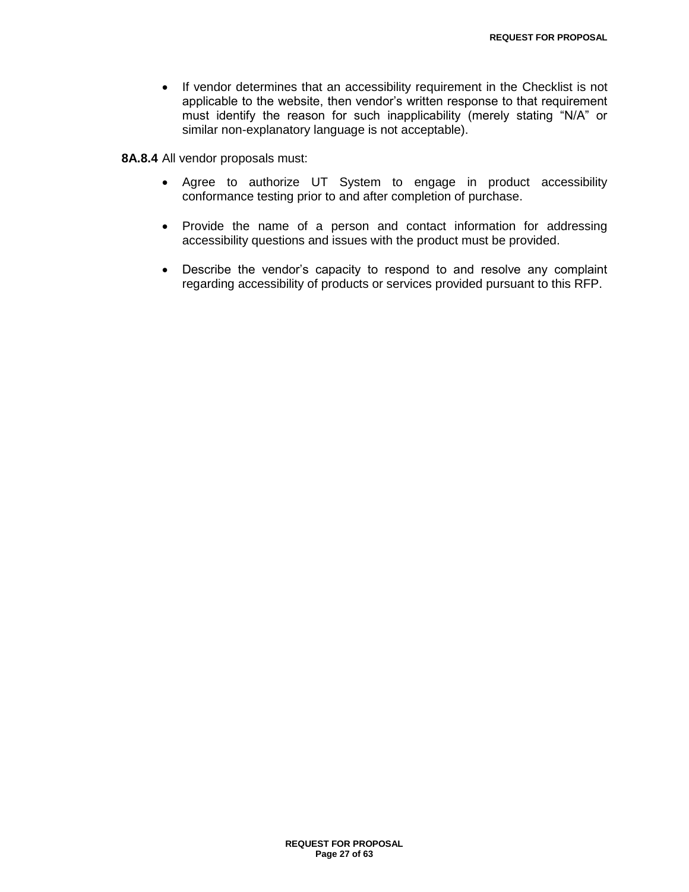- If vendor determines that an accessibility requirement in the Checklist is not applicable to the website, then vendor's written response to that requirement must identify the reason for such inapplicability (merely stating "N/A" or similar non-explanatory language is not acceptable).

**8A.8.4** All vendor proposals must:

- Agree to authorize UT System to engage in product accessibility conformance testing prior to and after completion of purchase.

- Provide the name of a person and contact information for addressing accessibility questions and issues with the product must be provided.

- Describe the vendor's capacity to respond to and resolve any complaint regarding accessibility of products or services provided pursuant to this RFP.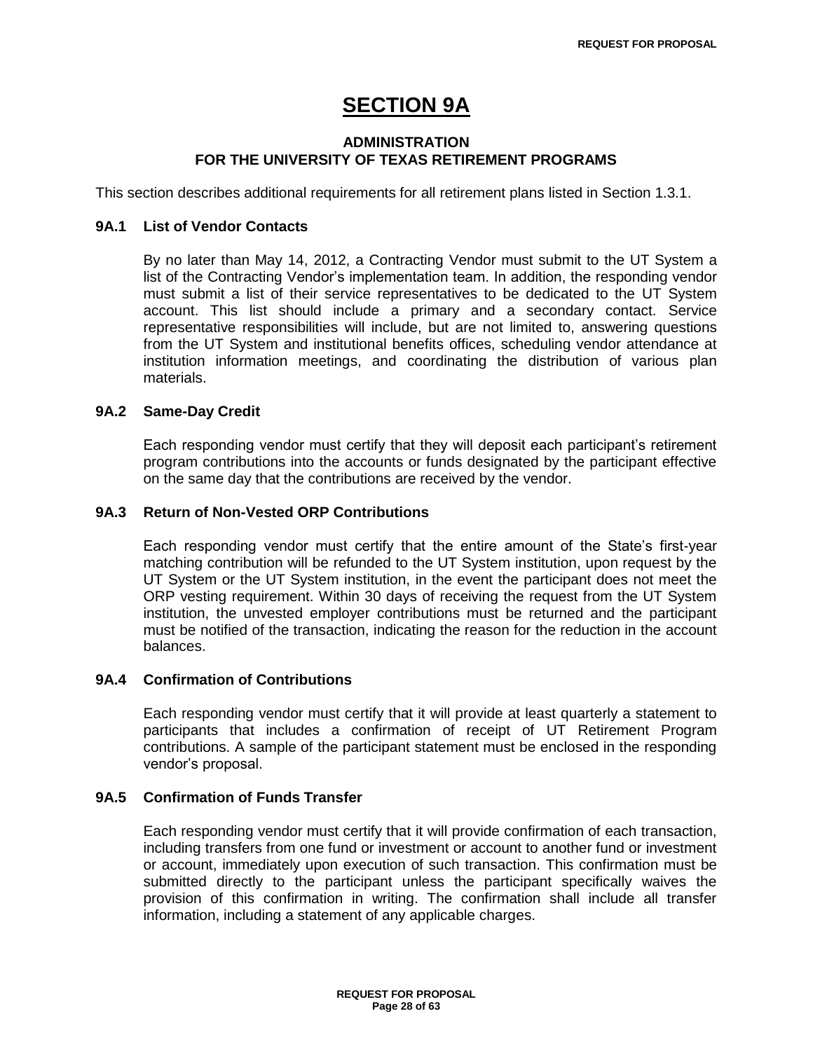# SECTION 9A

## ADMINISTRATION
## FOR THE UNIVERSITY OF TEXAS RETIREMENT PROGRAMS

This section describes additional requirements for all retirement plans listed in Section 1.3.1.

### 9A.1 List of Vendor Contacts

By no later than May 14, 2012, a Contracting Vendor must submit to the UT System a list of the Contracting Vendor's implementation team. In addition, the responding vendor must submit a list of their service representatives to be dedicated to the UT System account. This list should include a primary and a secondary contact. Service representative responsibilities will include, but are not limited to, answering questions from the UT System and institutional benefits offices, scheduling vendor attendance at institution information meetings, and coordinating the distribution of various plan materials.

### 9A.2 Same-Day Credit

Each responding vendor must certify that they will deposit each participant's retirement program contributions into the accounts or funds designated by the participant effective on the same day that the contributions are received by the vendor.

### 9A.3 Return of Non-Vested ORP Contributions

Each responding vendor must certify that the entire amount of the State's first-year matching contribution will be refunded to the UT System institution, upon request by the UT System or the UT System institution, in the event the participant does not meet the ORP vesting requirement. Within 30 days of receiving the request from the UT System institution, the unvested employer contributions must be returned and the participant must be notified of the transaction, indicating the reason for the reduction in the account balances.

### 9A.4 Confirmation of Contributions

Each responding vendor must certify that it will provide at least quarterly a statement to participants that includes a confirmation of receipt of UT Retirement Program contributions. A sample of the participant statement must be enclosed in the responding vendor's proposal.

### 9A.5 Confirmation of Funds Transfer

Each responding vendor must certify that it will provide confirmation of each transaction, including transfers from one fund or investment or account to another fund or investment or account, immediately upon execution of such transaction. This confirmation must be submitted directly to the participant unless the participant specifically waives the provision of this confirmation in writing. The confirmation shall include all transfer information, including a statement of any applicable charges.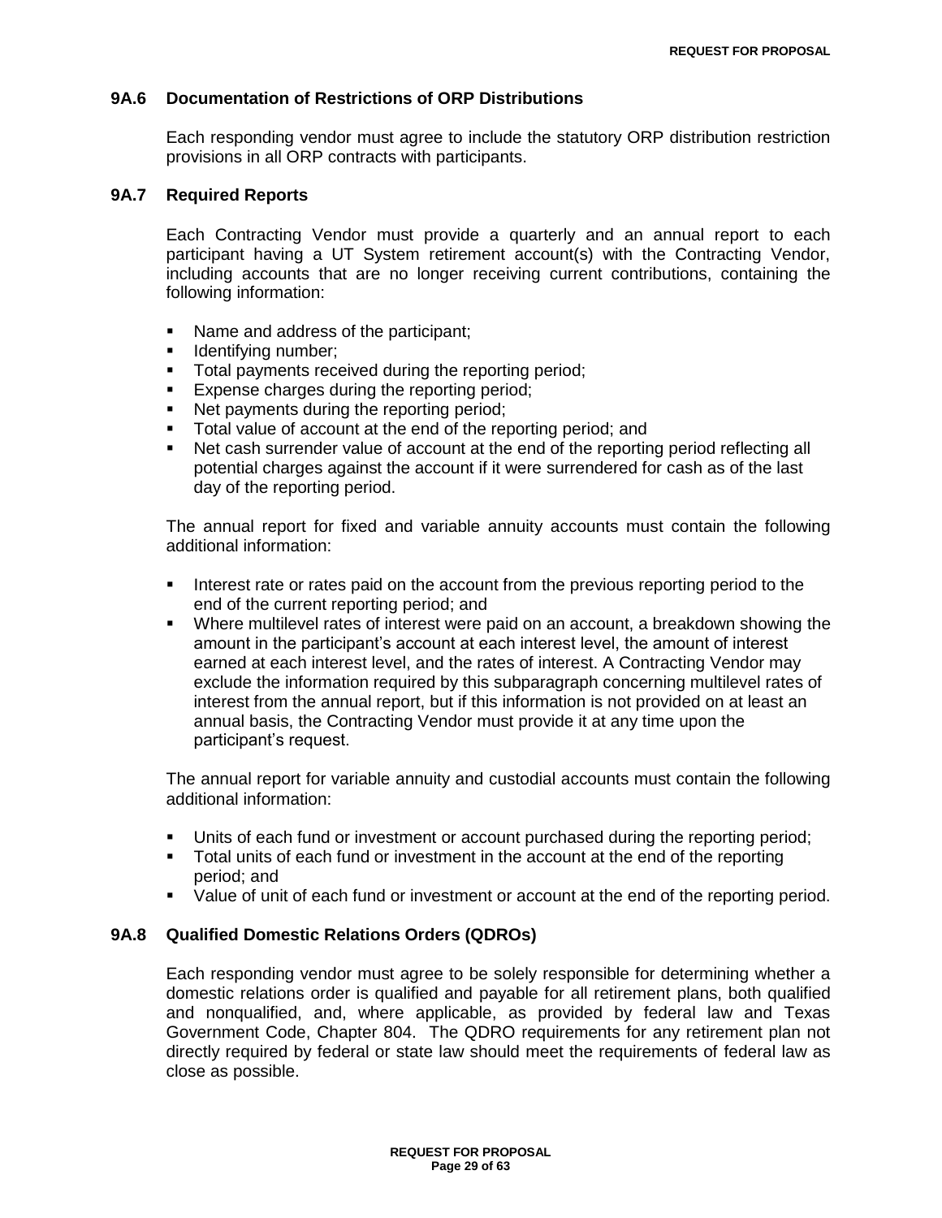### 9A.6 Documentation of Restrictions of ORP Distributions

Each responding vendor must agree to include the statutory ORP distribution restriction provisions in all ORP contracts with participants.

### 9A.7 Required Reports

Each Contracting Vendor must provide a quarterly and an annual report to each participant having a UT System retirement account(s) with the Contracting Vendor, including accounts that are no longer receiving current contributions, containing the following information:

- Name and address of the participant;
- Identifying number;
- Total payments received during the reporting period;
- Expense charges during the reporting period;
- Net payments during the reporting period;
- Total value of account at the end of the reporting period; and
- Net cash surrender value of account at the end of the reporting period reflecting all potential charges against the account if it were surrendered for cash as of the last day of the reporting period.

The annual report for fixed and variable annuity accounts must contain the following additional information:

- Interest rate or rates paid on the account from the previous reporting period to the end of the current reporting period; and
- Where multilevel rates of interest were paid on an account, a breakdown showing the amount in the participant's account at each interest level, the amount of interest earned at each interest level, and the rates of interest. A Contracting Vendor may exclude the information required by this subparagraph concerning multilevel rates of interest from the annual report, but if this information is not provided on at least an annual basis, the Contracting Vendor must provide it at any time upon the participant's request.

The annual report for variable annuity and custodial accounts must contain the following additional information:

- Units of each fund or investment or account purchased during the reporting period;
- Total units of each fund or investment in the account at the end of the reporting period; and
- Value of unit of each fund or investment or account at the end of the reporting period.

### 9A.8 Qualified Domestic Relations Orders (QDROs)

Each responding vendor must agree to be solely responsible for determining whether a domestic relations order is qualified and payable for all retirement plans, both qualified and nonqualified, and, where applicable, as provided by federal law and Texas Government Code, Chapter 804. The QDRO requirements for any retirement plan not directly required by federal or state law should meet the requirements of federal law as close as possible.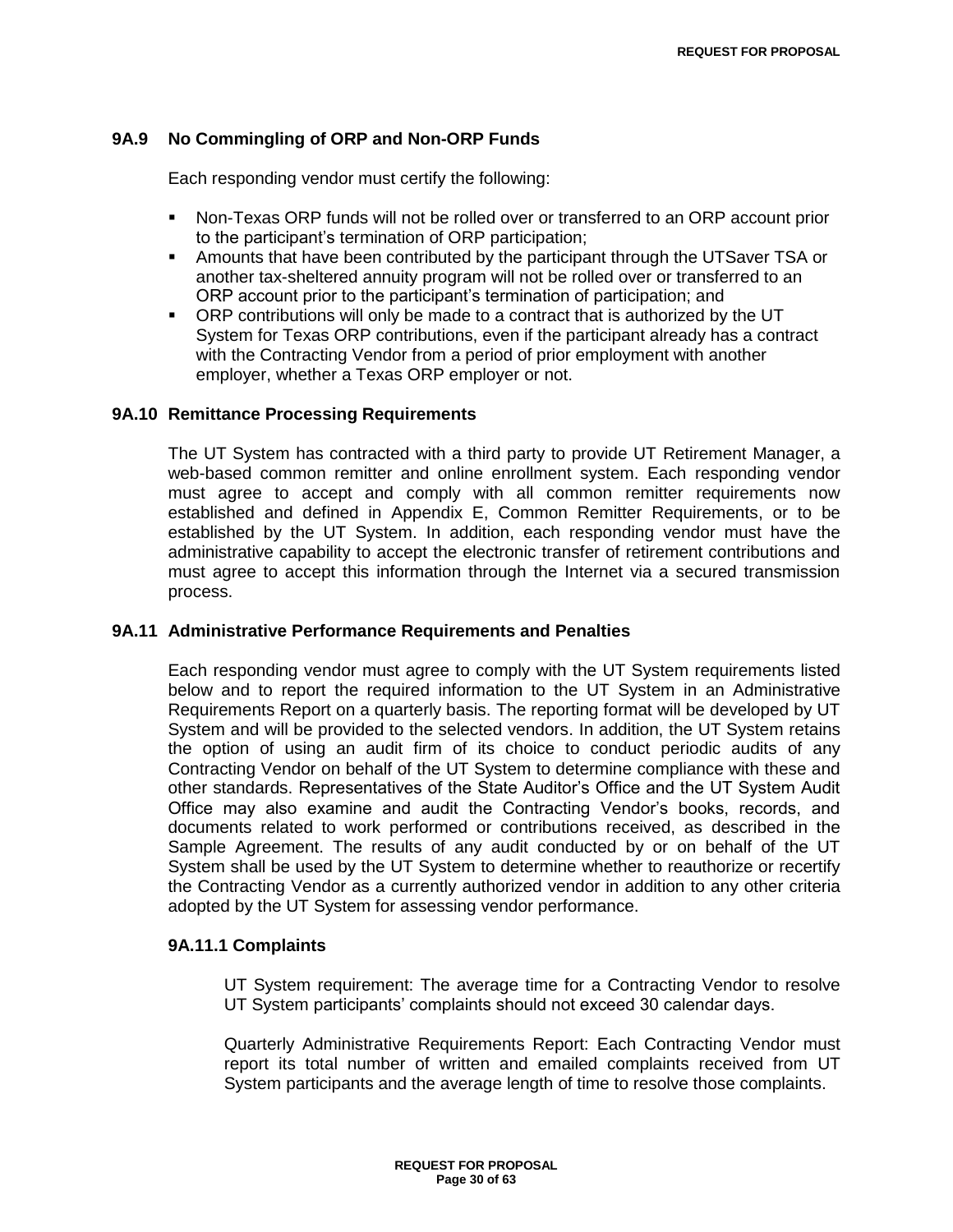### 9A.9 No Commingling of ORP and Non-ORP Funds

Each responding vendor must certify the following:

- Non-Texas ORP funds will not be rolled over or transferred to an ORP account prior to the participant's termination of ORP participation;
- Amounts that have been contributed by the participant through the UTSaver TSA or another tax-sheltered annuity program will not be rolled over or transferred to an ORP account prior to the participant's termination of participation; and
- ORP contributions will only be made to a contract that is authorized by the UT System for Texas ORP contributions, even if the participant already has a contract with the Contracting Vendor from a period of prior employment with another employer, whether a Texas ORP employer or not.

### 9A.10 Remittance Processing Requirements

The UT System has contracted with a third party to provide UT Retirement Manager, a web-based common remitter and online enrollment system. Each responding vendor must agree to accept and comply with all common remitter requirements now established and defined in Appendix E, Common Remitter Requirements, or to be established by the UT System. In addition, each responding vendor must have the administrative capability to accept the electronic transfer of retirement contributions and must agree to accept this information through the Internet via a secured transmission process.

### 9A.11 Administrative Performance Requirements and Penalties

Each responding vendor must agree to comply with the UT System requirements listed below and to report the required information to the UT System in an Administrative Requirements Report on a quarterly basis. The reporting format will be developed by UT System and will be provided to the selected vendors. In addition, the UT System retains the option of using an audit firm of its choice to conduct periodic audits of any Contracting Vendor on behalf of the UT System to determine compliance with these and other standards. Representatives of the State Auditor's Office and the UT System Audit Office may also examine and audit the Contracting Vendor's books, records, and documents related to work performed or contributions received, as described in the Sample Agreement. The results of any audit conducted by or on behalf of the UT System shall be used by the UT System to determine whether to reauthorize or recertify the Contracting Vendor as a currently authorized vendor in addition to any other criteria adopted by the UT System for assessing vendor performance.

#### 9A.11.1 Complaints

UT System requirement: The average time for a Contracting Vendor to resolve UT System participants' complaints should not exceed 30 calendar days.

Quarterly Administrative Requirements Report: Each Contracting Vendor must report its total number of written and emailed complaints received from UT System participants and the average length of time to resolve those complaints.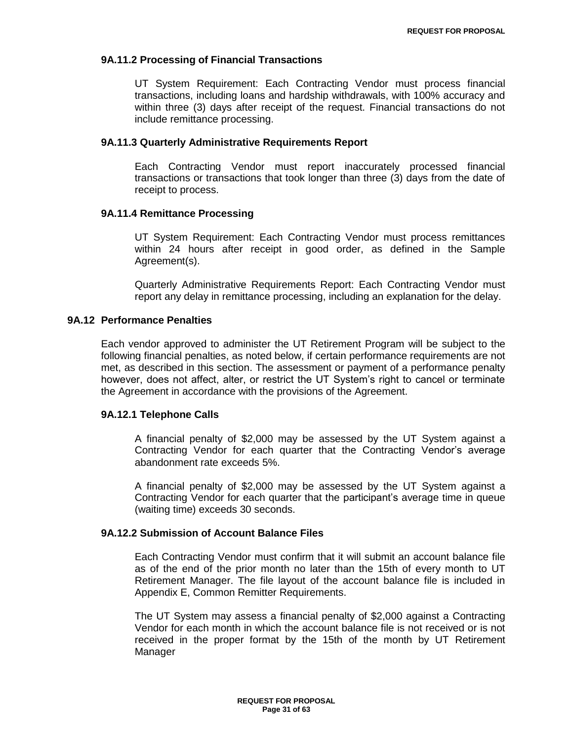#### 9A.11.2 Processing of Financial Transactions

UT System Requirement: Each Contracting Vendor must process financial transactions, including loans and hardship withdrawals, with 100% accuracy and within three (3) days after receipt of the request. Financial transactions do not include remittance processing.

#### 9A.11.3 Quarterly Administrative Requirements Report

Each Contracting Vendor must report inaccurately processed financial transactions or transactions that took longer than three (3) days from the date of receipt to process.

#### 9A.11.4 Remittance Processing

UT System Requirement: Each Contracting Vendor must process remittances within 24 hours after receipt in good order, as defined in the Sample Agreement(s).

Quarterly Administrative Requirements Report: Each Contracting Vendor must report any delay in remittance processing, including an explanation for the delay.

### 9A.12 Performance Penalties

Each vendor approved to administer the UT Retirement Program will be subject to the following financial penalties, as noted below, if certain performance requirements are not met, as described in this section. The assessment or payment of a performance penalty however, does not affect, alter, or restrict the UT System's right to cancel or terminate the Agreement in accordance with the provisions of the Agreement.

#### 9A.12.1 Telephone Calls

A financial penalty of $2,000 may be assessed by the UT System against a Contracting Vendor for each quarter that the Contracting Vendor's average abandonment rate exceeds 5%.

A financial penalty of $2,000 may be assessed by the UT System against a Contracting Vendor for each quarter that the participant's average time in queue (waiting time) exceeds 30 seconds.

#### 9A.12.2 Submission of Account Balance Files

Each Contracting Vendor must confirm that it will submit an account balance file as of the end of the prior month no later than the 15th of every month to UT Retirement Manager. The file layout of the account balance file is included in Appendix E, Common Remitter Requirements.

The UT System may assess a financial penalty of $2,000 against a Contracting Vendor for each month in which the account balance file is not received or is not received in the proper format by the 15th of the month by UT Retirement Manager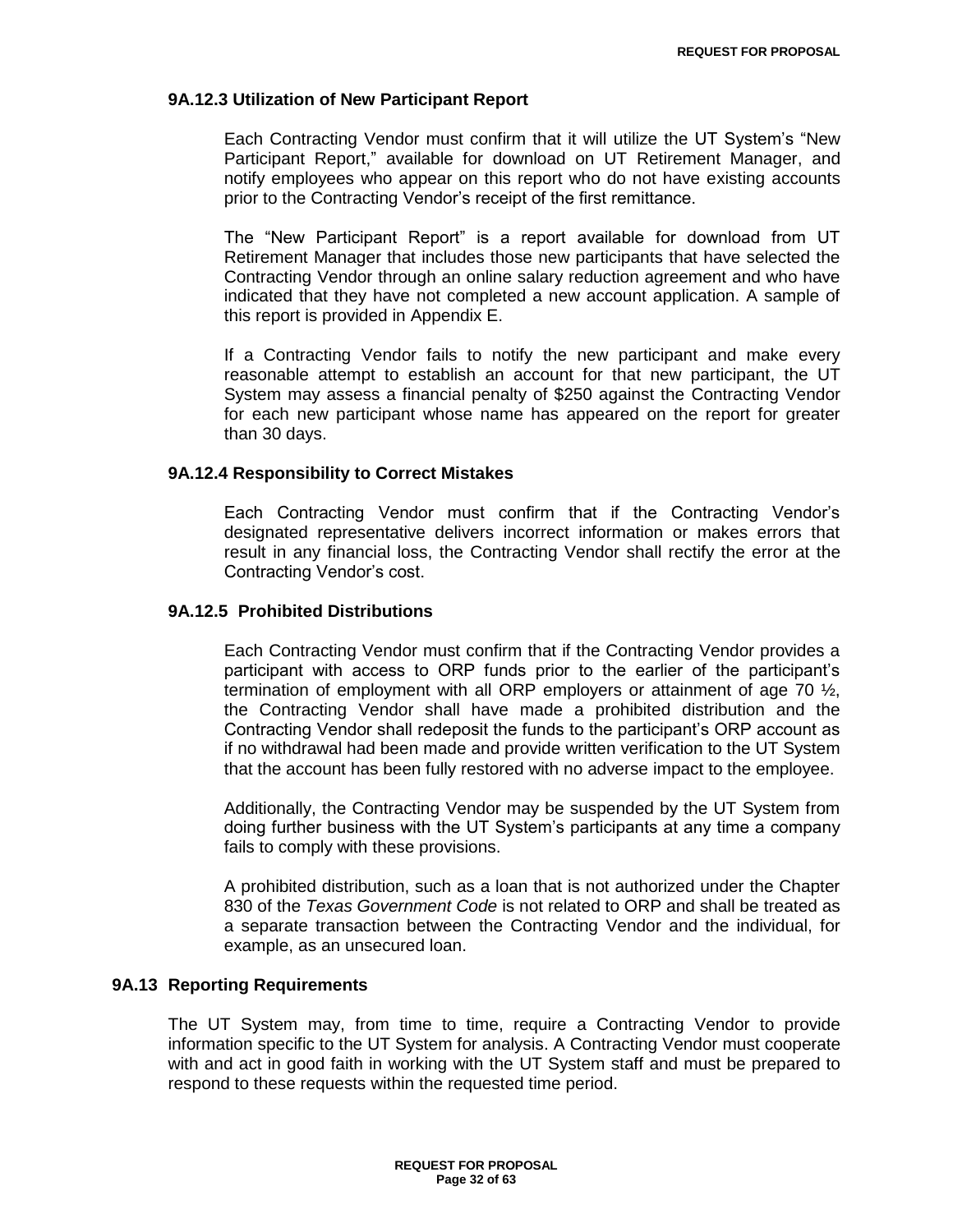### 9A.12.3 Utilization of New Participant Report

Each Contracting Vendor must confirm that it will utilize the UT System's "New Participant Report," available for download on UT Retirement Manager, and notify employees who appear on this report who do not have existing accounts prior to the Contracting Vendor's receipt of the first remittance.

The "New Participant Report" is a report available for download from UT Retirement Manager that includes those new participants that have selected the Contracting Vendor through an online salary reduction agreement and who have indicated that they have not completed a new account application. A sample of this report is provided in Appendix E.

If a Contracting Vendor fails to notify the new participant and make every reasonable attempt to establish an account for that new participant, the UT System may assess a financial penalty of $250 against the Contracting Vendor for each new participant whose name has appeared on the report for greater than 30 days.

### 9A.12.4 Responsibility to Correct Mistakes

Each Contracting Vendor must confirm that if the Contracting Vendor's designated representative delivers incorrect information or makes errors that result in any financial loss, the Contracting Vendor shall rectify the error at the Contracting Vendor's cost.

### 9A.12.5 Prohibited Distributions

Each Contracting Vendor must confirm that if the Contracting Vendor provides a participant with access to ORP funds prior to the earlier of the participant's termination of employment with all ORP employers or attainment of age 70 ½, the Contracting Vendor shall have made a prohibited distribution and the Contracting Vendor shall redeposit the funds to the participant's ORP account as if no withdrawal had been made and provide written verification to the UT System that the account has been fully restored with no adverse impact to the employee.

Additionally, the Contracting Vendor may be suspended by the UT System from doing further business with the UT System's participants at any time a company fails to comply with these provisions.

A prohibited distribution, such as a loan that is not authorized under the Chapter 830 of the *Texas Government Code* is not related to ORP and shall be treated as a separate transaction between the Contracting Vendor and the individual, for example, as an unsecured loan.

## 9A.13 Reporting Requirements

The UT System may, from time to time, require a Contracting Vendor to provide information specific to the UT System for analysis. A Contracting Vendor must cooperate with and act in good faith in working with the UT System staff and must be prepared to respond to these requests within the requested time period.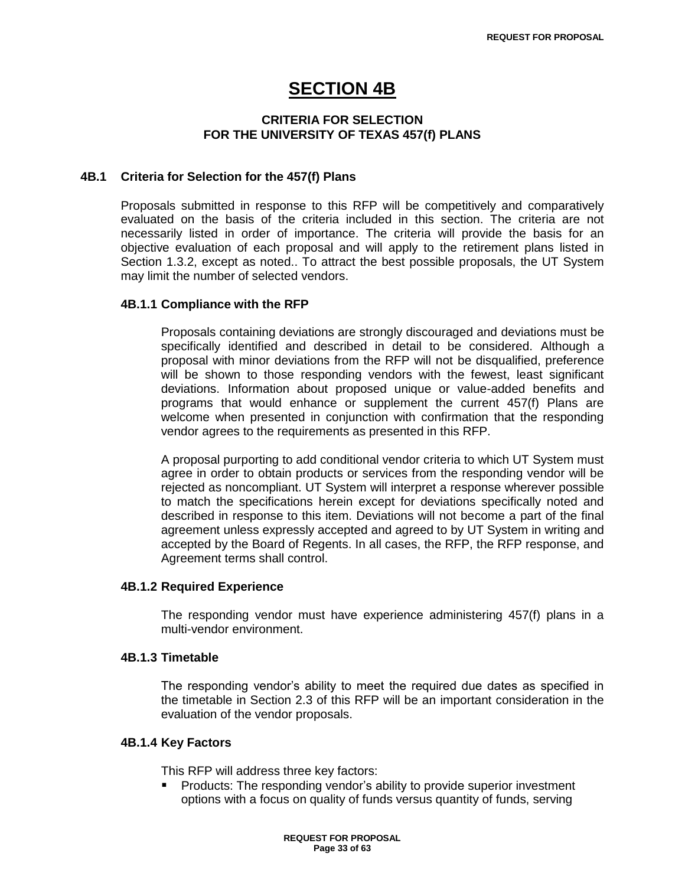# SECTION 4B

## CRITERIA FOR SELECTION FOR THE UNIVERSITY OF TEXAS 457(f) PLANS

### 4B.1 Criteria for Selection for the 457(f) Plans

Proposals submitted in response to this RFP will be competitively and comparatively evaluated on the basis of the criteria included in this section. The criteria are not necessarily listed in order of importance. The criteria will provide the basis for an objective evaluation of each proposal and will apply to the retirement plans listed in Section 1.3.2, except as noted.. To attract the best possible proposals, the UT System may limit the number of selected vendors.

#### 4B.1.1 Compliance with the RFP

Proposals containing deviations are strongly discouraged and deviations must be specifically identified and described in detail to be considered. Although a proposal with minor deviations from the RFP will not be disqualified, preference will be shown to those responding vendors with the fewest, least significant deviations. Information about proposed unique or value-added benefits and programs that would enhance or supplement the current 457(f) Plans are welcome when presented in conjunction with confirmation that the responding vendor agrees to the requirements as presented in this RFP.

A proposal purporting to add conditional vendor criteria to which UT System must agree in order to obtain products or services from the responding vendor will be rejected as noncompliant. UT System will interpret a response wherever possible to match the specifications herein except for deviations specifically noted and described in response to this item. Deviations will not become a part of the final agreement unless expressly accepted and agreed to by UT System in writing and accepted by the Board of Regents. In all cases, the RFP, the RFP response, and Agreement terms shall control.

#### 4B.1.2 Required Experience

The responding vendor must have experience administering 457(f) plans in a multi-vendor environment.

#### 4B.1.3 Timetable

The responding vendor's ability to meet the required due dates as specified in the timetable in Section 2.3 of this RFP will be an important consideration in the evaluation of the vendor proposals.

#### 4B.1.4 Key Factors

This RFP will address three key factors:

- Products: The responding vendor's ability to provide superior investment options with a focus on quality of funds versus quantity of funds, serving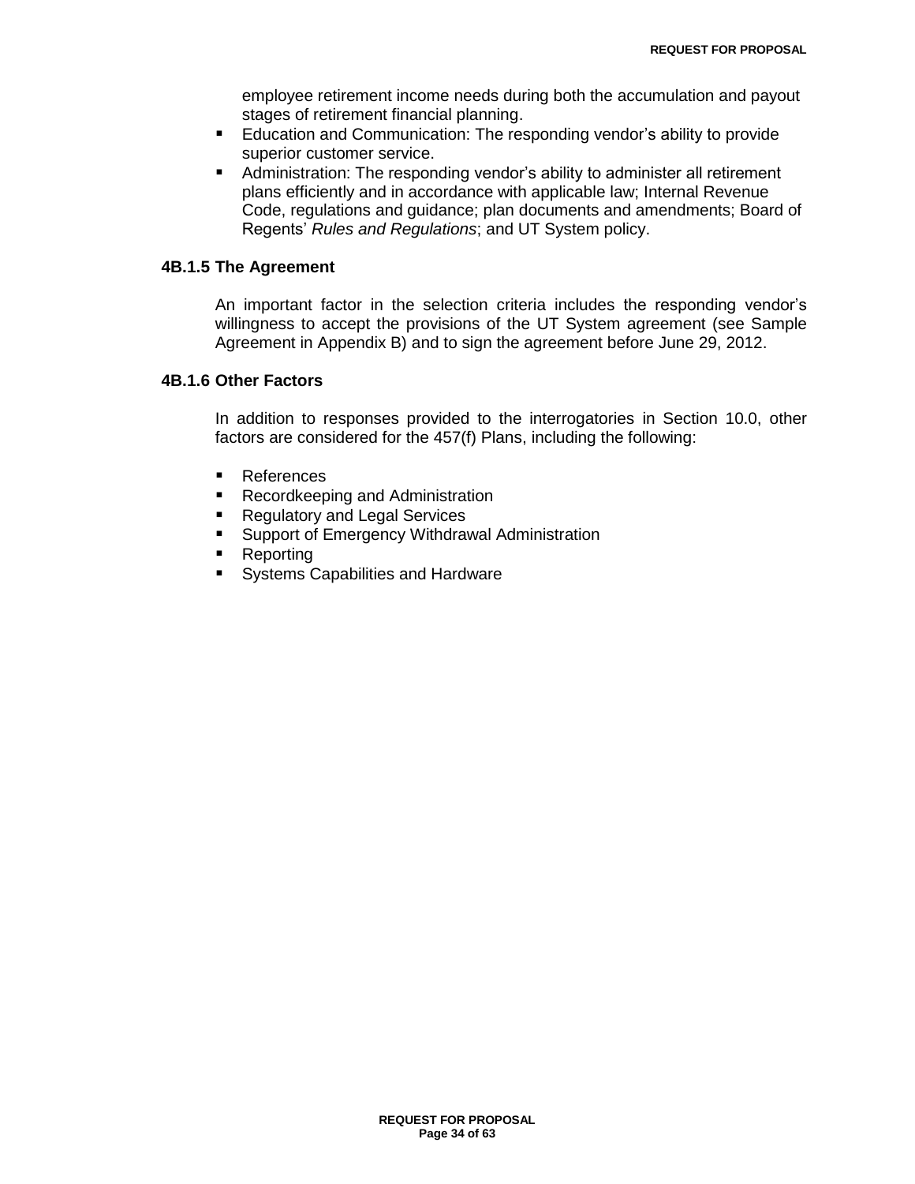employee retirement income needs during both the accumulation and payout stages of retirement financial planning.

- Education and Communication: The responding vendor's ability to provide superior customer service.
- Administration: The responding vendor's ability to administer all retirement plans efficiently and in accordance with applicable law; Internal Revenue Code, regulations and guidance; plan documents and amendments; Board of Regents' *Rules and Regulations*; and UT System policy.

### 4B.1.5 The Agreement

An important factor in the selection criteria includes the responding vendor's willingness to accept the provisions of the UT System agreement (see Sample Agreement in Appendix B) and to sign the agreement before June 29, 2012.

### 4B.1.6 Other Factors

In addition to responses provided to the interrogatories in Section 10.0, other factors are considered for the 457(f) Plans, including the following:

- References
- Recordkeeping and Administration
- Regulatory and Legal Services
- Support of Emergency Withdrawal Administration
- Reporting
- Systems Capabilities and Hardware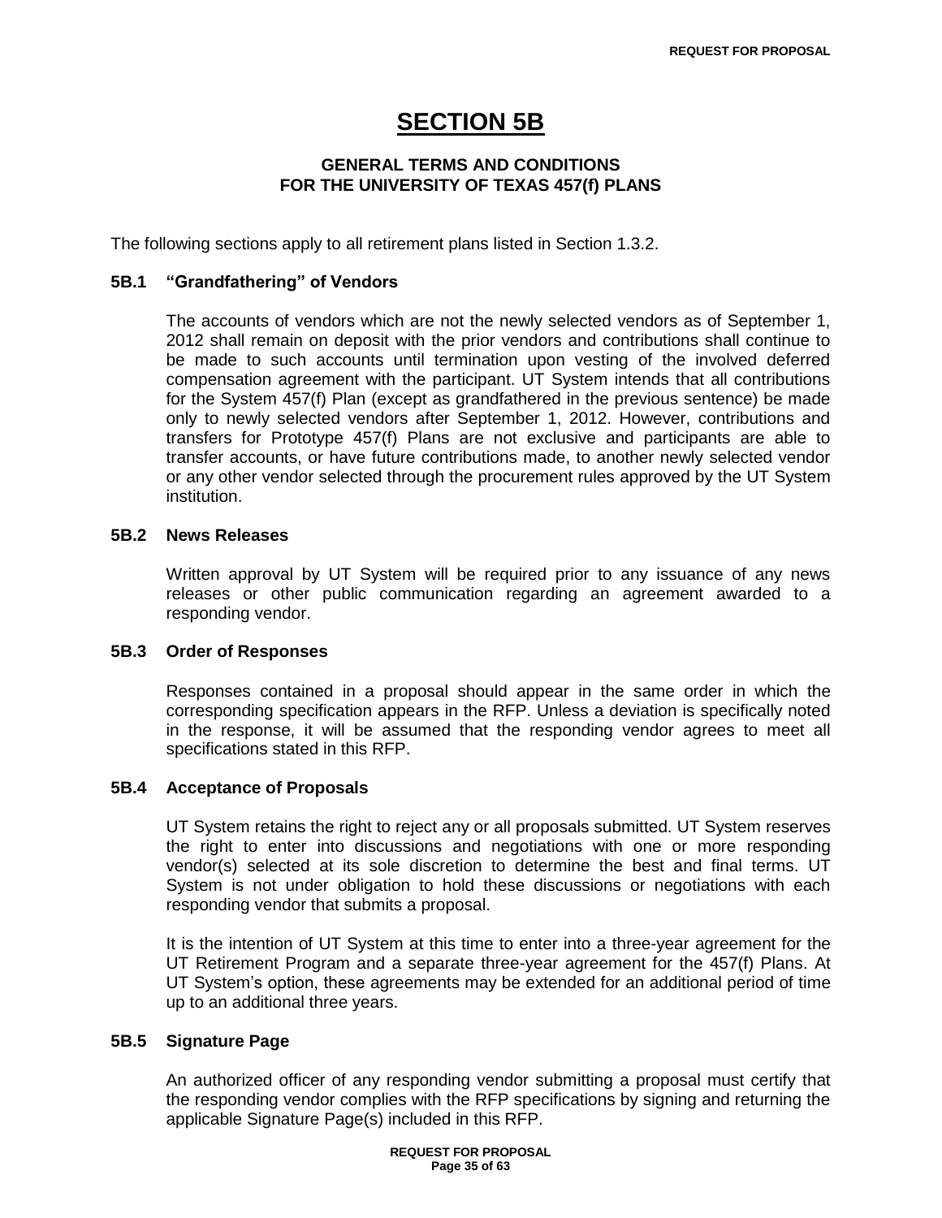# SECTION 5B

## GENERAL TERMS AND CONDITIONS FOR THE UNIVERSITY OF TEXAS 457(f) PLANS

The following sections apply to all retirement plans listed in Section 1.3.2.

### 5B.1 "Grandfathering" of Vendors

The accounts of vendors which are not the newly selected vendors as of September 1, 2012 shall remain on deposit with the prior vendors and contributions shall continue to be made to such accounts until termination upon vesting of the involved deferred compensation agreement with the participant. UT System intends that all contributions for the System 457(f) Plan (except as grandfathered in the previous sentence) be made only to newly selected vendors after September 1, 2012. However, contributions and transfers for Prototype 457(f) Plans are not exclusive and participants are able to transfer accounts, or have future contributions made, to another newly selected vendor or any other vendor selected through the procurement rules approved by the UT System institution.

### 5B.2 News Releases

Written approval by UT System will be required prior to any issuance of any news releases or other public communication regarding an agreement awarded to a responding vendor.

### 5B.3 Order of Responses

Responses contained in a proposal should appear in the same order in which the corresponding specification appears in the RFP. Unless a deviation is specifically noted in the response, it will be assumed that the responding vendor agrees to meet all specifications stated in this RFP.

### 5B.4 Acceptance of Proposals

UT System retains the right to reject any or all proposals submitted. UT System reserves the right to enter into discussions and negotiations with one or more responding vendor(s) selected at its sole discretion to determine the best and final terms. UT System is not under obligation to hold these discussions or negotiations with each responding vendor that submits a proposal.

It is the intention of UT System at this time to enter into a three-year agreement for the UT Retirement Program and a separate three-year agreement for the 457(f) Plans. At UT System's option, these agreements may be extended for an additional period of time up to an additional three years.

### 5B.5 Signature Page

An authorized officer of any responding vendor submitting a proposal must certify that the responding vendor complies with the RFP specifications by signing and returning the applicable Signature Page(s) included in this RFP.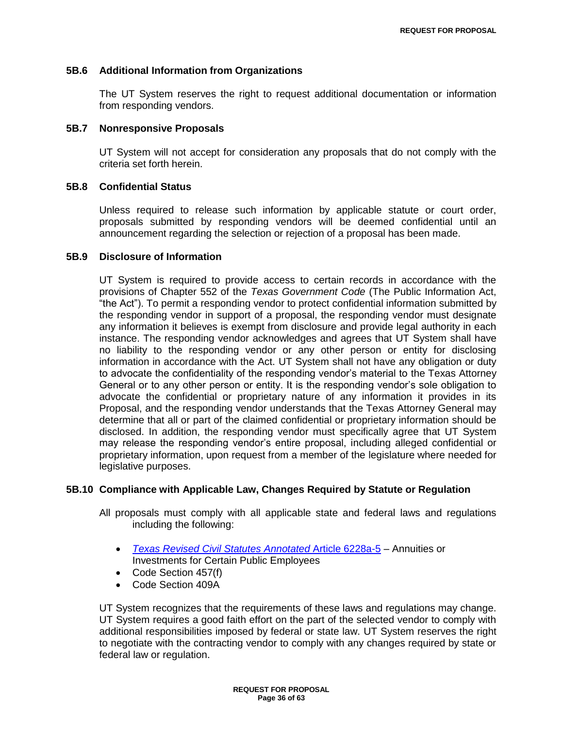### 5B.6 Additional Information from Organizations

The UT System reserves the right to request additional documentation or information from responding vendors.

### 5B.7 Nonresponsive Proposals

UT System will not accept for consideration any proposals that do not comply with the criteria set forth herein.

### 5B.8 Confidential Status

Unless required to release such information by applicable statute or court order, proposals submitted by responding vendors will be deemed confidential until an announcement regarding the selection or rejection of a proposal has been made.

### 5B.9 Disclosure of Information

UT System is required to provide access to certain records in accordance with the provisions of Chapter 552 of the *Texas Government Code* (The Public Information Act, "the Act"). To permit a responding vendor to protect confidential information submitted by the responding vendor in support of a proposal, the responding vendor must designate any information it believes is exempt from disclosure and provide legal authority in each instance. The responding vendor acknowledges and agrees that UT System shall have no liability to the responding vendor or any other person or entity for disclosing information in accordance with the Act. UT System shall not have any obligation or duty to advocate the confidentiality of the responding vendor's material to the Texas Attorney General or to any other person or entity. It is the responding vendor's sole obligation to advocate the confidential or proprietary nature of any information it provides in its Proposal, and the responding vendor understands that the Texas Attorney General may determine that all or part of the claimed confidential or proprietary information should be disclosed. In addition, the responding vendor must specifically agree that UT System may release the responding vendor's entire proposal, including alleged confidential or proprietary information, upon request from a member of the legislature where needed for legislative purposes.

### 5B.10 Compliance with Applicable Law, Changes Required by Statute or Regulation

All proposals must comply with all applicable state and federal laws and regulations including the following:

- *Texas Revised Civil Statutes Annotated* Article 6228a-5 – Annuities or Investments for Certain Public Employees
- Code Section 457(f)
- Code Section 409A

UT System recognizes that the requirements of these laws and regulations may change. UT System requires a good faith effort on the part of the selected vendor to comply with additional responsibilities imposed by federal or state law. UT System reserves the right to negotiate with the contracting vendor to comply with any changes required by state or federal law or regulation.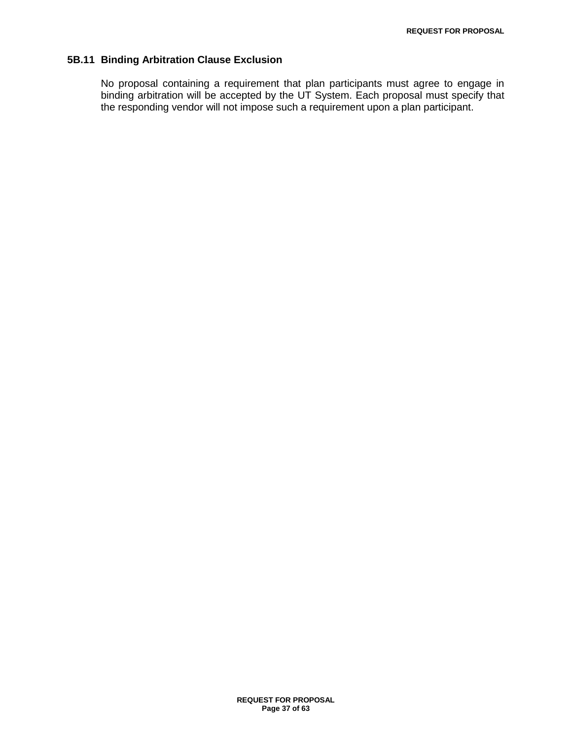### 5B.11 Binding Arbitration Clause Exclusion

No proposal containing a requirement that plan participants must agree to engage in binding arbitration will be accepted by the UT System. Each proposal must specify that the responding vendor will not impose such a requirement upon a plan participant.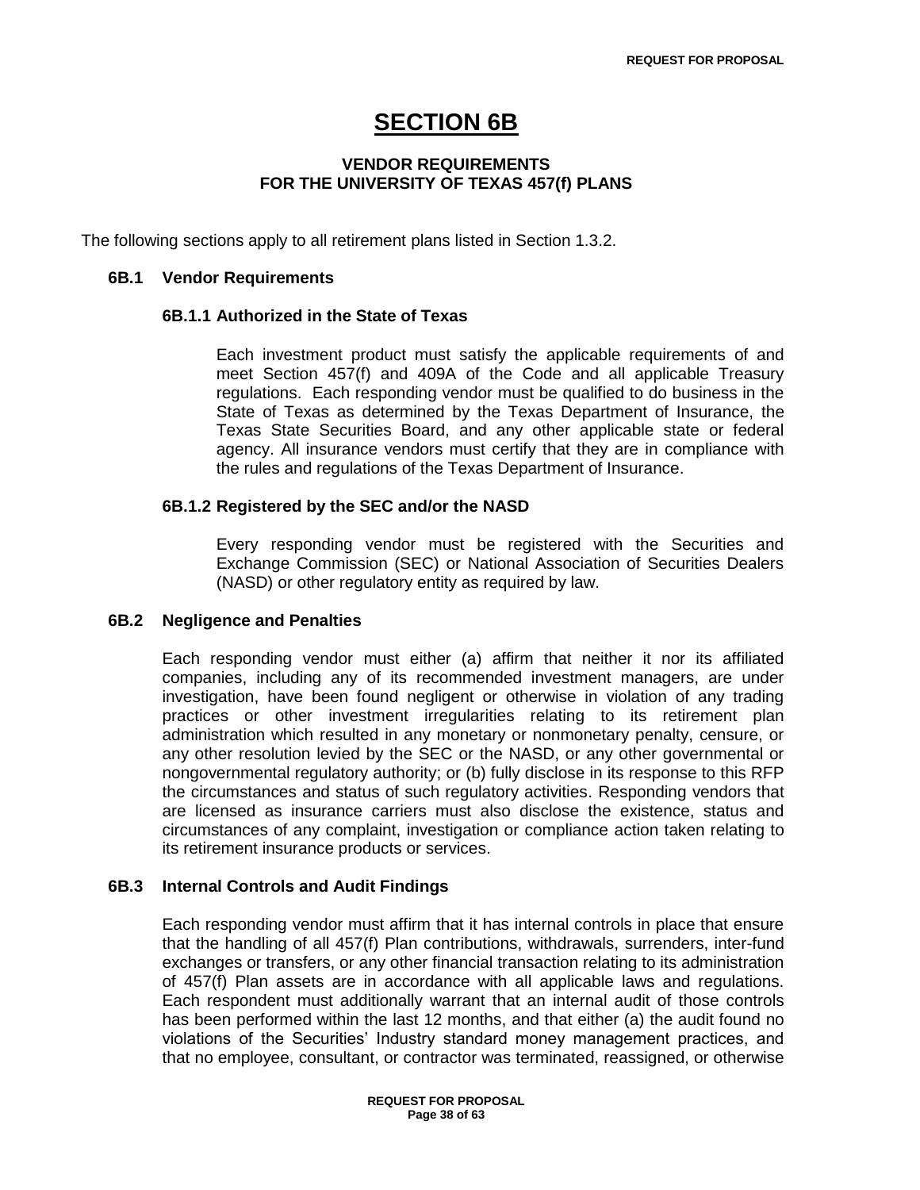# SECTION 6B

### VENDOR REQUIREMENTS FOR THE UNIVERSITY OF TEXAS 457(f) PLANS

The following sections apply to all retirement plans listed in Section 1.3.2.

## 6B.1 Vendor Requirements

### 6B.1.1 Authorized in the State of Texas

Each investment product must satisfy the applicable requirements of and meet Section 457(f) and 409A of the Code and all applicable Treasury regulations. Each responding vendor must be qualified to do business in the State of Texas as determined by the Texas Department of Insurance, the Texas State Securities Board, and any other applicable state or federal agency. All insurance vendors must certify that they are in compliance with the rules and regulations of the Texas Department of Insurance.

### 6B.1.2 Registered by the SEC and/or the NASD

Every responding vendor must be registered with the Securities and Exchange Commission (SEC) or National Association of Securities Dealers (NASD) or other regulatory entity as required by law.

## 6B.2 Negligence and Penalties

Each responding vendor must either (a) affirm that neither it nor its affiliated companies, including any of its recommended investment managers, are under investigation, have been found negligent or otherwise in violation of any trading practices or other investment irregularities relating to its retirement plan administration which resulted in any monetary or nonmonetary penalty, censure, or any other resolution levied by the SEC or the NASD, or any other governmental or nongovernmental regulatory authority; or (b) fully disclose in its response to this RFP the circumstances and status of such regulatory activities. Responding vendors that are licensed as insurance carriers must also disclose the existence, status and circumstances of any complaint, investigation or compliance action taken relating to its retirement insurance products or services.

## 6B.3 Internal Controls and Audit Findings

Each responding vendor must affirm that it has internal controls in place that ensure that the handling of all 457(f) Plan contributions, withdrawals, surrenders, inter-fund exchanges or transfers, or any other financial transaction relating to its administration of 457(f) Plan assets are in accordance with all applicable laws and regulations. Each respondent must additionally warrant that an internal audit of those controls has been performed within the last 12 months, and that either (a) the audit found no violations of the Securities' Industry standard money management practices, and that no employee, consultant, or contractor was terminated, reassigned, or otherwise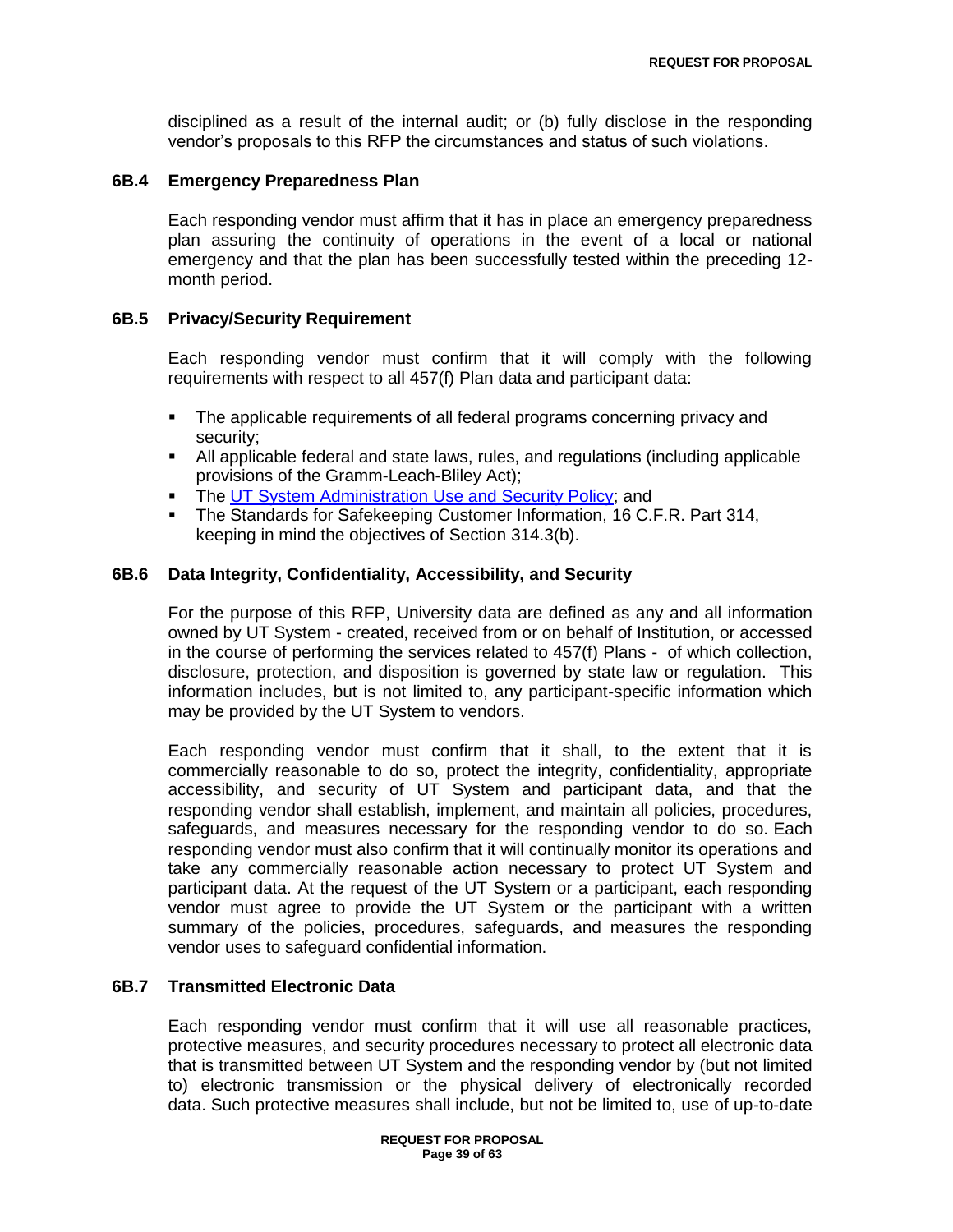disciplined as a result of the internal audit; or (b) fully disclose in the responding vendor's proposals to this RFP the circumstances and status of such violations.

### 6B.4 Emergency Preparedness Plan

Each responding vendor must affirm that it has in place an emergency preparedness plan assuring the continuity of operations in the event of a local or national emergency and that the plan has been successfully tested within the preceding 12-month period.

### 6B.5 Privacy/Security Requirement

Each responding vendor must confirm that it will comply with the following requirements with respect to all 457(f) Plan data and participant data:

- The applicable requirements of all federal programs concerning privacy and security;
- All applicable federal and state laws, rules, and regulations (including applicable provisions of the Gramm-Leach-Bliley Act);
- The UT System Administration Use and Security Policy; and
- The Standards for Safekeeping Customer Information, 16 C.F.R. Part 314, keeping in mind the objectives of Section 314.3(b).

### 6B.6 Data Integrity, Confidentiality, Accessibility, and Security

For the purpose of this RFP, University data are defined as any and all information owned by UT System - created, received from or on behalf of Institution, or accessed in the course of performing the services related to 457(f) Plans - of which collection, disclosure, protection, and disposition is governed by state law or regulation. This information includes, but is not limited to, any participant-specific information which may be provided by the UT System to vendors.

Each responding vendor must confirm that it shall, to the extent that it is commercially reasonable to do so, protect the integrity, confidentiality, appropriate accessibility, and security of UT System and participant data, and that the responding vendor shall establish, implement, and maintain all policies, procedures, safeguards, and measures necessary for the responding vendor to do so. Each responding vendor must also confirm that it will continually monitor its operations and take any commercially reasonable action necessary to protect UT System and participant data. At the request of the UT System or a participant, each responding vendor must agree to provide the UT System or the participant with a written summary of the policies, procedures, safeguards, and measures the responding vendor uses to safeguard confidential information.

### 6B.7 Transmitted Electronic Data

Each responding vendor must confirm that it will use all reasonable practices, protective measures, and security procedures necessary to protect all electronic data that is transmitted between UT System and the responding vendor by (but not limited to) electronic transmission or the physical delivery of electronically recorded data. Such protective measures shall include, but not be limited to, use of up-to-date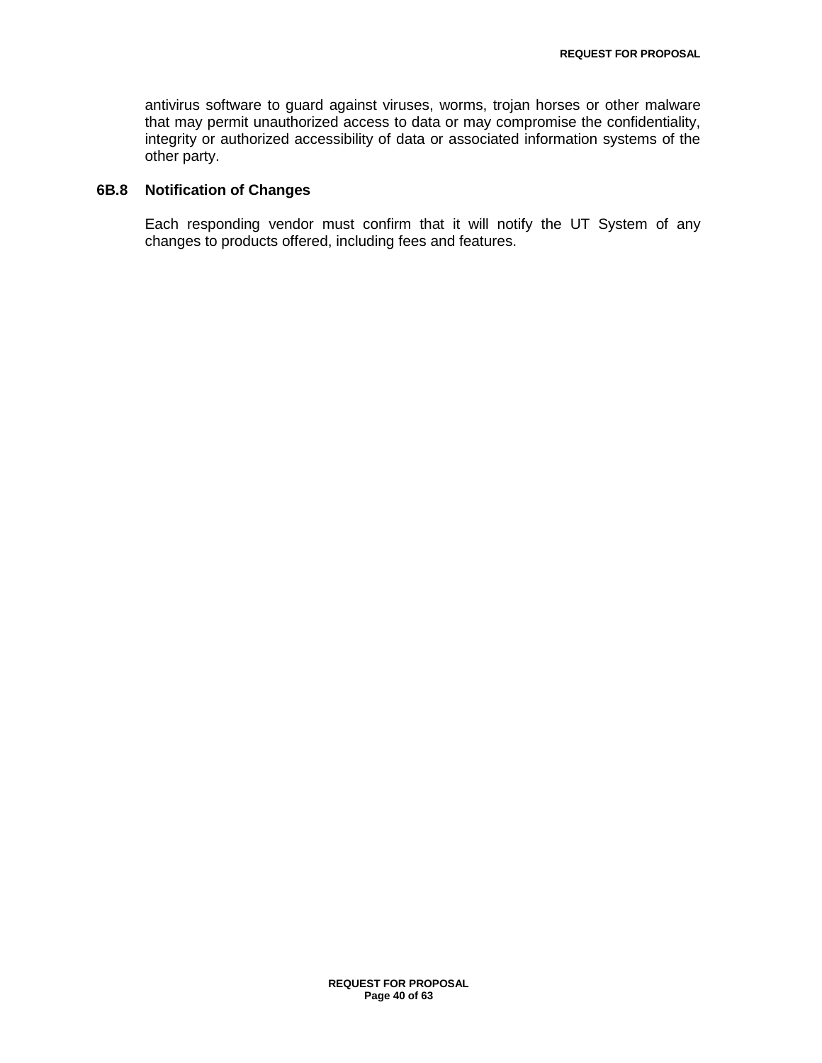antivirus software to guard against viruses, worms, trojan horses or other malware that may permit unauthorized access to data or may compromise the confidentiality, integrity or authorized accessibility of data or associated information systems of the other party.

### 6B.8 Notification of Changes

Each responding vendor must confirm that it will notify the UT System of any changes to products offered, including fees and features.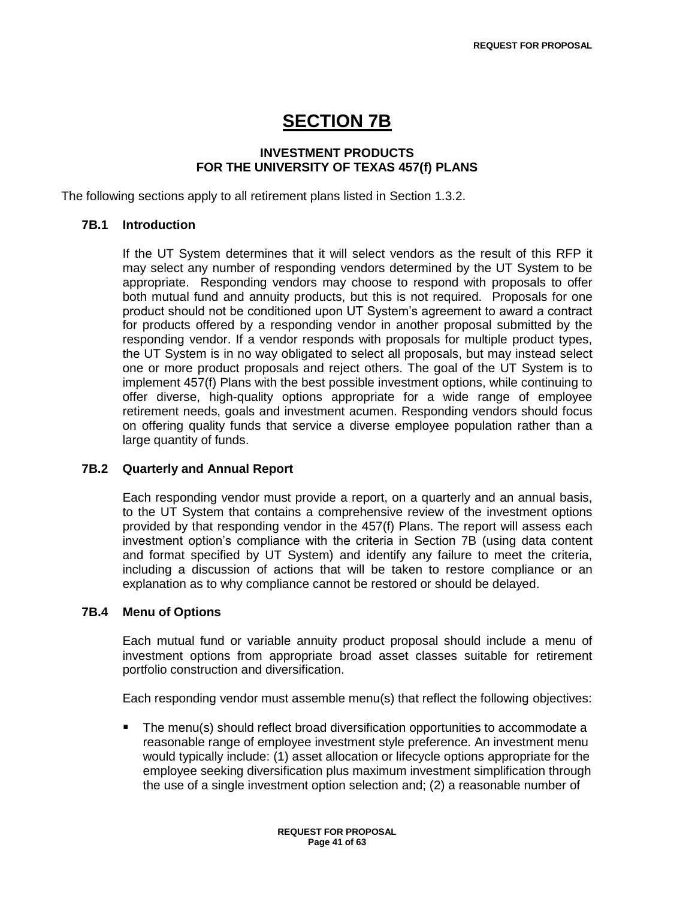# SECTION 7B

## INVESTMENT PRODUCTS FOR THE UNIVERSITY OF TEXAS 457(f) PLANS

The following sections apply to all retirement plans listed in Section 1.3.2.

### 7B.1 Introduction

If the UT System determines that it will select vendors as the result of this RFP it may select any number of responding vendors determined by the UT System to be appropriate. Responding vendors may choose to respond with proposals to offer both mutual fund and annuity products, but this is not required. Proposals for one product should not be conditioned upon UT System's agreement to award a contract for products offered by a responding vendor in another proposal submitted by the responding vendor. If a vendor responds with proposals for multiple product types, the UT System is in no way obligated to select all proposals, but may instead select one or more product proposals and reject others. The goal of the UT System is to implement 457(f) Plans with the best possible investment options, while continuing to offer diverse, high-quality options appropriate for a wide range of employee retirement needs, goals and investment acumen. Responding vendors should focus on offering quality funds that service a diverse employee population rather than a large quantity of funds.

### 7B.2 Quarterly and Annual Report

Each responding vendor must provide a report, on a quarterly and an annual basis, to the UT System that contains a comprehensive review of the investment options provided by that responding vendor in the 457(f) Plans. The report will assess each investment option's compliance with the criteria in Section 7B (using data content and format specified by UT System) and identify any failure to meet the criteria, including a discussion of actions that will be taken to restore compliance or an explanation as to why compliance cannot be restored or should be delayed.

### 7B.4 Menu of Options

Each mutual fund or variable annuity product proposal should include a menu of investment options from appropriate broad asset classes suitable for retirement portfolio construction and diversification.

Each responding vendor must assemble menu(s) that reflect the following objectives:

- The menu(s) should reflect broad diversification opportunities to accommodate a reasonable range of employee investment style preference. An investment menu would typically include: (1) asset allocation or lifecycle options appropriate for the employee seeking diversification plus maximum investment simplification through the use of a single investment option selection and; (2) a reasonable number of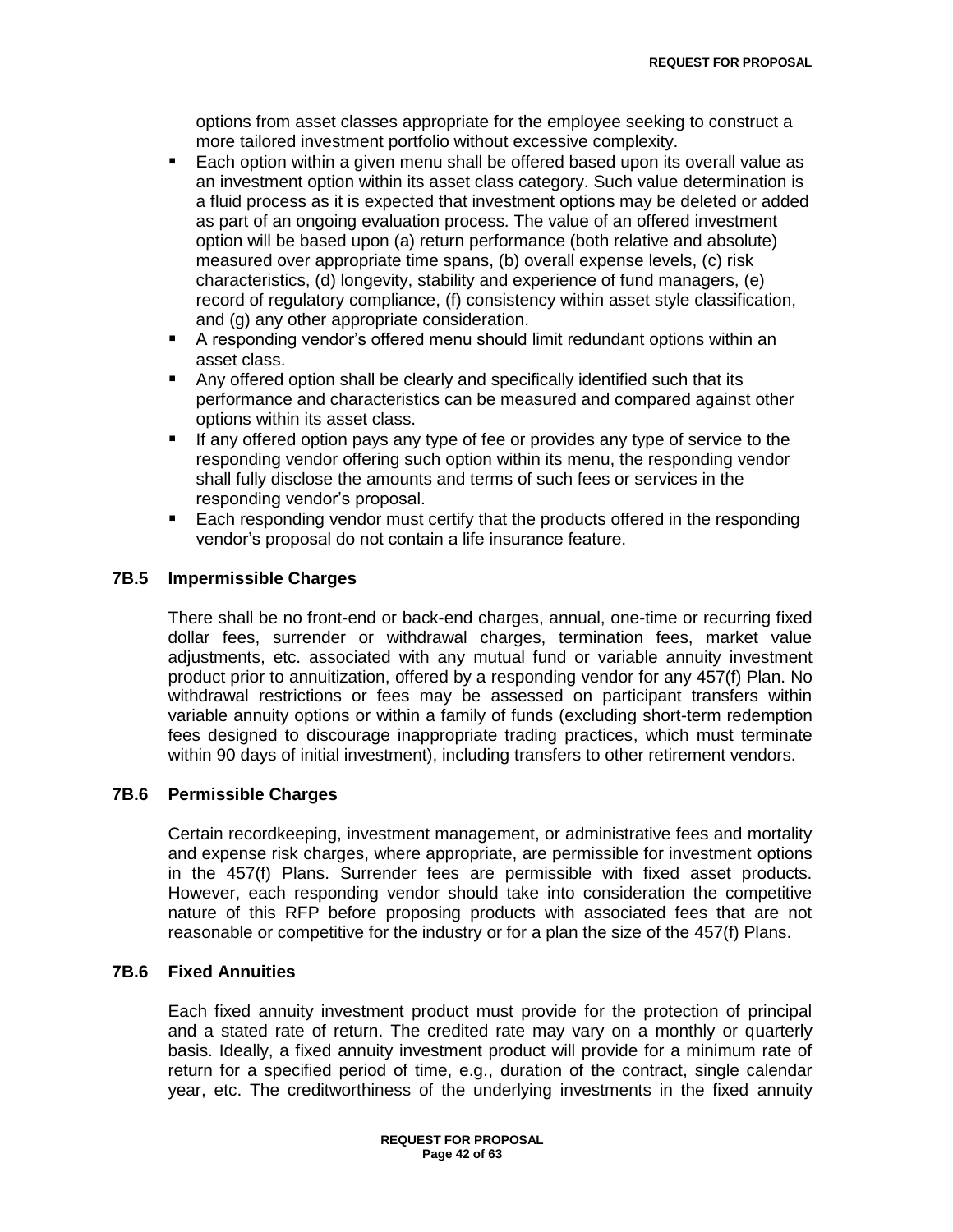options from asset classes appropriate for the employee seeking to construct a more tailored investment portfolio without excessive complexity.

- Each option within a given menu shall be offered based upon its overall value as an investment option within its asset class category. Such value determination is a fluid process as it is expected that investment options may be deleted or added as part of an ongoing evaluation process. The value of an offered investment option will be based upon (a) return performance (both relative and absolute) measured over appropriate time spans, (b) overall expense levels, (c) risk characteristics, (d) longevity, stability and experience of fund managers, (e) record of regulatory compliance, (f) consistency within asset style classification, and (g) any other appropriate consideration.
- A responding vendor's offered menu should limit redundant options within an asset class.
- Any offered option shall be clearly and specifically identified such that its performance and characteristics can be measured and compared against other options within its asset class.
- If any offered option pays any type of fee or provides any type of service to the responding vendor offering such option within its menu, the responding vendor shall fully disclose the amounts and terms of such fees or services in the responding vendor's proposal.
- Each responding vendor must certify that the products offered in the responding vendor's proposal do not contain a life insurance feature.

### 7B.5 Impermissible Charges

There shall be no front-end or back-end charges, annual, one-time or recurring fixed dollar fees, surrender or withdrawal charges, termination fees, market value adjustments, etc. associated with any mutual fund or variable annuity investment product prior to annuitization, offered by a responding vendor for any 457(f) Plan. No withdrawal restrictions or fees may be assessed on participant transfers within variable annuity options or within a family of funds (excluding short-term redemption fees designed to discourage inappropriate trading practices, which must terminate within 90 days of initial investment), including transfers to other retirement vendors.

### 7B.6 Permissible Charges

Certain recordkeeping, investment management, or administrative fees and mortality and expense risk charges, where appropriate, are permissible for investment options in the 457(f) Plans. Surrender fees are permissible with fixed asset products. However, each responding vendor should take into consideration the competitive nature of this RFP before proposing products with associated fees that are not reasonable or competitive for the industry or for a plan the size of the 457(f) Plans.

### 7B.6 Fixed Annuities

Each fixed annuity investment product must provide for the protection of principal and a stated rate of return. The credited rate may vary on a monthly or quarterly basis. Ideally, a fixed annuity investment product will provide for a minimum rate of return for a specified period of time, e.g., duration of the contract, single calendar year, etc. The creditworthiness of the underlying investments in the fixed annuity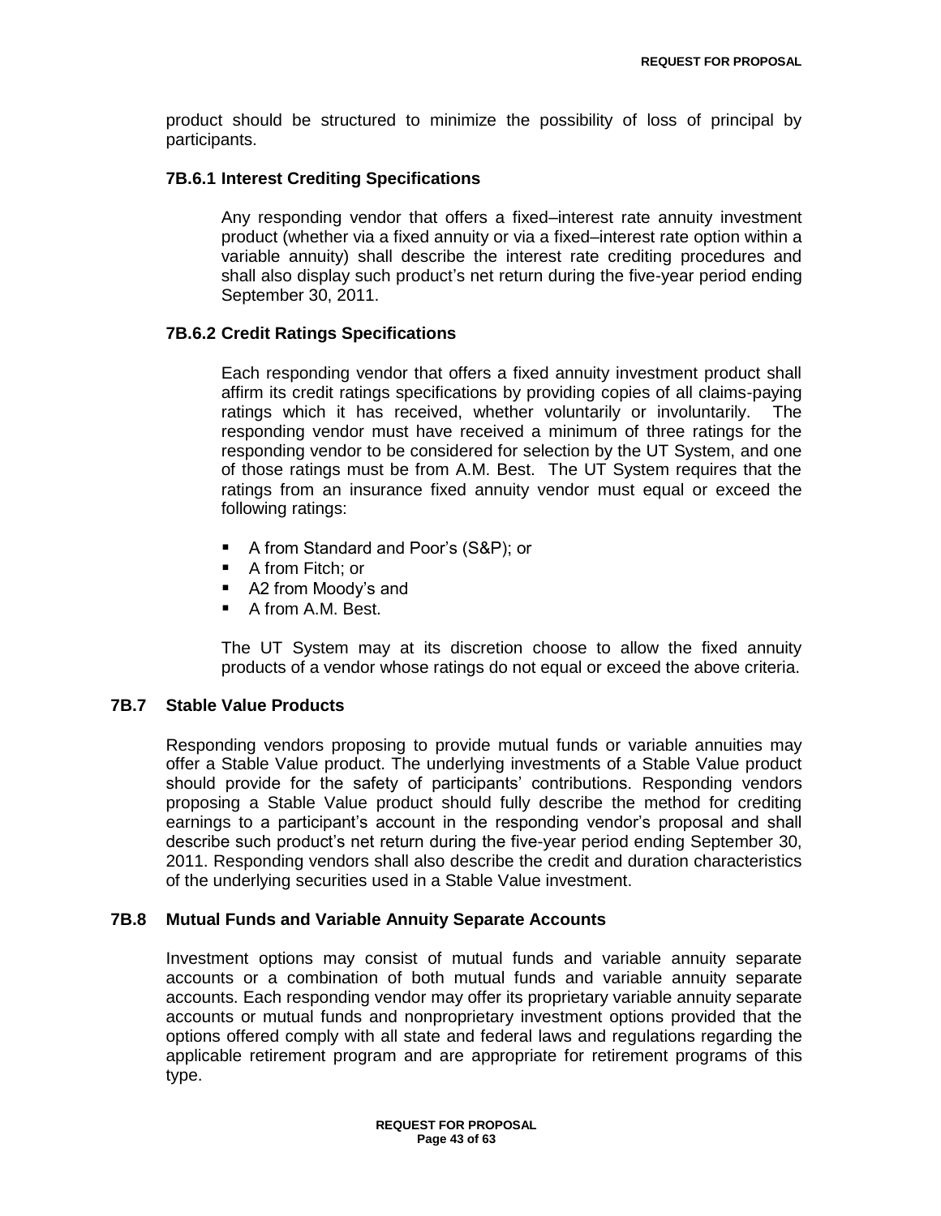product should be structured to minimize the possibility of loss of principal by participants.

#### 7B.6.1 Interest Crediting Specifications

Any responding vendor that offers a fixed–interest rate annuity investment product (whether via a fixed annuity or via a fixed–interest rate option within a variable annuity) shall describe the interest rate crediting procedures and shall also display such product's net return during the five-year period ending September 30, 2011.

#### 7B.6.2 Credit Ratings Specifications

Each responding vendor that offers a fixed annuity investment product shall affirm its credit ratings specifications by providing copies of all claims-paying ratings which it has received, whether voluntarily or involuntarily. The responding vendor must have received a minimum of three ratings for the responding vendor to be considered for selection by the UT System, and one of those ratings must be from A.M. Best. The UT System requires that the ratings from an insurance fixed annuity vendor must equal or exceed the following ratings:

- A from Standard and Poor's (S&P); or
- A from Fitch; or
- A2 from Moody's and
- A from A.M. Best.

The UT System may at its discretion choose to allow the fixed annuity products of a vendor whose ratings do not equal or exceed the above criteria.

### 7B.7 Stable Value Products

Responding vendors proposing to provide mutual funds or variable annuities may offer a Stable Value product. The underlying investments of a Stable Value product should provide for the safety of participants' contributions. Responding vendors proposing a Stable Value product should fully describe the method for crediting earnings to a participant's account in the responding vendor's proposal and shall describe such product's net return during the five-year period ending September 30, 2011. Responding vendors shall also describe the credit and duration characteristics of the underlying securities used in a Stable Value investment.

### 7B.8 Mutual Funds and Variable Annuity Separate Accounts

Investment options may consist of mutual funds and variable annuity separate accounts or a combination of both mutual funds and variable annuity separate accounts. Each responding vendor may offer its proprietary variable annuity separate accounts or mutual funds and nonproprietary investment options provided that the options offered comply with all state and federal laws and regulations regarding the applicable retirement program and are appropriate for retirement programs of this type.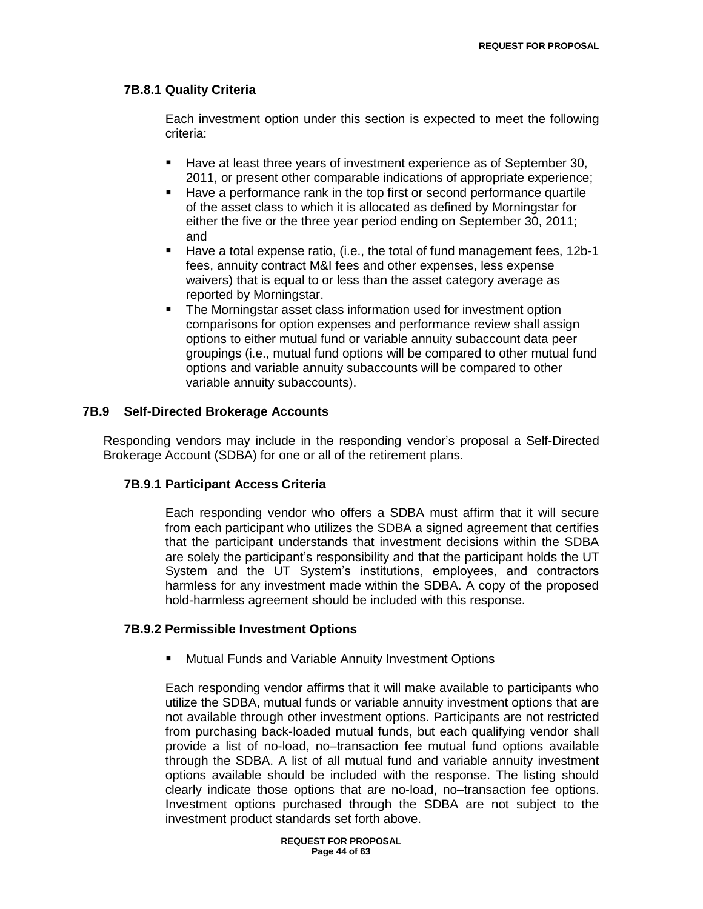#### 7B.8.1 Quality Criteria

Each investment option under this section is expected to meet the following criteria:

- Have at least three years of investment experience as of September 30, 2011, or present other comparable indications of appropriate experience;
- Have a performance rank in the top first or second performance quartile of the asset class to which it is allocated as defined by Morningstar for either the five or the three year period ending on September 30, 2011; and
- Have a total expense ratio, (i.e., the total of fund management fees, 12b-1 fees, annuity contract M&I fees and other expenses, less expense waivers) that is equal to or less than the asset category average as reported by Morningstar.
- The Morningstar asset class information used for investment option comparisons for option expenses and performance review shall assign options to either mutual fund or variable annuity subaccount data peer groupings (i.e., mutual fund options will be compared to other mutual fund options and variable annuity subaccounts will be compared to other variable annuity subaccounts).

### 7B.9 Self-Directed Brokerage Accounts

Responding vendors may include in the responding vendor's proposal a Self-Directed Brokerage Account (SDBA) for one or all of the retirement plans.

#### 7B.9.1 Participant Access Criteria

Each responding vendor who offers a SDBA must affirm that it will secure from each participant who utilizes the SDBA a signed agreement that certifies that the participant understands that investment decisions within the SDBA are solely the participant's responsibility and that the participant holds the UT System and the UT System's institutions, employees, and contractors harmless for any investment made within the SDBA. A copy of the proposed hold-harmless agreement should be included with this response.

#### 7B.9.2 Permissible Investment Options

- Mutual Funds and Variable Annuity Investment Options

Each responding vendor affirms that it will make available to participants who utilize the SDBA, mutual funds or variable annuity investment options that are not available through other investment options. Participants are not restricted from purchasing back-loaded mutual funds, but each qualifying vendor shall provide a list of no-load, no–transaction fee mutual fund options available through the SDBA. A list of all mutual fund and variable annuity investment options available should be included with the response. The listing should clearly indicate those options that are no-load, no–transaction fee options. Investment options purchased through the SDBA are not subject to the investment product standards set forth above.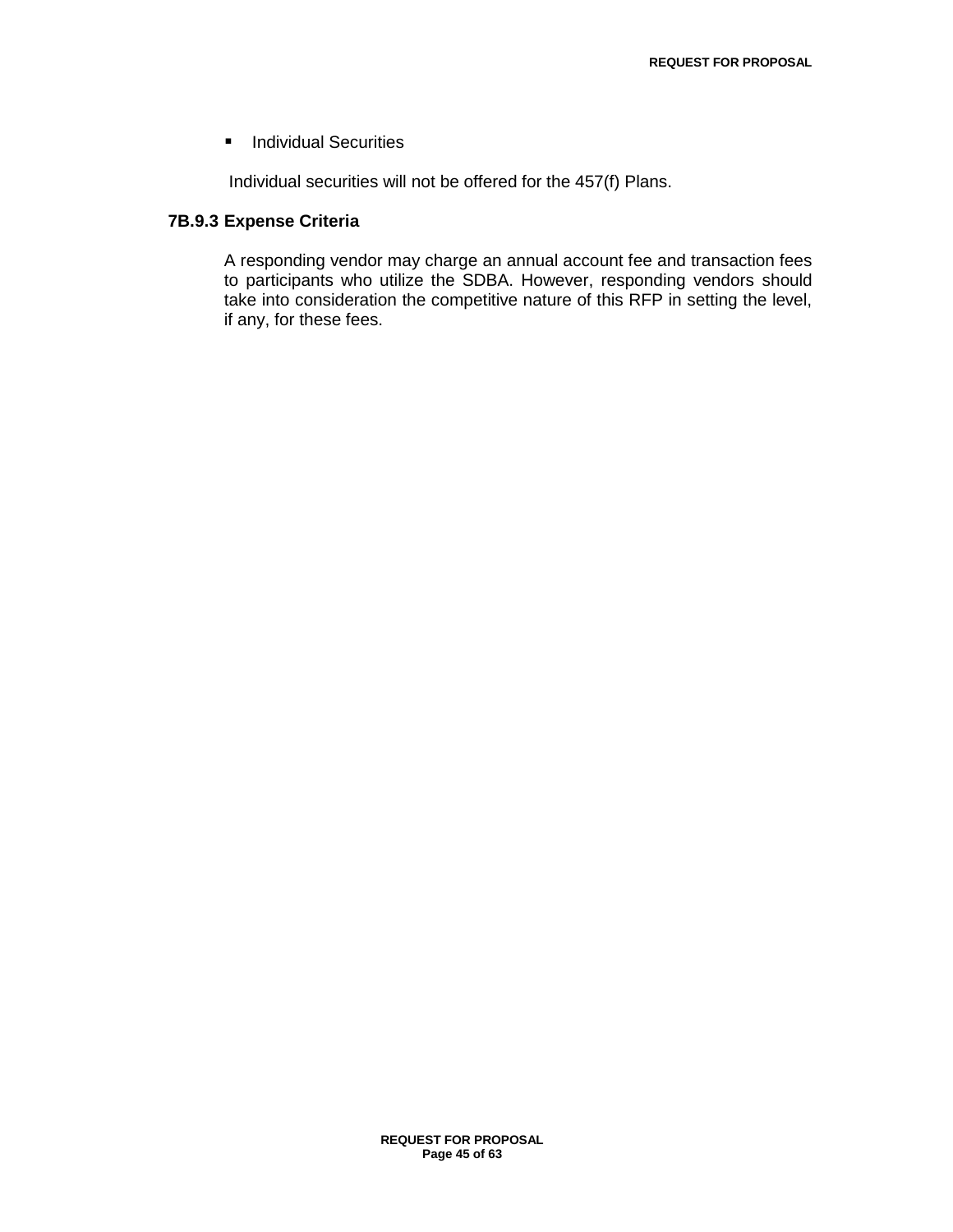- Individual Securities

Individual securities will not be offered for the 457(f) Plans.

### 7B.9.3 Expense Criteria

A responding vendor may charge an annual account fee and transaction fees to participants who utilize the SDBA. However, responding vendors should take into consideration the competitive nature of this RFP in setting the level, if any, for these fees.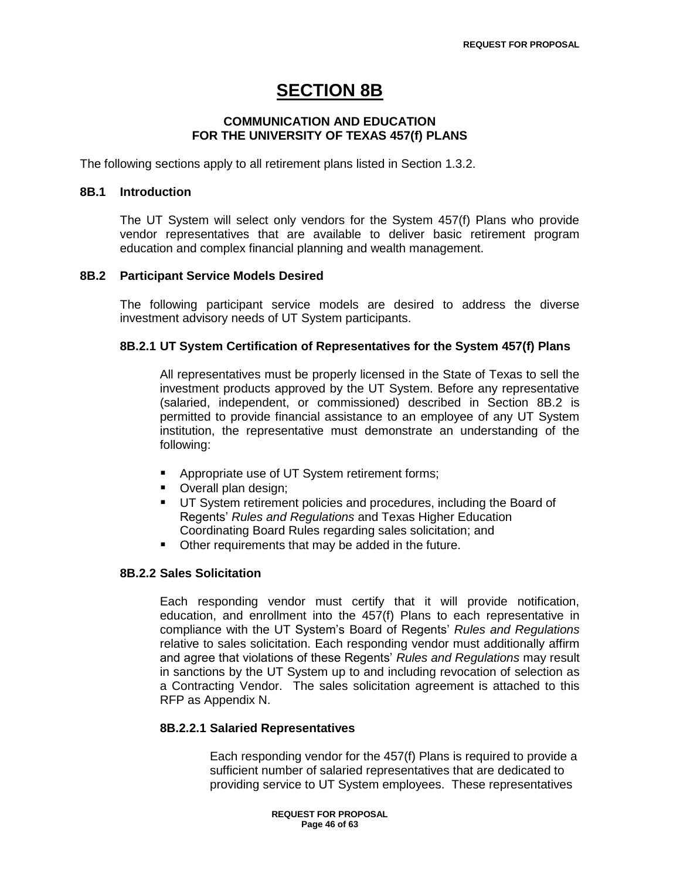# SECTION 8B

### COMMUNICATION AND EDUCATION FOR THE UNIVERSITY OF TEXAS 457(f) PLANS

The following sections apply to all retirement plans listed in Section 1.3.2.

## 8B.1 Introduction

The UT System will select only vendors for the System 457(f) Plans who provide vendor representatives that are available to deliver basic retirement program education and complex financial planning and wealth management.

## 8B.2 Participant Service Models Desired

The following participant service models are desired to address the diverse investment advisory needs of UT System participants.

### 8B.2.1 UT System Certification of Representatives for the System 457(f) Plans

All representatives must be properly licensed in the State of Texas to sell the investment products approved by the UT System. Before any representative (salaried, independent, or commissioned) described in Section 8B.2 is permitted to provide financial assistance to an employee of any UT System institution, the representative must demonstrate an understanding of the following:

- Appropriate use of UT System retirement forms;
- Overall plan design;
- UT System retirement policies and procedures, including the Board of Regents' *Rules and Regulations* and Texas Higher Education Coordinating Board Rules regarding sales solicitation; and
- Other requirements that may be added in the future.

### 8B.2.2 Sales Solicitation

Each responding vendor must certify that it will provide notification, education, and enrollment into the 457(f) Plans to each representative in compliance with the UT System's Board of Regents' *Rules and Regulations* relative to sales solicitation. Each responding vendor must additionally affirm and agree that violations of these Regents' *Rules and Regulations* may result in sanctions by the UT System up to and including revocation of selection as a Contracting Vendor. The sales solicitation agreement is attached to this RFP as Appendix N.

#### 8B.2.2.1 Salaried Representatives

Each responding vendor for the 457(f) Plans is required to provide a sufficient number of salaried representatives that are dedicated to providing service to UT System employees. These representatives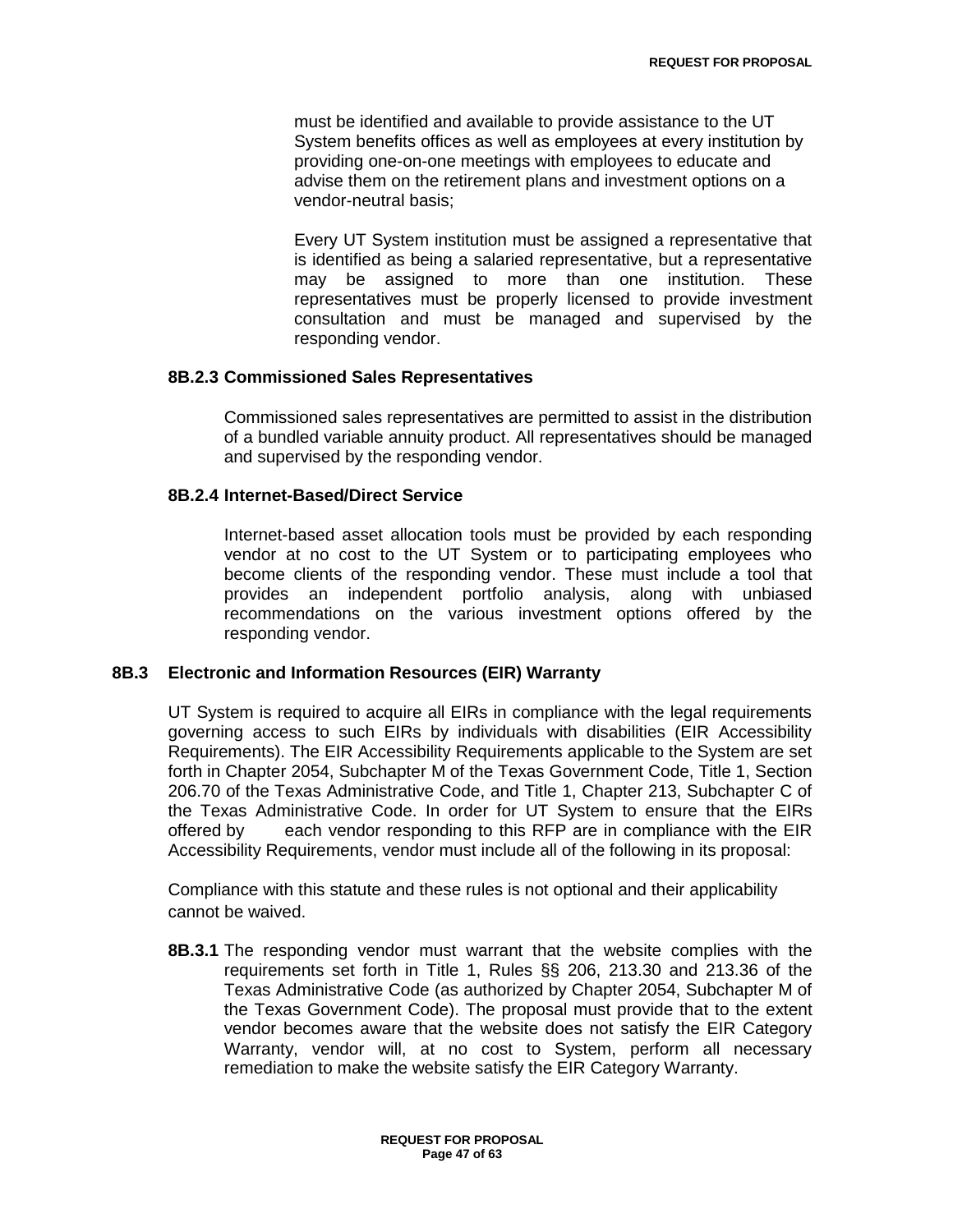must be identified and available to provide assistance to the UT System benefits offices as well as employees at every institution by providing one-on-one meetings with employees to educate and advise them on the retirement plans and investment options on a vendor-neutral basis;

Every UT System institution must be assigned a representative that is identified as being a salaried representative, but a representative may be assigned to more than one institution. These representatives must be properly licensed to provide investment consultation and must be managed and supervised by the responding vendor.

#### 8B.2.3 Commissioned Sales Representatives

Commissioned sales representatives are permitted to assist in the distribution of a bundled variable annuity product. All representatives should be managed and supervised by the responding vendor.

#### 8B.2.4 Internet-Based/Direct Service

Internet-based asset allocation tools must be provided by each responding vendor at no cost to the UT System or to participating employees who become clients of the responding vendor. These must include a tool that provides an independent portfolio analysis, along with unbiased recommendations on the various investment options offered by the responding vendor.

### 8B.3 Electronic and Information Resources (EIR) Warranty

UT System is required to acquire all EIRs in compliance with the legal requirements governing access to such EIRs by individuals with disabilities (EIR Accessibility Requirements). The EIR Accessibility Requirements applicable to the System are set forth in Chapter 2054, Subchapter M of the Texas Government Code, Title 1, Section 206.70 of the Texas Administrative Code, and Title 1, Chapter 213, Subchapter C of the Texas Administrative Code. In order for UT System to ensure that the EIRs offered by each vendor responding to this RFP are in compliance with the EIR Accessibility Requirements, vendor must include all of the following in its proposal:

Compliance with this statute and these rules is not optional and their applicability cannot be waived.

**8B.3.1** The responding vendor must warrant that the website complies with the requirements set forth in Title 1, Rules §§ 206, 213.30 and 213.36 of the Texas Administrative Code (as authorized by Chapter 2054, Subchapter M of the Texas Government Code). The proposal must provide that to the extent vendor becomes aware that the website does not satisfy the EIR Category Warranty, vendor will, at no cost to System, perform all necessary remediation to make the website satisfy the EIR Category Warranty.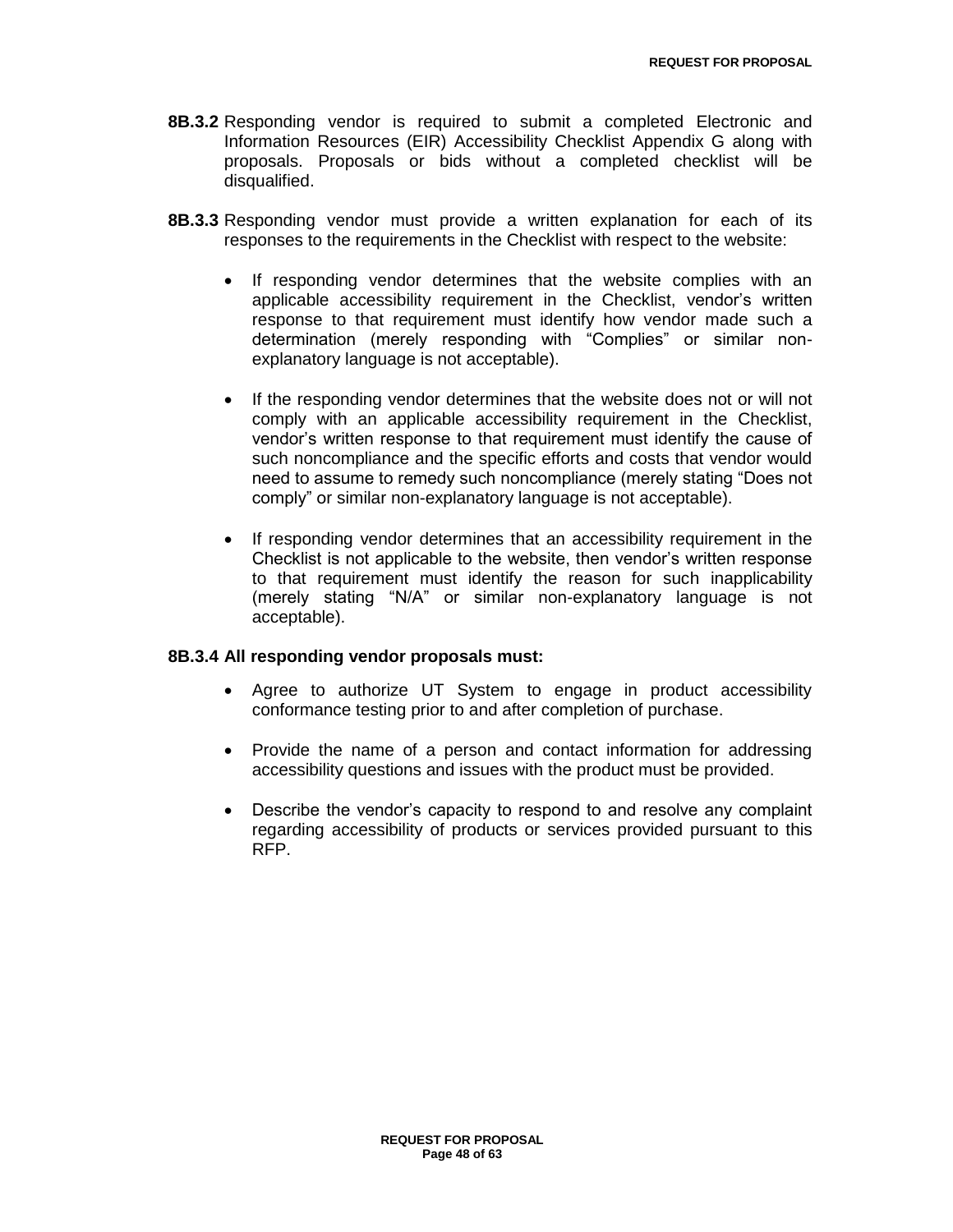**8B.3.2** Responding vendor is required to submit a completed Electronic and Information Resources (EIR) Accessibility Checklist Appendix G along with proposals. Proposals or bids without a completed checklist will be disqualified.

**8B.3.3** Responding vendor must provide a written explanation for each of its responses to the requirements in the Checklist with respect to the website:

- If responding vendor determines that the website complies with an applicable accessibility requirement in the Checklist, vendor's written response to that requirement must identify how vendor made such a determination (merely responding with "Complies" or similar non-explanatory language is not acceptable).

- If the responding vendor determines that the website does not or will not comply with an applicable accessibility requirement in the Checklist, vendor's written response to that requirement must identify the cause of such noncompliance and the specific efforts and costs that vendor would need to assume to remedy such noncompliance (merely stating "Does not comply" or similar non-explanatory language is not acceptable).

- If responding vendor determines that an accessibility requirement in the Checklist is not applicable to the website, then vendor's written response to that requirement must identify the reason for such inapplicability (merely stating "N/A" or similar non-explanatory language is not acceptable).

**8B.3.4 All responding vendor proposals must:**

- Agree to authorize UT System to engage in product accessibility conformance testing prior to and after completion of purchase.

- Provide the name of a person and contact information for addressing accessibility questions and issues with the product must be provided.

- Describe the vendor's capacity to respond to and resolve any complaint regarding accessibility of products or services provided pursuant to this RFP.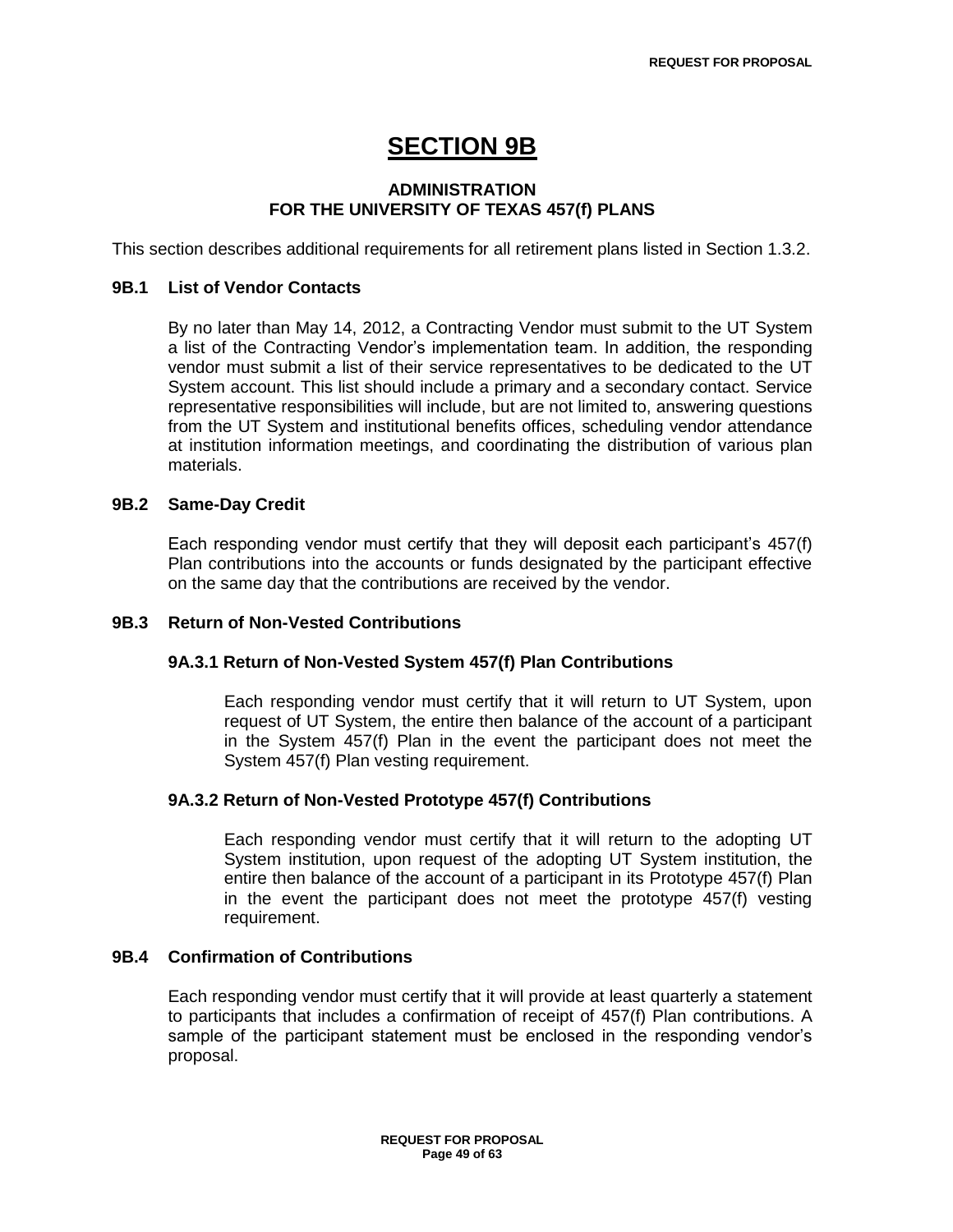# SECTION 9B

## ADMINISTRATION FOR THE UNIVERSITY OF TEXAS 457(f) PLANS

This section describes additional requirements for all retirement plans listed in Section 1.3.2.

### 9B.1 List of Vendor Contacts

By no later than May 14, 2012, a Contracting Vendor must submit to the UT System a list of the Contracting Vendor's implementation team. In addition, the responding vendor must submit a list of their service representatives to be dedicated to the UT System account. This list should include a primary and a secondary contact. Service representative responsibilities will include, but are not limited to, answering questions from the UT System and institutional benefits offices, scheduling vendor attendance at institution information meetings, and coordinating the distribution of various plan materials.

### 9B.2 Same-Day Credit

Each responding vendor must certify that they will deposit each participant's 457(f) Plan contributions into the accounts or funds designated by the participant effective on the same day that the contributions are received by the vendor.

### 9B.3 Return of Non-Vested Contributions

#### 9A.3.1 Return of Non-Vested System 457(f) Plan Contributions

Each responding vendor must certify that it will return to UT System, upon request of UT System, the entire then balance of the account of a participant in the System 457(f) Plan in the event the participant does not meet the System 457(f) Plan vesting requirement.

#### 9A.3.2 Return of Non-Vested Prototype 457(f) Contributions

Each responding vendor must certify that it will return to the adopting UT System institution, upon request of the adopting UT System institution, the entire then balance of the account of a participant in its Prototype 457(f) Plan in the event the participant does not meet the prototype 457(f) vesting requirement.

### 9B.4 Confirmation of Contributions

Each responding vendor must certify that it will provide at least quarterly a statement to participants that includes a confirmation of receipt of 457(f) Plan contributions. A sample of the participant statement must be enclosed in the responding vendor's proposal.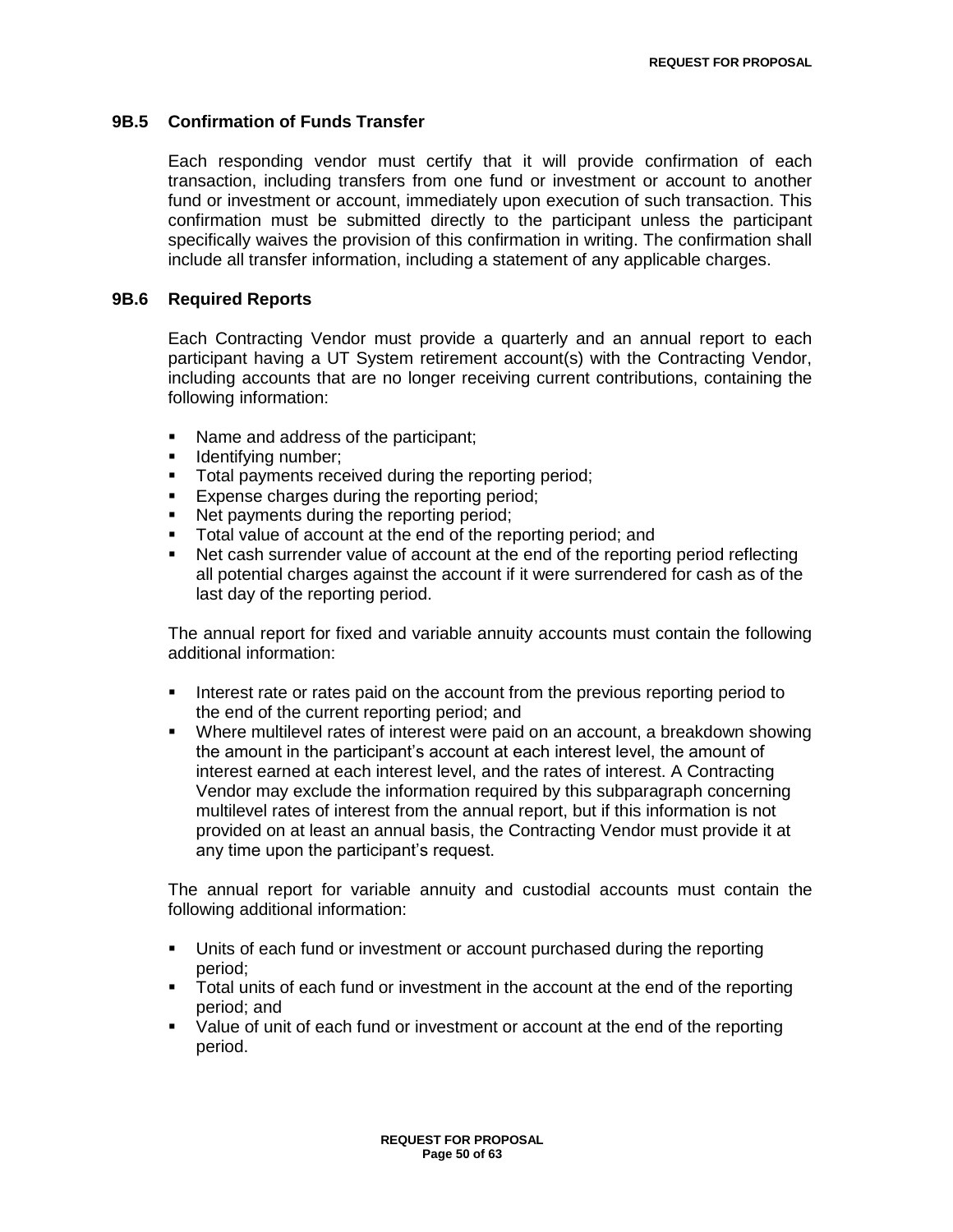### 9B.5 Confirmation of Funds Transfer

Each responding vendor must certify that it will provide confirmation of each transaction, including transfers from one fund or investment or account to another fund or investment or account, immediately upon execution of such transaction. This confirmation must be submitted directly to the participant unless the participant specifically waives the provision of this confirmation in writing. The confirmation shall include all transfer information, including a statement of any applicable charges.

### 9B.6 Required Reports

Each Contracting Vendor must provide a quarterly and an annual report to each participant having a UT System retirement account(s) with the Contracting Vendor, including accounts that are no longer receiving current contributions, containing the following information:

- Name and address of the participant;
- Identifying number;
- Total payments received during the reporting period;
- Expense charges during the reporting period;
- Net payments during the reporting period;
- Total value of account at the end of the reporting period; and
- Net cash surrender value of account at the end of the reporting period reflecting all potential charges against the account if it were surrendered for cash as of the last day of the reporting period.

The annual report for fixed and variable annuity accounts must contain the following additional information:

- Interest rate or rates paid on the account from the previous reporting period to the end of the current reporting period; and
- Where multilevel rates of interest were paid on an account, a breakdown showing the amount in the participant's account at each interest level, the amount of interest earned at each interest level, and the rates of interest. A Contracting Vendor may exclude the information required by this subparagraph concerning multilevel rates of interest from the annual report, but if this information is not provided on at least an annual basis, the Contracting Vendor must provide it at any time upon the participant's request.

The annual report for variable annuity and custodial accounts must contain the following additional information:

- Units of each fund or investment or account purchased during the reporting period;
- Total units of each fund or investment in the account at the end of the reporting period; and
- Value of unit of each fund or investment or account at the end of the reporting period.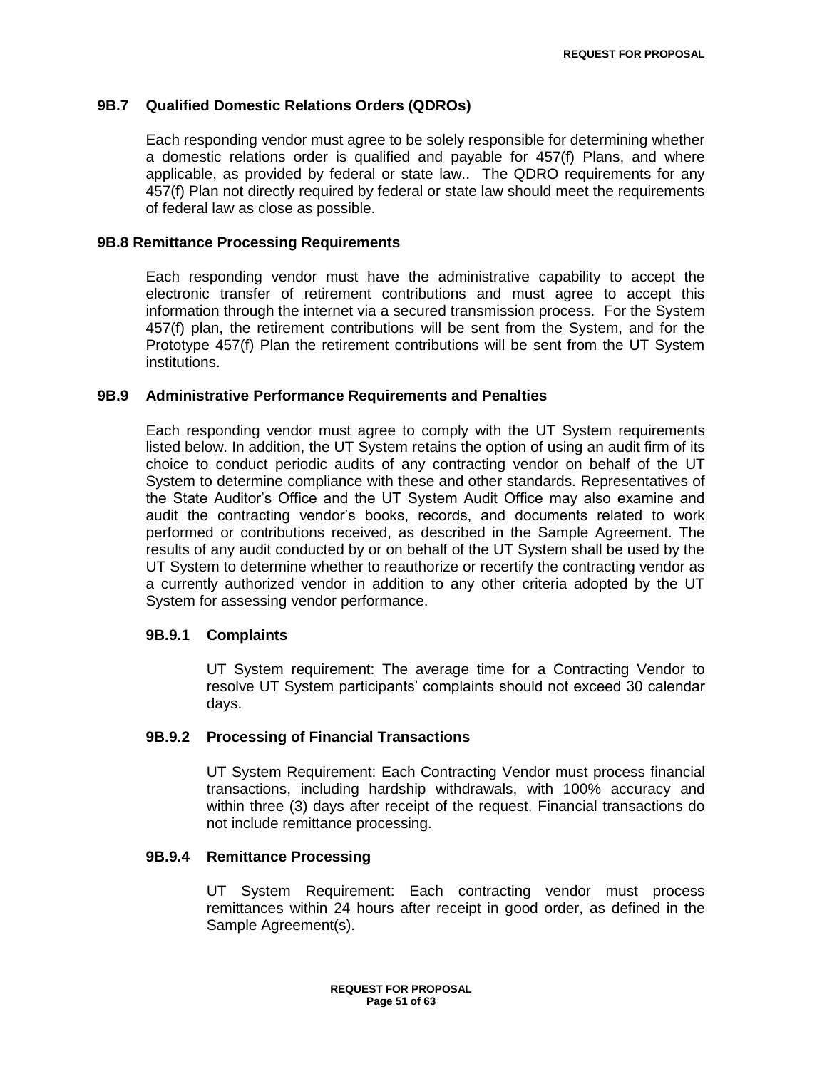### 9B.7 Qualified Domestic Relations Orders (QDROs)

Each responding vendor must agree to be solely responsible for determining whether a domestic relations order is qualified and payable for 457(f) Plans, and where applicable, as provided by federal or state law.. The QDRO requirements for any 457(f) Plan not directly required by federal or state law should meet the requirements of federal law as close as possible.

### 9B.8 Remittance Processing Requirements

Each responding vendor must have the administrative capability to accept the electronic transfer of retirement contributions and must agree to accept this information through the internet via a secured transmission process. For the System 457(f) plan, the retirement contributions will be sent from the System, and for the Prototype 457(f) Plan the retirement contributions will be sent from the UT System institutions.

### 9B.9 Administrative Performance Requirements and Penalties

Each responding vendor must agree to comply with the UT System requirements listed below. In addition, the UT System retains the option of using an audit firm of its choice to conduct periodic audits of any contracting vendor on behalf of the UT System to determine compliance with these and other standards. Representatives of the State Auditor's Office and the UT System Audit Office may also examine and audit the contracting vendor's books, records, and documents related to work performed or contributions received, as described in the Sample Agreement. The results of any audit conducted by or on behalf of the UT System shall be used by the UT System to determine whether to reauthorize or recertify the contracting vendor as a currently authorized vendor in addition to any other criteria adopted by the UT System for assessing vendor performance.

#### 9B.9.1 Complaints

UT System requirement: The average time for a Contracting Vendor to resolve UT System participants' complaints should not exceed 30 calendar days.

#### 9B.9.2 Processing of Financial Transactions

UT System Requirement: Each Contracting Vendor must process financial transactions, including hardship withdrawals, with 100% accuracy and within three (3) days after receipt of the request. Financial transactions do not include remittance processing.

#### 9B.9.4 Remittance Processing

UT System Requirement: Each contracting vendor must process remittances within 24 hours after receipt in good order, as defined in the Sample Agreement(s).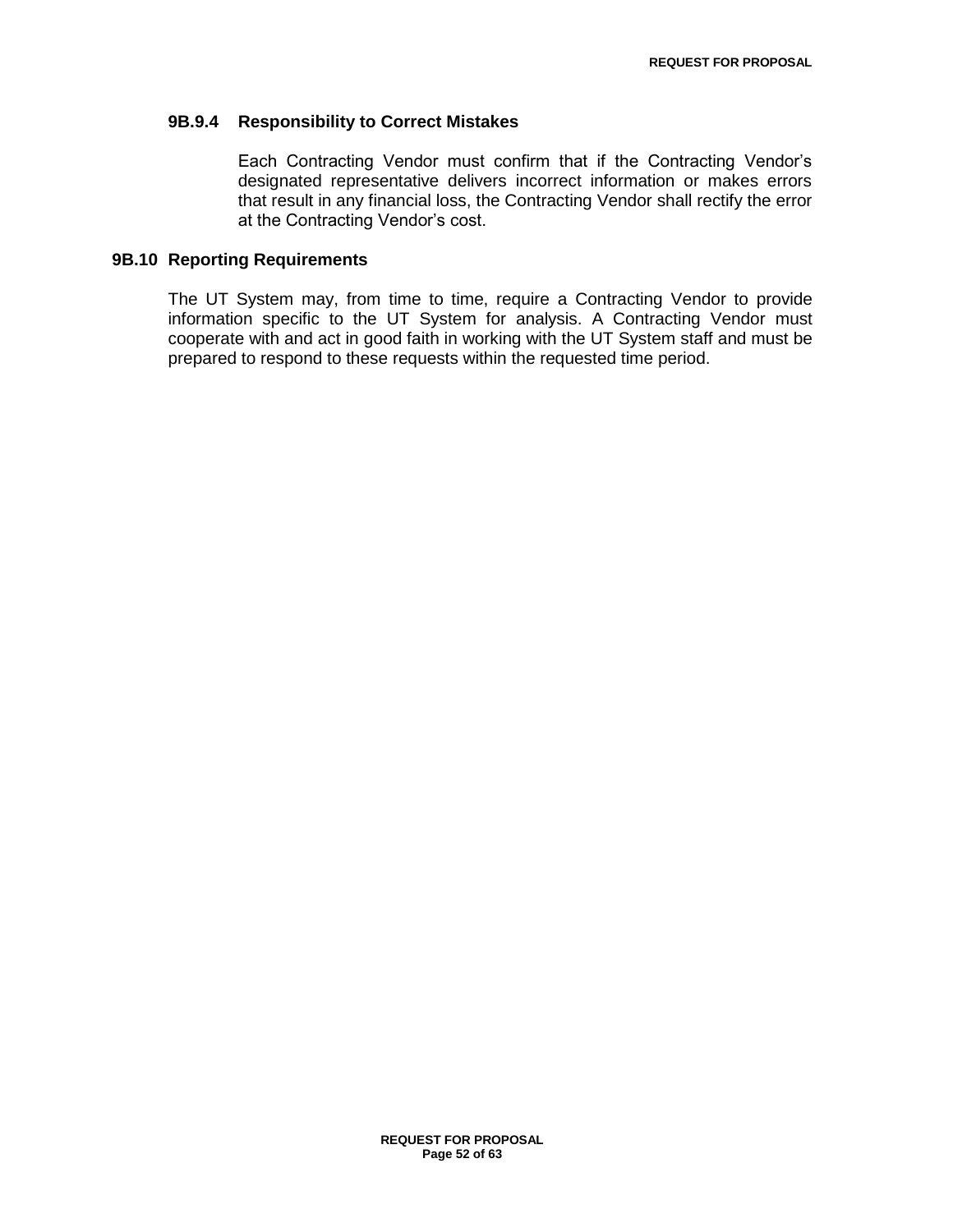#### 9B.9.4 Responsibility to Correct Mistakes

Each Contracting Vendor must confirm that if the Contracting Vendor's designated representative delivers incorrect information or makes errors that result in any financial loss, the Contracting Vendor shall rectify the error at the Contracting Vendor's cost.

### 9B.10 Reporting Requirements

The UT System may, from time to time, require a Contracting Vendor to provide information specific to the UT System for analysis. A Contracting Vendor must cooperate with and act in good faith in working with the UT System staff and must be prepared to respond to these requests within the requested time period.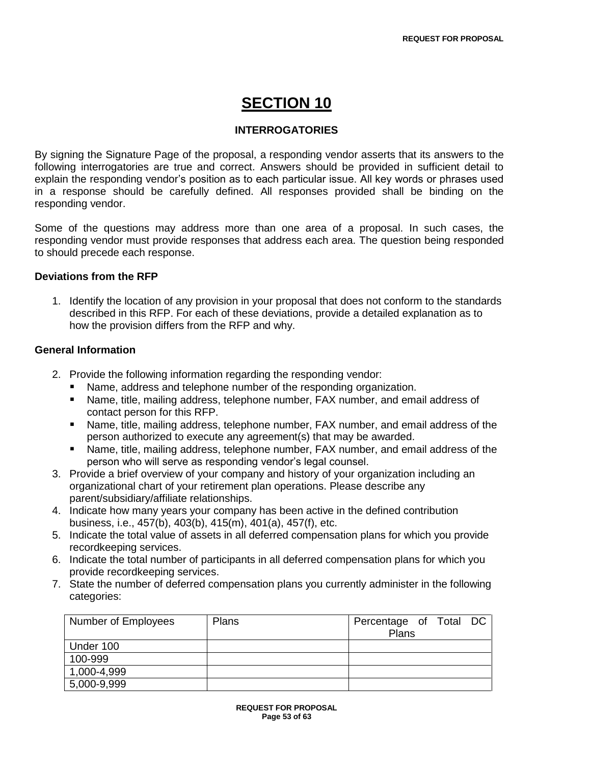# SECTION 10

## INTERROGATORIES

By signing the Signature Page of the proposal, a responding vendor asserts that its answers to the following interrogatories are true and correct. Answers should be provided in sufficient detail to explain the responding vendor's position as to each particular issue. All key words or phrases used in a response should be carefully defined. All responses provided shall be binding on the responding vendor.

Some of the questions may address more than one area of a proposal. In such cases, the responding vendor must provide responses that address each area. The question being responded to should precede each response.

**Deviations from the RFP**

1. Identify the location of any provision in your proposal that does not conform to the standards described in this RFP. For each of these deviations, provide a detailed explanation as to how the provision differs from the RFP and why.

**General Information**

2. Provide the following information regarding the responding vendor:
   - Name, address and telephone number of the responding organization.
   - Name, title, mailing address, telephone number, FAX number, and email address of contact person for this RFP.
   - Name, title, mailing address, telephone number, FAX number, and email address of the person authorized to execute any agreement(s) that may be awarded.
   - Name, title, mailing address, telephone number, FAX number, and email address of the person who will serve as responding vendor's legal counsel.
3. Provide a brief overview of your company and history of your organization including an organizational chart of your retirement plan operations. Please describe any parent/subsidiary/affiliate relationships.
4. Indicate how many years your company has been active in the defined contribution business, i.e., 457(b), 403(b), 415(m), 401(a), 457(f), etc.
5. Indicate the total value of assets in all deferred compensation plans for which you provide recordkeeping services.
6. Indicate the total number of participants in all deferred compensation plans for which you provide recordkeeping services.
7. State the number of deferred compensation plans you currently administer in the following categories:

| Number of Employees | Plans | Percentage of Total DC Plans |
|---|---|---|
| Under 100 | | |
| 100-999 | | |
| 1,000-4,999 | | |
| 5,000-9,999 | | |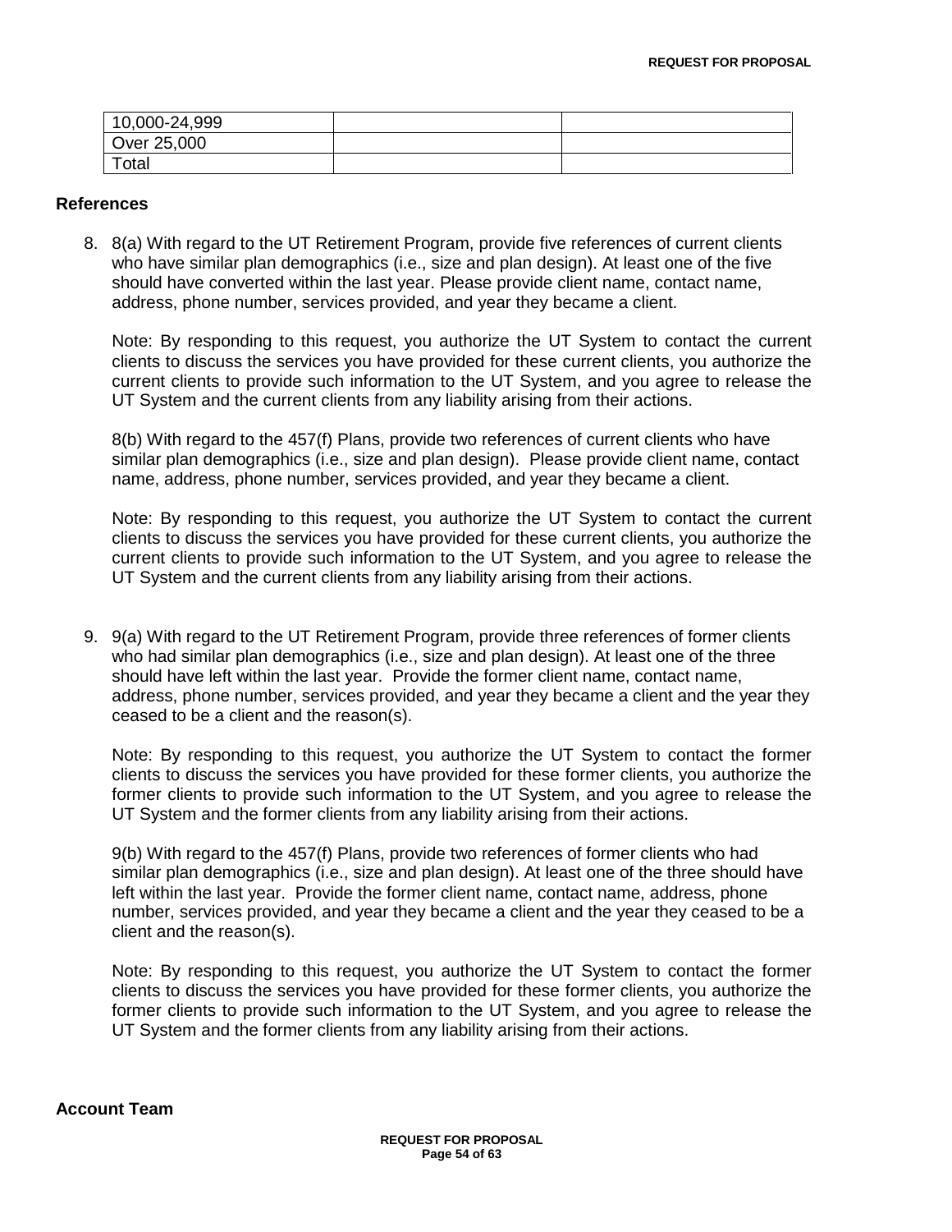| 10,000-24,999 | | |
|---|---|---|
| Over 25,000 | | |
| Total | | |

**References**

8. 8(a) With regard to the UT Retirement Program, provide five references of current clients who have similar plan demographics (i.e., size and plan design). At least one of the five should have converted within the last year. Please provide client name, contact name, address, phone number, services provided, and year they became a client.

   Note: By responding to this request, you authorize the UT System to contact the current clients to discuss the services you have provided for these current clients, you authorize the current clients to provide such information to the UT System, and you agree to release the UT System and the current clients from any liability arising from their actions.

   8(b) With regard to the 457(f) Plans, provide two references of current clients who have similar plan demographics (i.e., size and plan design). Please provide client name, contact name, address, phone number, services provided, and year they became a client.

   Note: By responding to this request, you authorize the UT System to contact the current clients to discuss the services you have provided for these current clients, you authorize the current clients to provide such information to the UT System, and you agree to release the UT System and the current clients from any liability arising from their actions.

9. 9(a) With regard to the UT Retirement Program, provide three references of former clients who had similar plan demographics (i.e., size and plan design). At least one of the three should have left within the last year. Provide the former client name, contact name, address, phone number, services provided, and year they became a client and the year they ceased to be a client and the reason(s).

   Note: By responding to this request, you authorize the UT System to contact the former clients to discuss the services you have provided for these former clients, you authorize the former clients to provide such information to the UT System, and you agree to release the UT System and the former clients from any liability arising from their actions.

   9(b) With regard to the 457(f) Plans, provide two references of former clients who had similar plan demographics (i.e., size and plan design). At least one of the three should have left within the last year. Provide the former client name, contact name, address, phone number, services provided, and year they became a client and the year they ceased to be a client and the reason(s).

   Note: By responding to this request, you authorize the UT System to contact the former clients to discuss the services you have provided for these former clients, you authorize the former clients to provide such information to the UT System, and you agree to release the UT System and the former clients from any liability arising from their actions.

**Account Team**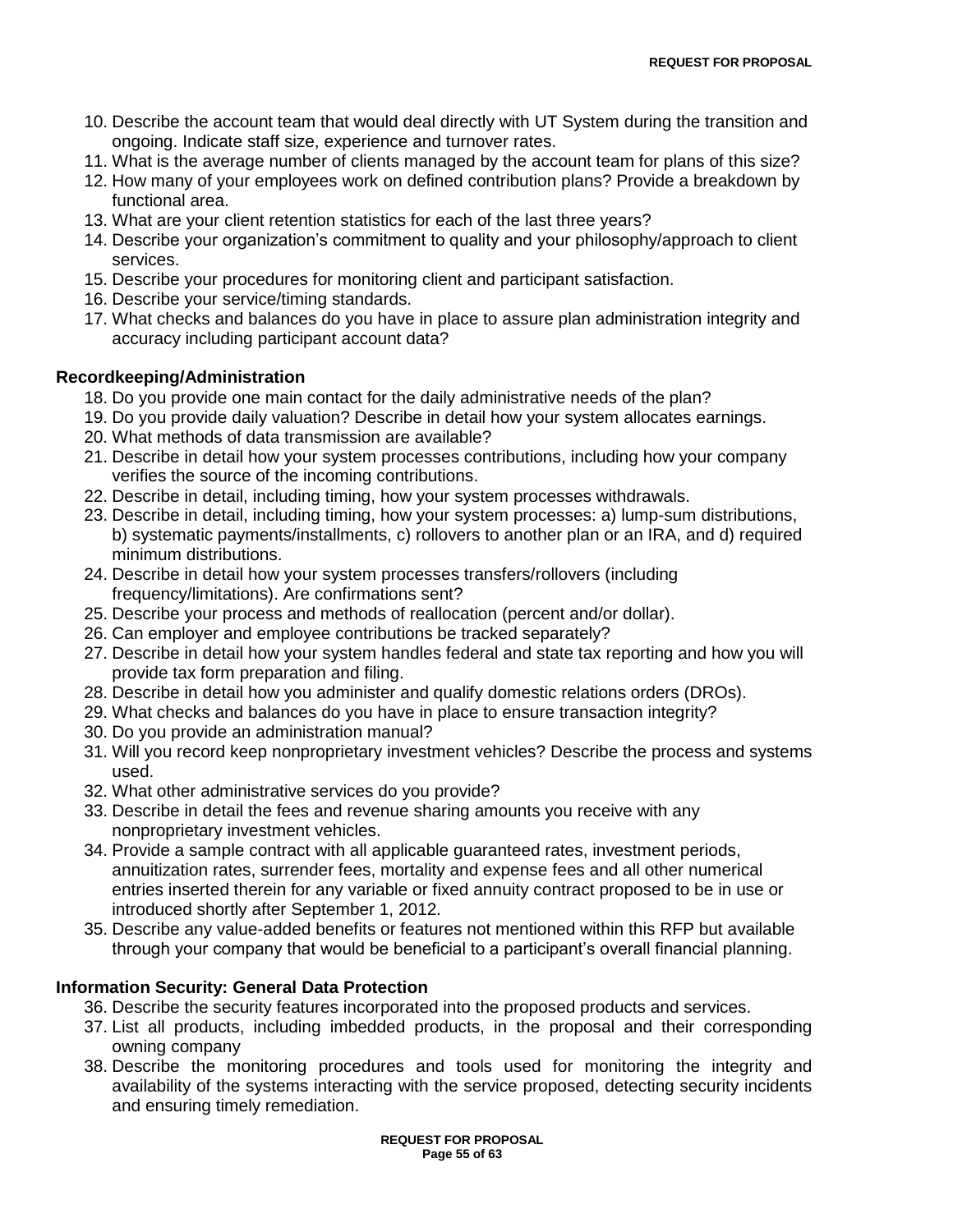10. Describe the account team that would deal directly with UT System during the transition and ongoing. Indicate staff size, experience and turnover rates.
11. What is the average number of clients managed by the account team for plans of this size?
12. How many of your employees work on defined contribution plans? Provide a breakdown by functional area.
13. What are your client retention statistics for each of the last three years?
14. Describe your organization's commitment to quality and your philosophy/approach to client services.
15. Describe your procedures for monitoring client and participant satisfaction.
16. Describe your service/timing standards.
17. What checks and balances do you have in place to assure plan administration integrity and accuracy including participant account data?

**Recordkeeping/Administration**

18. Do you provide one main contact for the daily administrative needs of the plan?
19. Do you provide daily valuation? Describe in detail how your system allocates earnings.
20. What methods of data transmission are available?
21. Describe in detail how your system processes contributions, including how your company verifies the source of the incoming contributions.
22. Describe in detail, including timing, how your system processes withdrawals.
23. Describe in detail, including timing, how your system processes: a) lump-sum distributions, b) systematic payments/installments, c) rollovers to another plan or an IRA, and d) required minimum distributions.
24. Describe in detail how your system processes transfers/rollovers (including frequency/limitations). Are confirmations sent?
25. Describe your process and methods of reallocation (percent and/or dollar).
26. Can employer and employee contributions be tracked separately?
27. Describe in detail how your system handles federal and state tax reporting and how you will provide tax form preparation and filing.
28. Describe in detail how you administer and qualify domestic relations orders (DROs).
29. What checks and balances do you have in place to ensure transaction integrity?
30. Do you provide an administration manual?
31. Will you record keep nonproprietary investment vehicles? Describe the process and systems used.
32. What other administrative services do you provide?
33. Describe in detail the fees and revenue sharing amounts you receive with any nonproprietary investment vehicles.
34. Provide a sample contract with all applicable guaranteed rates, investment periods, annuitization rates, surrender fees, mortality and expense fees and all other numerical entries inserted therein for any variable or fixed annuity contract proposed to be in use or introduced shortly after September 1, 2012.
35. Describe any value-added benefits or features not mentioned within this RFP but available through your company that would be beneficial to a participant's overall financial planning.

**Information Security: General Data Protection**

36. Describe the security features incorporated into the proposed products and services.
37. List all products, including imbedded products, in the proposal and their corresponding owning company
38. Describe the monitoring procedures and tools used for monitoring the integrity and availability of the systems interacting with the service proposed, detecting security incidents and ensuring timely remediation.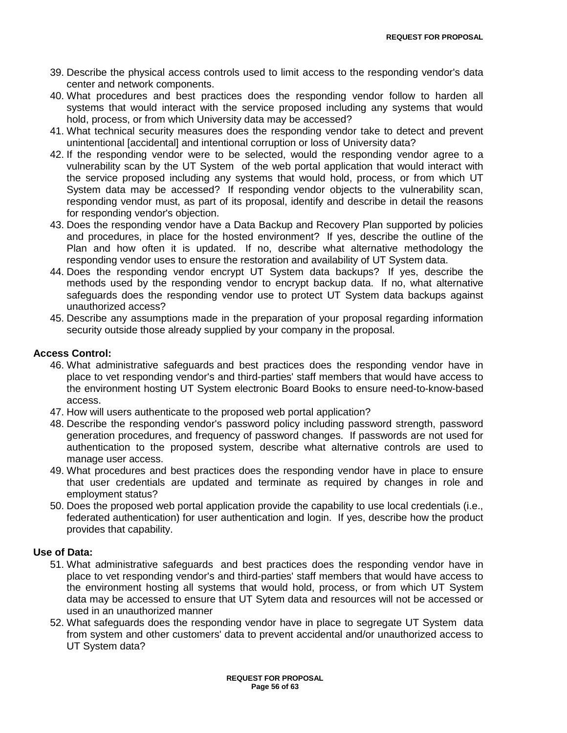39. Describe the physical access controls used to limit access to the responding vendor's data center and network components.
40. What procedures and best practices does the responding vendor follow to harden all systems that would interact with the service proposed including any systems that would hold, process, or from which University data may be accessed?
41. What technical security measures does the responding vendor take to detect and prevent unintentional [accidental] and intentional corruption or loss of University data?
42. If the responding vendor were to be selected, would the responding vendor agree to a vulnerability scan by the UT System of the web portal application that would interact with the service proposed including any systems that would hold, process, or from which UT System data may be accessed? If responding vendor objects to the vulnerability scan, responding vendor must, as part of its proposal, identify and describe in detail the reasons for responding vendor's objection.
43. Does the responding vendor have a Data Backup and Recovery Plan supported by policies and procedures, in place for the hosted environment? If yes, describe the outline of the Plan and how often it is updated. If no, describe what alternative methodology the responding vendor uses to ensure the restoration and availability of UT System data.
44. Does the responding vendor encrypt UT System data backups? If yes, describe the methods used by the responding vendor to encrypt backup data. If no, what alternative safeguards does the responding vendor use to protect UT System data backups against unauthorized access?
45. Describe any assumptions made in the preparation of your proposal regarding information security outside those already supplied by your company in the proposal.

**Access Control:**

46. What administrative safeguards and best practices does the responding vendor have in place to vet responding vendor's and third-parties' staff members that would have access to the environment hosting UT System electronic Board Books to ensure need-to-know-based access.
47. How will users authenticate to the proposed web portal application?
48. Describe the responding vendor's password policy including password strength, password generation procedures, and frequency of password changes. If passwords are not used for authentication to the proposed system, describe what alternative controls are used to manage user access.
49. What procedures and best practices does the responding vendor have in place to ensure that user credentials are updated and terminate as required by changes in role and employment status?
50. Does the proposed web portal application provide the capability to use local credentials (i.e., federated authentication) for user authentication and login. If yes, describe how the product provides that capability.

**Use of Data:**

51. What administrative safeguards and best practices does the responding vendor have in place to vet responding vendor's and third-parties' staff members that would have access to the environment hosting all systems that would hold, process, or from which UT System data may be accessed to ensure that UT Sytem data and resources will not be accessed or used in an unauthorized manner
52. What safeguards does the responding vendor have in place to segregate UT System data from system and other customers' data to prevent accidental and/or unauthorized access to UT System data?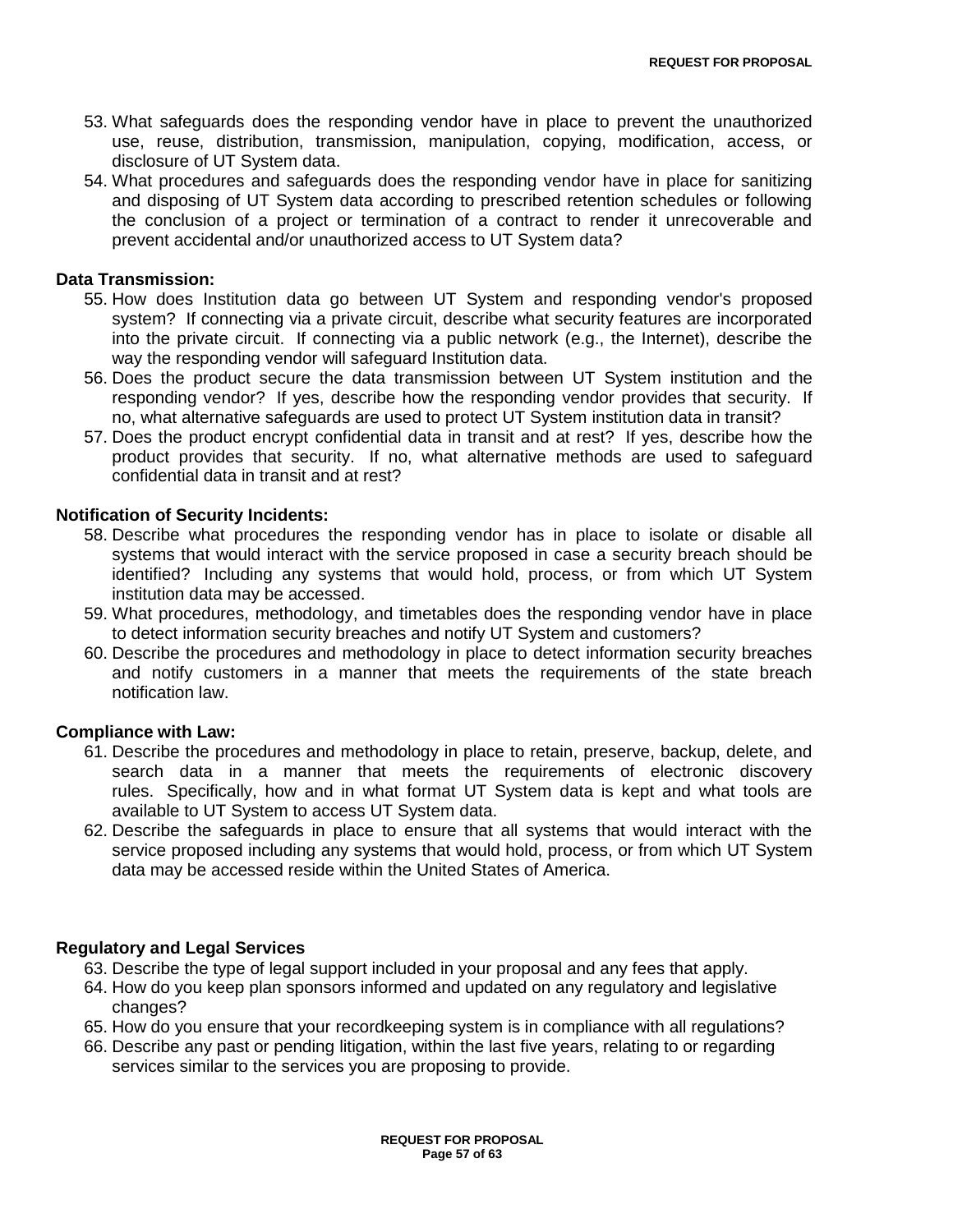53. What safeguards does the responding vendor have in place to prevent the unauthorized use, reuse, distribution, transmission, manipulation, copying, modification, access, or disclosure of UT System data.
54. What procedures and safeguards does the responding vendor have in place for sanitizing and disposing of UT System data according to prescribed retention schedules or following the conclusion of a project or termination of a contract to render it unrecoverable and prevent accidental and/or unauthorized access to UT System data?

**Data Transmission:**

55. How does Institution data go between UT System and responding vendor's proposed system? If connecting via a private circuit, describe what security features are incorporated into the private circuit. If connecting via a public network (e.g., the Internet), describe the way the responding vendor will safeguard Institution data.
56. Does the product secure the data transmission between UT System institution and the responding vendor? If yes, describe how the responding vendor provides that security. If no, what alternative safeguards are used to protect UT System institution data in transit?
57. Does the product encrypt confidential data in transit and at rest? If yes, describe how the product provides that security. If no, what alternative methods are used to safeguard confidential data in transit and at rest?

**Notification of Security Incidents:**

58. Describe what procedures the responding vendor has in place to isolate or disable all systems that would interact with the service proposed in case a security breach should be identified? Including any systems that would hold, process, or from which UT System institution data may be accessed.
59. What procedures, methodology, and timetables does the responding vendor have in place to detect information security breaches and notify UT System and customers?
60. Describe the procedures and methodology in place to detect information security breaches and notify customers in a manner that meets the requirements of the state breach notification law.

**Compliance with Law:**

61. Describe the procedures and methodology in place to retain, preserve, backup, delete, and search data in a manner that meets the requirements of electronic discovery rules. Specifically, how and in what format UT System data is kept and what tools are available to UT System to access UT System data.
62. Describe the safeguards in place to ensure that all systems that would interact with the service proposed including any systems that would hold, process, or from which UT System data may be accessed reside within the United States of America.

**Regulatory and Legal Services**

63. Describe the type of legal support included in your proposal and any fees that apply.
64. How do you keep plan sponsors informed and updated on any regulatory and legislative changes?
65. How do you ensure that your recordkeeping system is in compliance with all regulations?
66. Describe any past or pending litigation, within the last five years, relating to or regarding services similar to the services you are proposing to provide.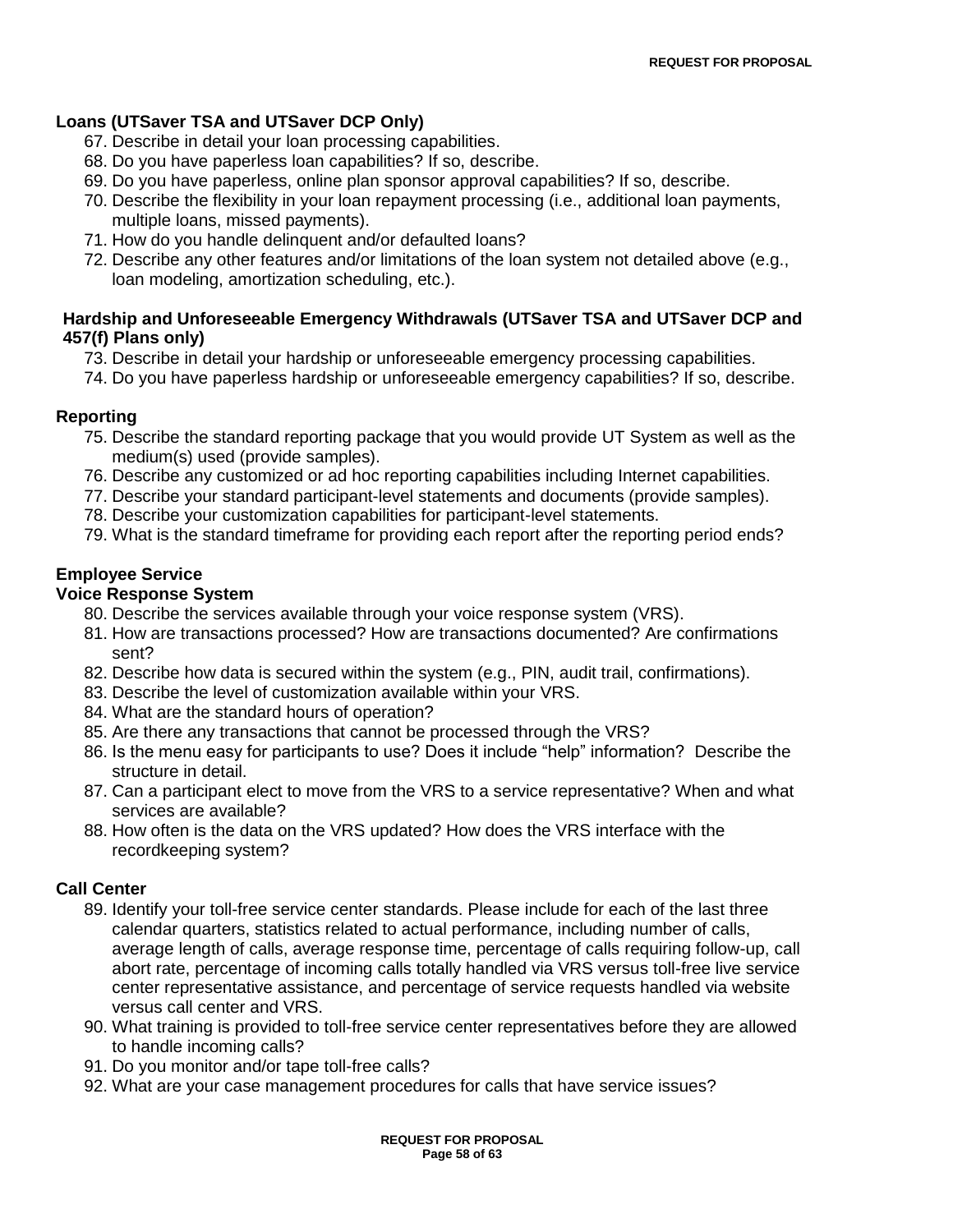**Loans (UTSaver TSA and UTSaver DCP Only)**

67. Describe in detail your loan processing capabilities.
68. Do you have paperless loan capabilities? If so, describe.
69. Do you have paperless, online plan sponsor approval capabilities? If so, describe.
70. Describe the flexibility in your loan repayment processing (i.e., additional loan payments, multiple loans, missed payments).
71. How do you handle delinquent and/or defaulted loans?
72. Describe any other features and/or limitations of the loan system not detailed above (e.g., loan modeling, amortization scheduling, etc.).

**Hardship and Unforeseeable Emergency Withdrawals (UTSaver TSA and UTSaver DCP and 457(f) Plans only)**

73. Describe in detail your hardship or unforeseeable emergency processing capabilities.
74. Do you have paperless hardship or unforeseeable emergency capabilities? If so, describe.

**Reporting**

75. Describe the standard reporting package that you would provide UT System as well as the medium(s) used (provide samples).
76. Describe any customized or ad hoc reporting capabilities including Internet capabilities.
77. Describe your standard participant-level statements and documents (provide samples).
78. Describe your customization capabilities for participant-level statements.
79. What is the standard timeframe for providing each report after the reporting period ends?

**Employee Service**

**Voice Response System**

80. Describe the services available through your voice response system (VRS).
81. How are transactions processed? How are transactions documented? Are confirmations sent?
82. Describe how data is secured within the system (e.g., PIN, audit trail, confirmations).
83. Describe the level of customization available within your VRS.
84. What are the standard hours of operation?
85. Are there any transactions that cannot be processed through the VRS?
86. Is the menu easy for participants to use? Does it include “help” information? Describe the structure in detail.
87. Can a participant elect to move from the VRS to a service representative? When and what services are available?
88. How often is the data on the VRS updated? How does the VRS interface with the recordkeeping system?

**Call Center**

89. Identify your toll-free service center standards. Please include for each of the last three calendar quarters, statistics related to actual performance, including number of calls, average length of calls, average response time, percentage of calls requiring follow-up, call abort rate, percentage of incoming calls totally handled via VRS versus toll-free live service center representative assistance, and percentage of service requests handled via website versus call center and VRS.
90. What training is provided to toll-free service center representatives before they are allowed to handle incoming calls?
91. Do you monitor and/or tape toll-free calls?
92. What are your case management procedures for calls that have service issues?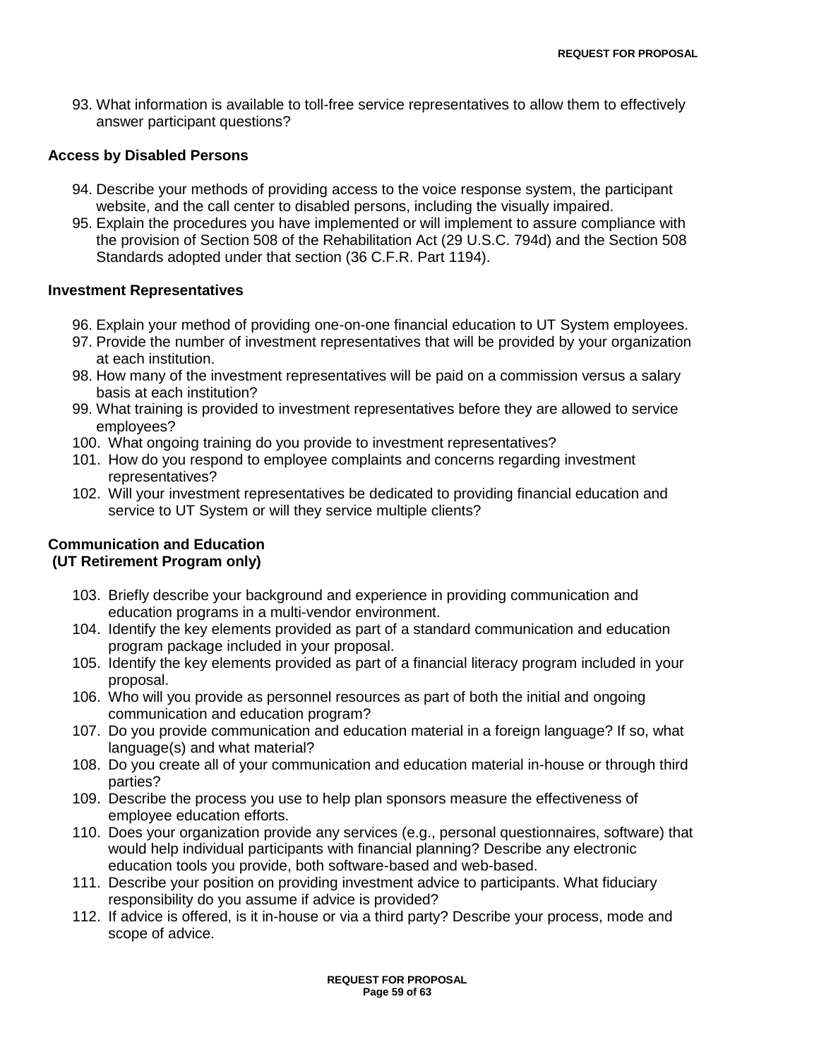93. What information is available to toll-free service representatives to allow them to effectively answer participant questions?

**Access by Disabled Persons**

94. Describe your methods of providing access to the voice response system, the participant website, and the call center to disabled persons, including the visually impaired.
95. Explain the procedures you have implemented or will implement to assure compliance with the provision of Section 508 of the Rehabilitation Act (29 U.S.C. 794d) and the Section 508 Standards adopted under that section (36 C.F.R. Part 1194).

**Investment Representatives**

96. Explain your method of providing one-on-one financial education to UT System employees.
97. Provide the number of investment representatives that will be provided by your organization at each institution.
98. How many of the investment representatives will be paid on a commission versus a salary basis at each institution?
99. What training is provided to investment representatives before they are allowed to service employees?
100. What ongoing training do you provide to investment representatives?
101. How do you respond to employee complaints and concerns regarding investment representatives?
102. Will your investment representatives be dedicated to providing financial education and service to UT System or will they service multiple clients?

**Communication and Education**
**(UT Retirement Program only)**

103. Briefly describe your background and experience in providing communication and education programs in a multi-vendor environment.
104. Identify the key elements provided as part of a standard communication and education program package included in your proposal.
105. Identify the key elements provided as part of a financial literacy program included in your proposal.
106. Who will you provide as personnel resources as part of both the initial and ongoing communication and education program?
107. Do you provide communication and education material in a foreign language? If so, what language(s) and what material?
108. Do you create all of your communication and education material in-house or through third parties?
109. Describe the process you use to help plan sponsors measure the effectiveness of employee education efforts.
110. Does your organization provide any services (e.g., personal questionnaires, software) that would help individual participants with financial planning? Describe any electronic education tools you provide, both software-based and web-based.
111. Describe your position on providing investment advice to participants. What fiduciary responsibility do you assume if advice is provided?
112. If advice is offered, is it in-house or via a third party? Describe your process, mode and scope of advice.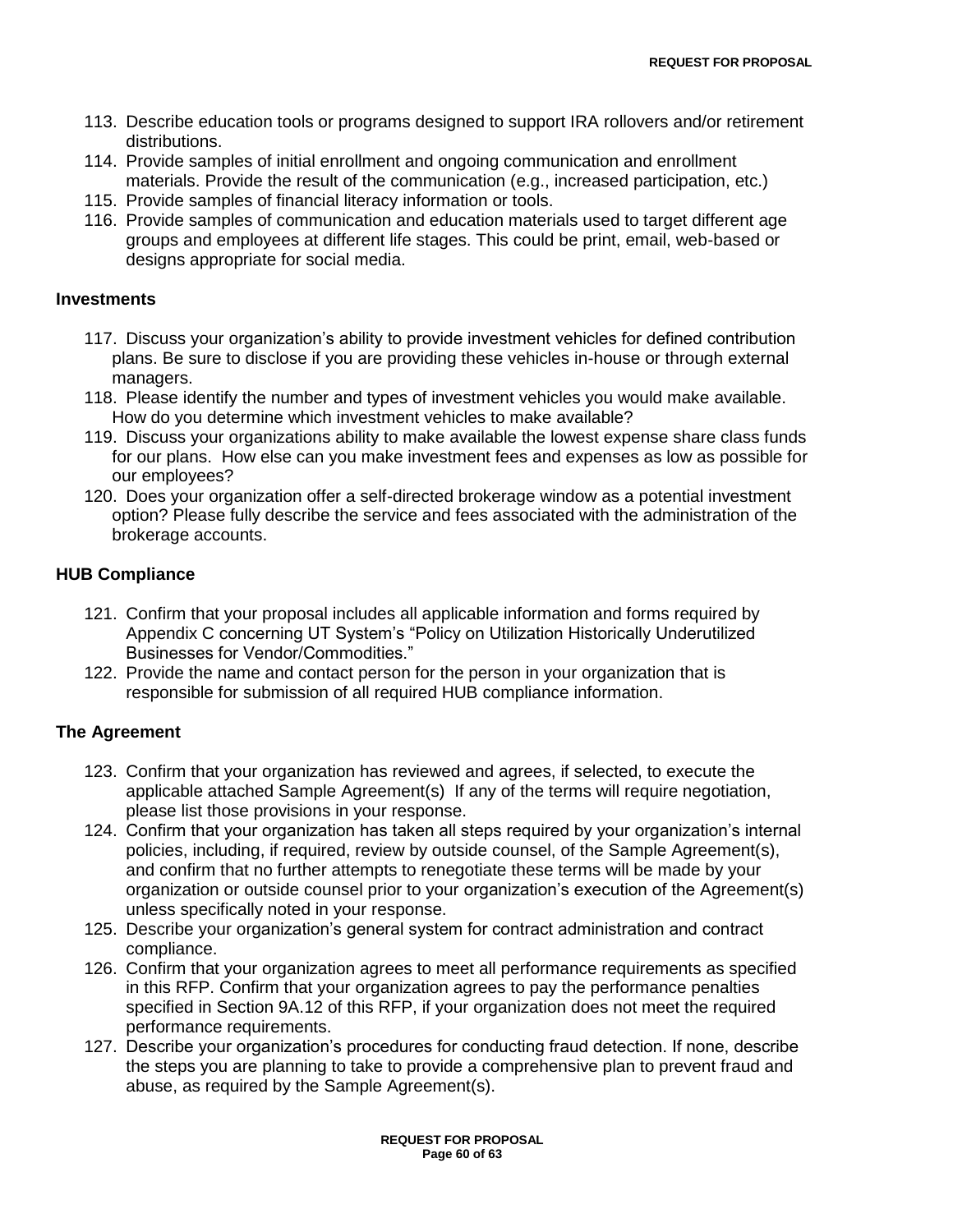113. Describe education tools or programs designed to support IRA rollovers and/or retirement distributions.
114. Provide samples of initial enrollment and ongoing communication and enrollment materials. Provide the result of the communication (e.g., increased participation, etc.)
115. Provide samples of financial literacy information or tools.
116. Provide samples of communication and education materials used to target different age groups and employees at different life stages. This could be print, email, web-based or designs appropriate for social media.

**Investments**

117. Discuss your organization's ability to provide investment vehicles for defined contribution plans. Be sure to disclose if you are providing these vehicles in-house or through external managers.
118. Please identify the number and types of investment vehicles you would make available. How do you determine which investment vehicles to make available?
119. Discuss your organizations ability to make available the lowest expense share class funds for our plans. How else can you make investment fees and expenses as low as possible for our employees?
120. Does your organization offer a self-directed brokerage window as a potential investment option? Please fully describe the service and fees associated with the administration of the brokerage accounts.

**HUB Compliance**

121. Confirm that your proposal includes all applicable information and forms required by Appendix C concerning UT System's "Policy on Utilization Historically Underutilized Businesses for Vendor/Commodities."
122. Provide the name and contact person for the person in your organization that is responsible for submission of all required HUB compliance information.

**The Agreement**

123. Confirm that your organization has reviewed and agrees, if selected, to execute the applicable attached Sample Agreement(s) If any of the terms will require negotiation, please list those provisions in your response.
124. Confirm that your organization has taken all steps required by your organization's internal policies, including, if required, review by outside counsel, of the Sample Agreement(s), and confirm that no further attempts to renegotiate these terms will be made by your organization or outside counsel prior to your organization's execution of the Agreement(s) unless specifically noted in your response.
125. Describe your organization's general system for contract administration and contract compliance.
126. Confirm that your organization agrees to meet all performance requirements as specified in this RFP. Confirm that your organization agrees to pay the performance penalties specified in Section 9A.12 of this RFP, if your organization does not meet the required performance requirements.
127. Describe your organization's procedures for conducting fraud detection. If none, describe the steps you are planning to take to provide a comprehensive plan to prevent fraud and abuse, as required by the Sample Agreement(s).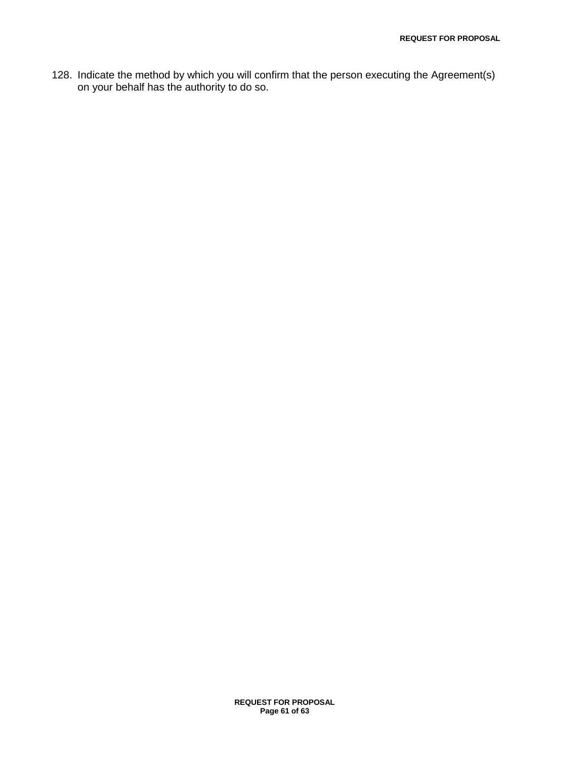128. Indicate the method by which you will confirm that the person executing the Agreement(s) on your behalf has the authority to do so.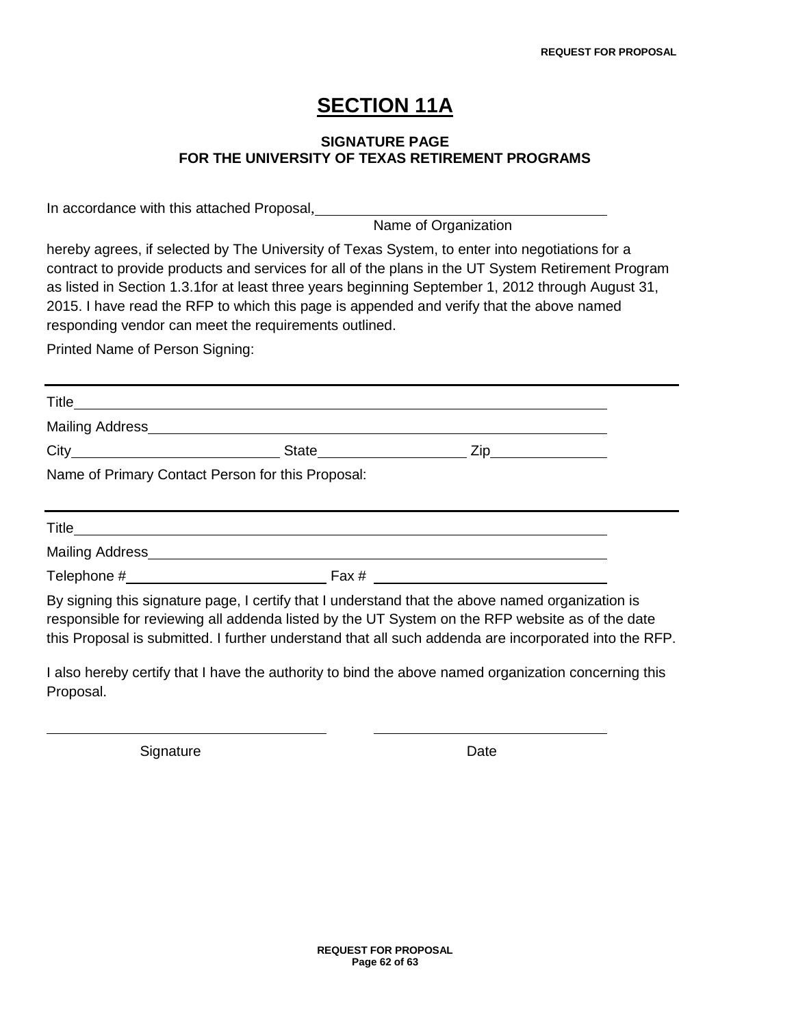# SECTION 11A

### SIGNATURE PAGE
### FOR THE UNIVERSITY OF TEXAS RETIREMENT PROGRAMS

In accordance with this attached Proposal, ______________________________
Name of Organization

hereby agrees, if selected by The University of Texas System, to enter into negotiations for a contract to provide products and services for all of the plans in the UT System Retirement Program as listed in Section 1.3.1for at least three years beginning September 1, 2012 through August 31, 2015. I have read the RFP to which this page is appended and verify that the above named responding vendor can meet the requirements outlined.

Printed Name of Person Signing:

______________________________________________________________

Title______________________________________________________

Mailing Address______________________________________________

City______________________ State________________ Zip____________

Name of Primary Contact Person for this Proposal:

______________________________________________________________

Title______________________________________________________

Mailing Address______________________________________________

Telephone #______________________ Fax # ________________________

By signing this signature page, I certify that I understand that the above named organization is responsible for reviewing all addenda listed by the UT System on the RFP website as of the date this Proposal is submitted. I further understand that all such addenda are incorporated into the RFP.

I also hereby certify that I have the authority to bind the above named organization concerning this Proposal.

______________________________ ______________________________
Signature Date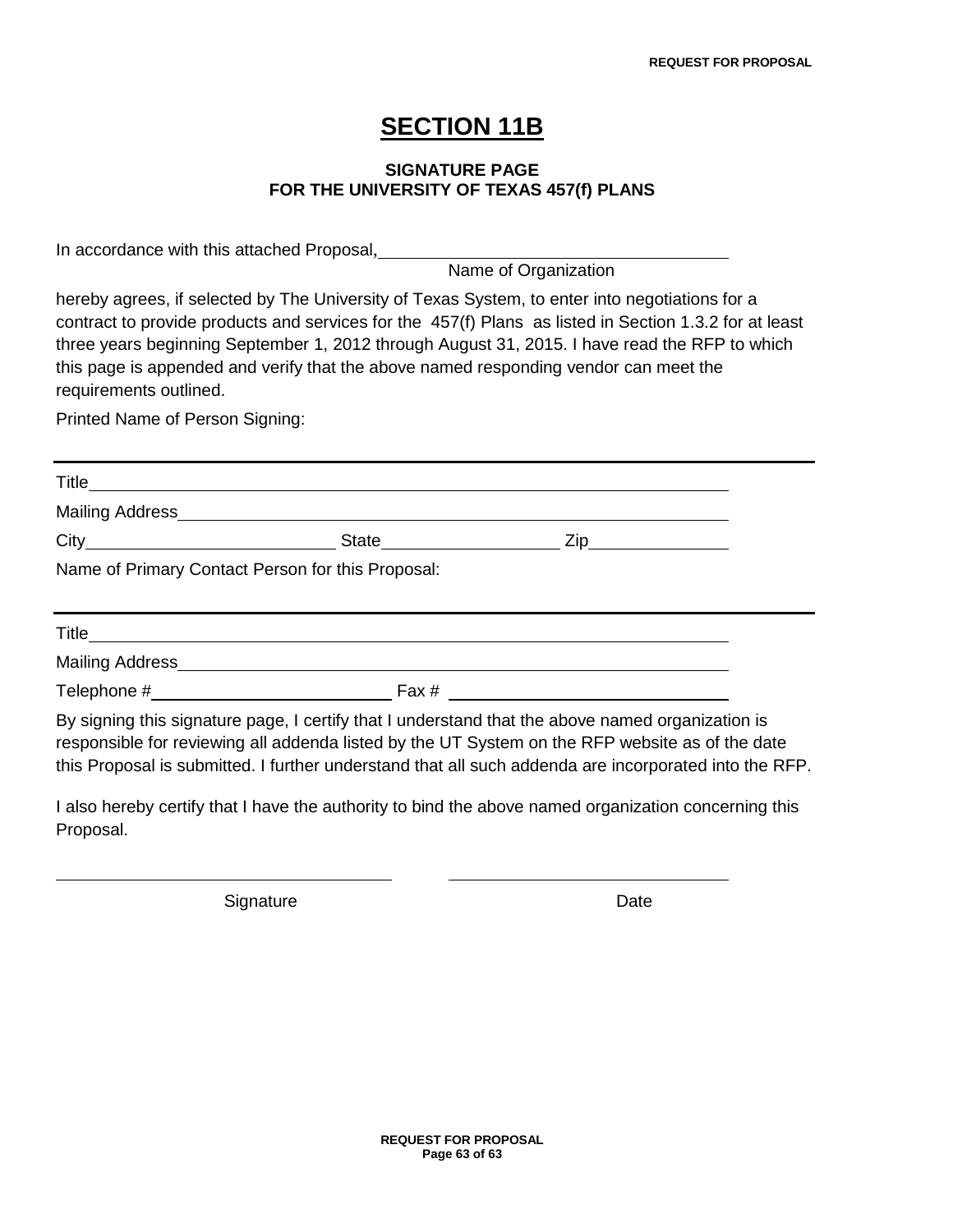# SECTION 11B

### SIGNATURE PAGE
### FOR THE UNIVERSITY OF TEXAS 457(f) PLANS

In accordance with this attached Proposal, ___________________________________
Name of Organization

hereby agrees, if selected by The University of Texas System, to enter into negotiations for a contract to provide products and services for the 457(f) Plans as listed in Section 1.3.2 for at least three years beginning September 1, 2012 through August 31, 2015. I have read the RFP to which this page is appended and verify that the above named responding vendor can meet the requirements outlined.

Printed Name of Person Signing:

_______________________________________________________________

Title_______________________________________________________________

Mailing Address_______________________________________________________

City_________________________ State__________________ Zip_____________

Name of Primary Contact Person for this Proposal:

_______________________________________________________________

Title_______________________________________________________________

Mailing Address_______________________________________________________

Telephone #_______________________ Fax # ___________________________

By signing this signature page, I certify that I understand that the above named organization is responsible for reviewing all addenda listed by the UT System on the RFP website as of the date this Proposal is submitted. I further understand that all such addenda are incorporated into the RFP.

I also hereby certify that I have the authority to bind the above named organization concerning this Proposal.

_________________________________ _____________________________

Signature Date